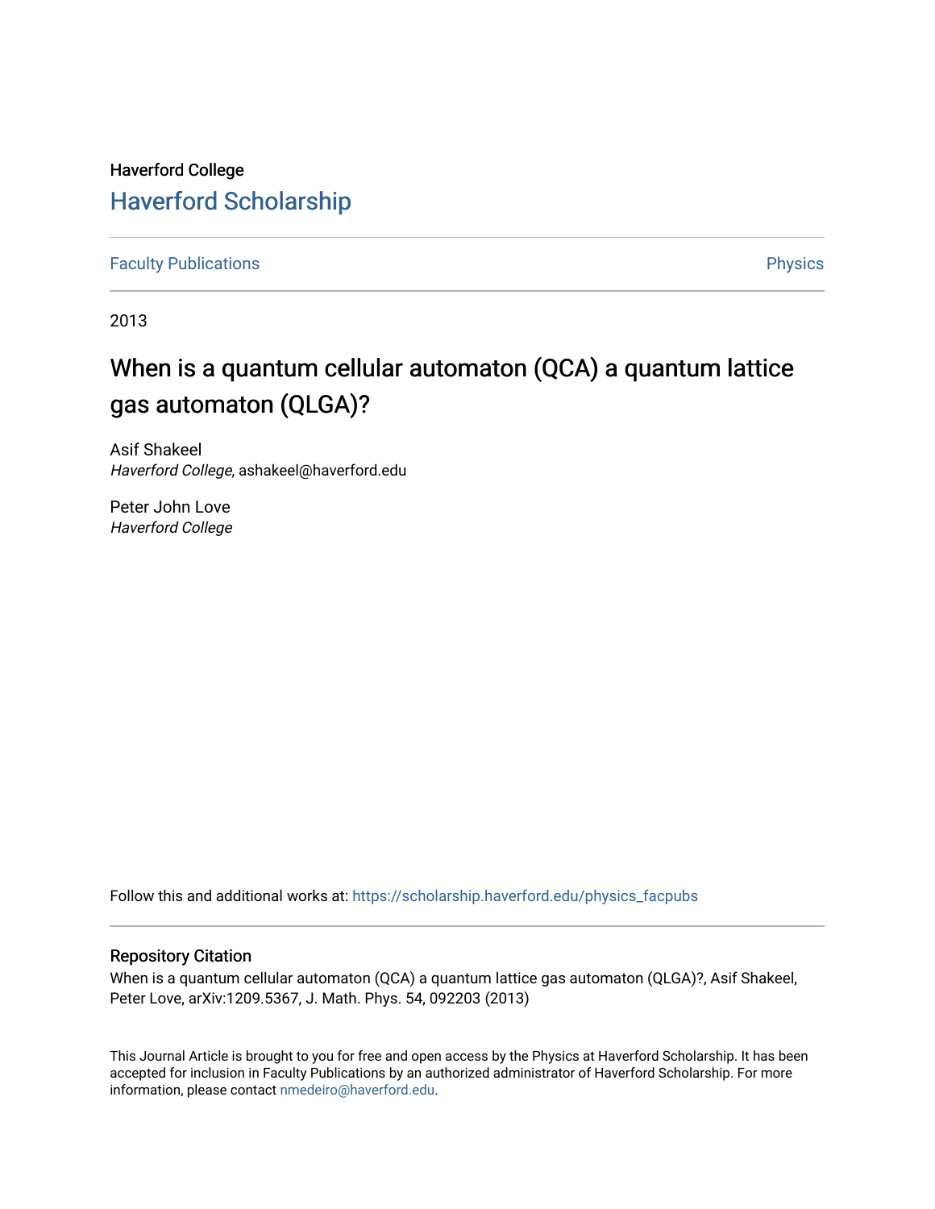Haverford College

# Haverford Scholarship

Faculty Publications | Physics

2013

## When is a quantum cellular automaton (QCA) a quantum lattice gas automaton (QLGA)?

Asif Shakeel
*Haverford College*, ashakeel@haverford.edu

Peter John Love
*Haverford College*

Follow this and additional works at: https://scholarship.haverford.edu/physics_facpubs

### Repository Citation

When is a quantum cellular automaton (QCA) a quantum lattice gas automaton (QLGA)?, Asif Shakeel, Peter Love, arXiv:1209.5367, J. Math. Phys. 54, 092203 (2013)

This Journal Article is brought to you for free and open access by the Physics at Haverford Scholarship. It has been accepted for inclusion in Faculty Publications by an authorized administrator of Haverford Scholarship. For more information, please contact nmedeiro@haverford.edu.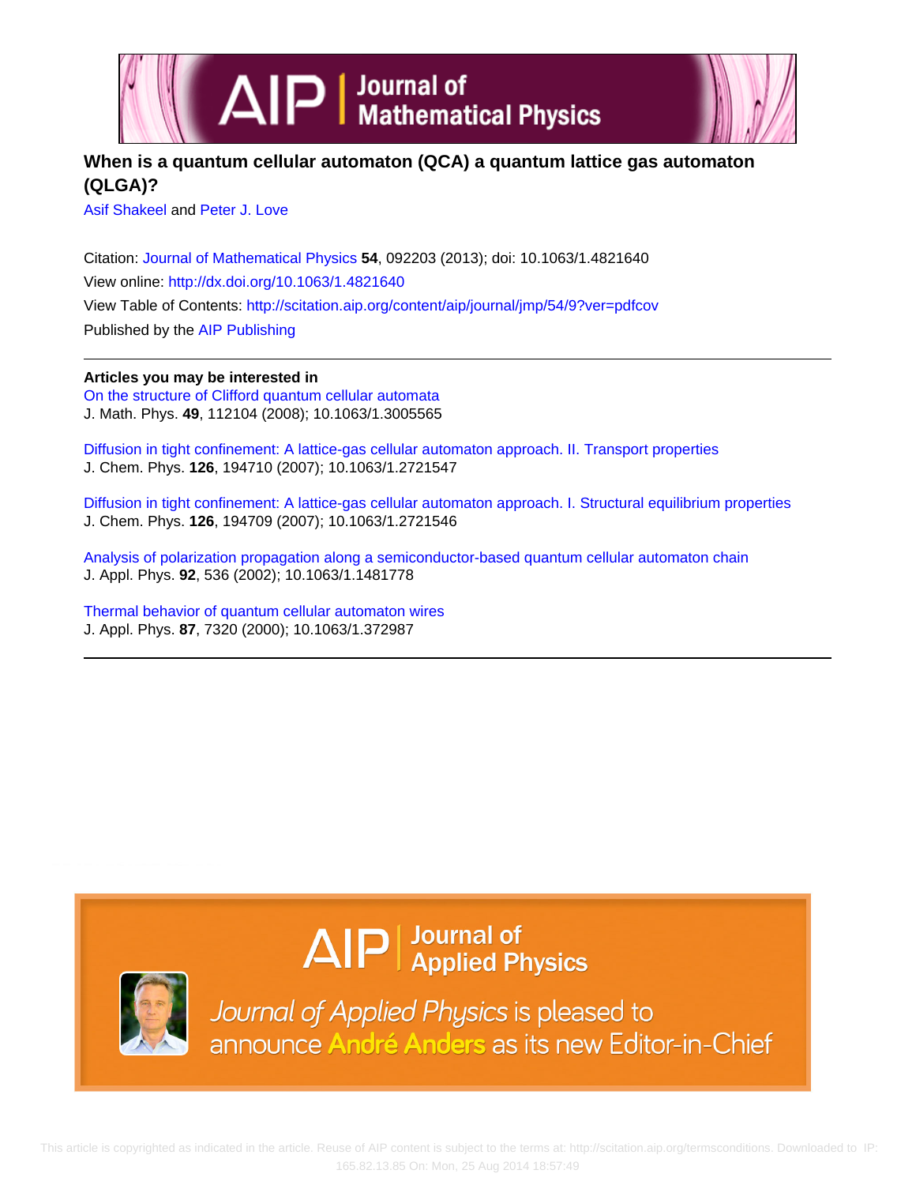**When is a quantum cellular automaton (QCA) a quantum lattice gas automaton (QLGA)?**

Asif Shakeel and Peter J. Love

Citation: Journal of Mathematical Physics **54**, 092203 (2013); doi: 10.1063/1.4821640

View online: http://dx.doi.org/10.1063/1.4821640

View Table of Contents: http://scitation.aip.org/content/aip/journal/jmp/54/9?ver=pdfcov

Published by the AIP Publishing

**Articles you may be interested in**

On the structure of Clifford quantum cellular automata
J. Math. Phys. **49**, 112104 (2008); 10.1063/1.3005565

Diffusion in tight confinement: A lattice-gas cellular automaton approach. II. Transport properties
J. Chem. Phys. **126**, 194710 (2007); 10.1063/1.2721547

Diffusion in tight confinement: A lattice-gas cellular automaton approach. I. Structural equilibrium properties
J. Chem. Phys. **126**, 194709 (2007); 10.1063/1.2721546

Analysis of polarization propagation along a semiconductor-based quantum cellular automaton chain
J. Appl. Phys. **92**, 536 (2002); 10.1063/1.1481778

Thermal behavior of quantum cellular automaton wires
J. Appl. Phys. **87**, 7320 (2000); 10.1063/1.372987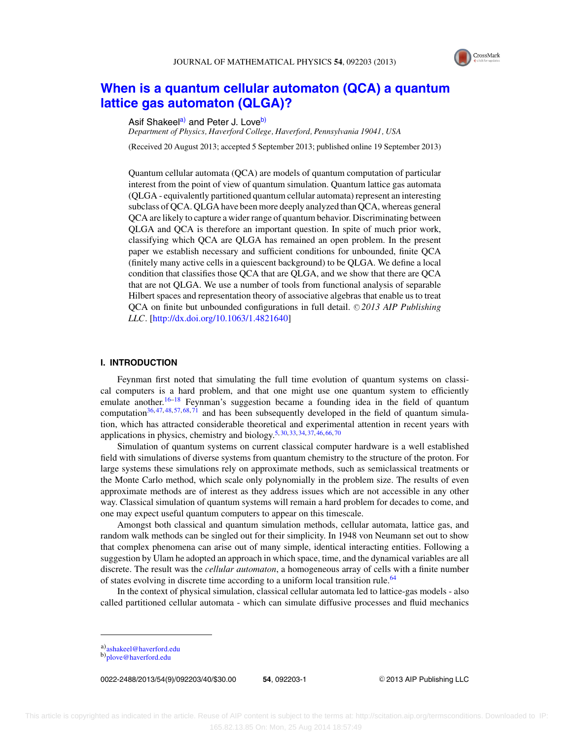# When is a quantum cellular automaton (QCA) a quantum lattice gas automaton (QLGA)?

Asif Shakeel[a] and Peter J. Love[b]

*Department of Physics, Haverford College, Haverford, Pennsylvania 19041, USA*

(Received 20 August 2013; accepted 5 September 2013; published online 19 September 2013)

Quantum cellular automata (QCA) are models of quantum computation of particular interest from the point of view of quantum simulation. Quantum lattice gas automata (QLGA - equivalently partitioned quantum cellular automata) represent an interesting subclass of QCA. QLGA have been more deeply analyzed than QCA, whereas general QCA are likely to capture a wider range of quantum behavior. Discriminating between QLGA and QCA is therefore an important question. In spite of much prior work, classifying which QCA are QLGA has remained an open problem. In the present paper we establish necessary and sufficient conditions for unbounded, finite QCA (finitely many active cells in a quiescent background) to be QLGA. We define a local condition that classifies those QCA that are QLGA, and we show that there are QCA that are not QLGA. We use a number of tools from functional analysis of separable Hilbert spaces and representation theory of associative algebras that enable us to treat QCA on finite but unbounded configurations in full detail. © *2013 AIP Publishing LLC*. [http://dx.doi.org/10.1063/1.4821640]

## I. INTRODUCTION

Feynman first noted that simulating the full time evolution of quantum systems on classical computers is a hard problem, and that one might use one quantum system to efficiently emulate another.[16–18] Feynman's suggestion became a founding idea in the field of quantum computation[36,47,48,57,68,71] and has been subsequently developed in the field of quantum simulation, which has attracted considerable theoretical and experimental attention in recent years with applications in physics, chemistry and biology.[5,30,33,34,37,46,66,70]

Simulation of quantum systems on current classical computer hardware is a well established field with simulations of diverse systems from quantum chemistry to the structure of the proton. For large systems these simulations rely on approximate methods, such as semiclassical treatments or the Monte Carlo method, which scale only polynomially in the problem size. The results of even approximate methods are of interest as they address issues which are not accessible in any other way. Classical simulation of quantum systems will remain a hard problem for decades to come, and one may expect useful quantum computers to appear on this timescale.

Amongst both classical and quantum simulation methods, cellular automata, lattice gas, and random walk methods can be singled out for their simplicity. In 1948 von Neumann set out to show that complex phenomena can arise out of many simple, identical interacting entities. Following a suggestion by Ulam he adopted an approach in which space, time, and the dynamical variables are all discrete. The result was the *cellular automaton*, a homogeneous array of cells with a finite number of states evolving in discrete time according to a uniform local transition rule.[64]

In the context of physical simulation, classical cellular automata led to lattice-gas models - also called partitioned cellular automata - which can simulate diffusive processes and fluid mechanics

---

[a] ashakeel@haverford.edu
[b] plove@haverford.edu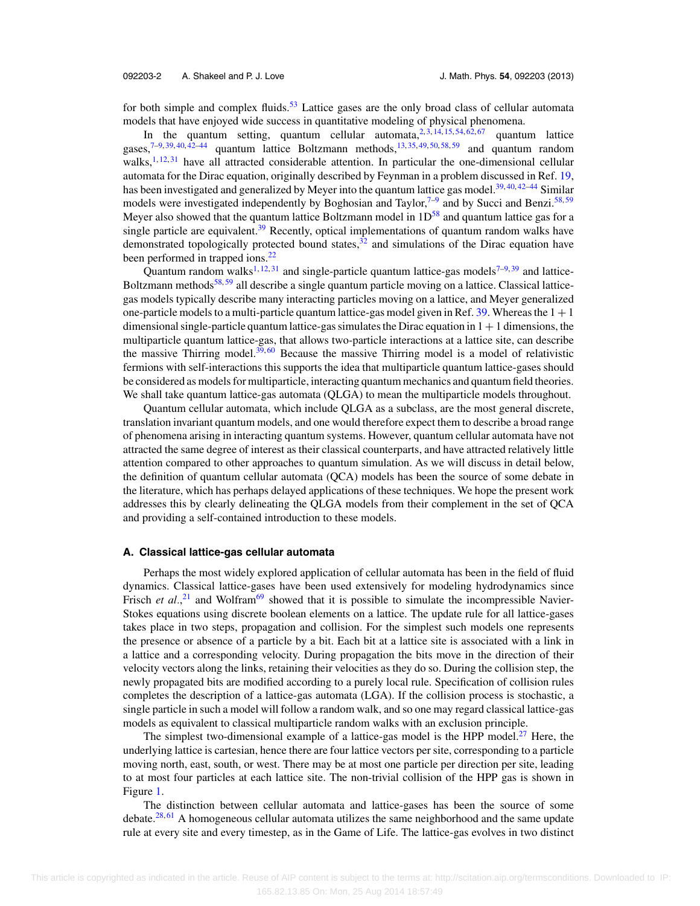for both simple and complex fluids.[53] Lattice gases are the only broad class of cellular automata models that have enjoyed wide success in quantitative modeling of physical phenomena.

In the quantum setting, quantum cellular automata,[2,3,14,15,54,62,67] quantum lattice gases,[7–9,39,40,42–44] quantum lattice Boltzmann methods,[13,35,49,50,58,59] and quantum random walks,[1,12,31] have all attracted considerable attention. In particular the one-dimensional cellular automata for the Dirac equation, originally described by Feynman in a problem discussed in Ref. 19, has been investigated and generalized by Meyer into the quantum lattice gas model.[39,40,42–44] Similar models were investigated independently by Boghosian and Taylor,[7–9] and by Succi and Benzi.[58,59] Meyer also showed that the quantum lattice Boltzmann model in 1D[58] and quantum lattice gas for a single particle are equivalent.[39] Recently, optical implementations of quantum random walks have demonstrated topologically protected bound states,[32] and simulations of the Dirac equation have been performed in trapped ions.[22]

Quantum random walks[1,12,31] and single-particle quantum lattice-gas models[7–9,39] and lattice-Boltzmann methods[58,59] all describe a single quantum particle moving on a lattice. Classical lattice-gas models typically describe many interacting particles moving on a lattice, and Meyer generalized one-particle models to a multi-particle quantum lattice-gas model given in Ref. 39. Whereas the $1 + 1$ dimensional single-particle quantum lattice-gas simulates the Dirac equation in $1 + 1$ dimensions, the multiparticle quantum lattice-gas, that allows two-particle interactions at a lattice site, can describe the massive Thirring model.[39,60] Because the massive Thirring model is a model of relativistic fermions with self-interactions this supports the idea that multiparticle quantum lattice-gases should be considered as models for multiparticle, interacting quantum mechanics and quantum field theories. We shall take quantum lattice-gas automata (QLGA) to mean the multiparticle models throughout.

Quantum cellular automata, which include QLGA as a subclass, are the most general discrete, translation invariant quantum models, and one would therefore expect them to describe a broad range of phenomena arising in interacting quantum systems. However, quantum cellular automata have not attracted the same degree of interest as their classical counterparts, and have attracted relatively little attention compared to other approaches to quantum simulation. As we will discuss in detail below, the definition of quantum cellular automata (QCA) models has been the source of some debate in the literature, which has perhaps delayed applications of these techniques. We hope the present work addresses this by clearly delineating the QLGA models from their complement in the set of QCA and providing a self-contained introduction to these models.

### A. Classical lattice-gas cellular automata

Perhaps the most widely explored application of cellular automata has been in the field of fluid dynamics. Classical lattice-gases have been used extensively for modeling hydrodynamics since Frisch *et al*.,[21] and Wolfram[69] showed that it is possible to simulate the incompressible Navier-Stokes equations using discrete boolean elements on a lattice. The update rule for all lattice-gases takes place in two steps, propagation and collision. For the simplest such models one represents the presence or absence of a particle by a bit. Each bit at a lattice site is associated with a link in a lattice and a corresponding velocity. During propagation the bits move in the direction of their velocity vectors along the links, retaining their velocities as they do so. During the collision step, the newly propagated bits are modified according to a purely local rule. Specification of collision rules completes the description of a lattice-gas automata (LGA). If the collision process is stochastic, a single particle in such a model will follow a random walk, and so one may regard classical lattice-gas models as equivalent to classical multiparticle random walks with an exclusion principle.

The simplest two-dimensional example of a lattice-gas model is the HPP model.[27] Here, the underlying lattice is cartesian, hence there are four lattice vectors per site, corresponding to a particle moving north, east, south, or west. There may be at most one particle per direction per site, leading to at most four particles at each lattice site. The non-trivial collision of the HPP gas is shown in Figure 1.

The distinction between cellular automata and lattice-gases has been the source of some debate.[28,61] A homogeneous cellular automata utilizes the same neighborhood and the same update rule at every site and every timestep, as in the Game of Life. The lattice-gas evolves in two distinct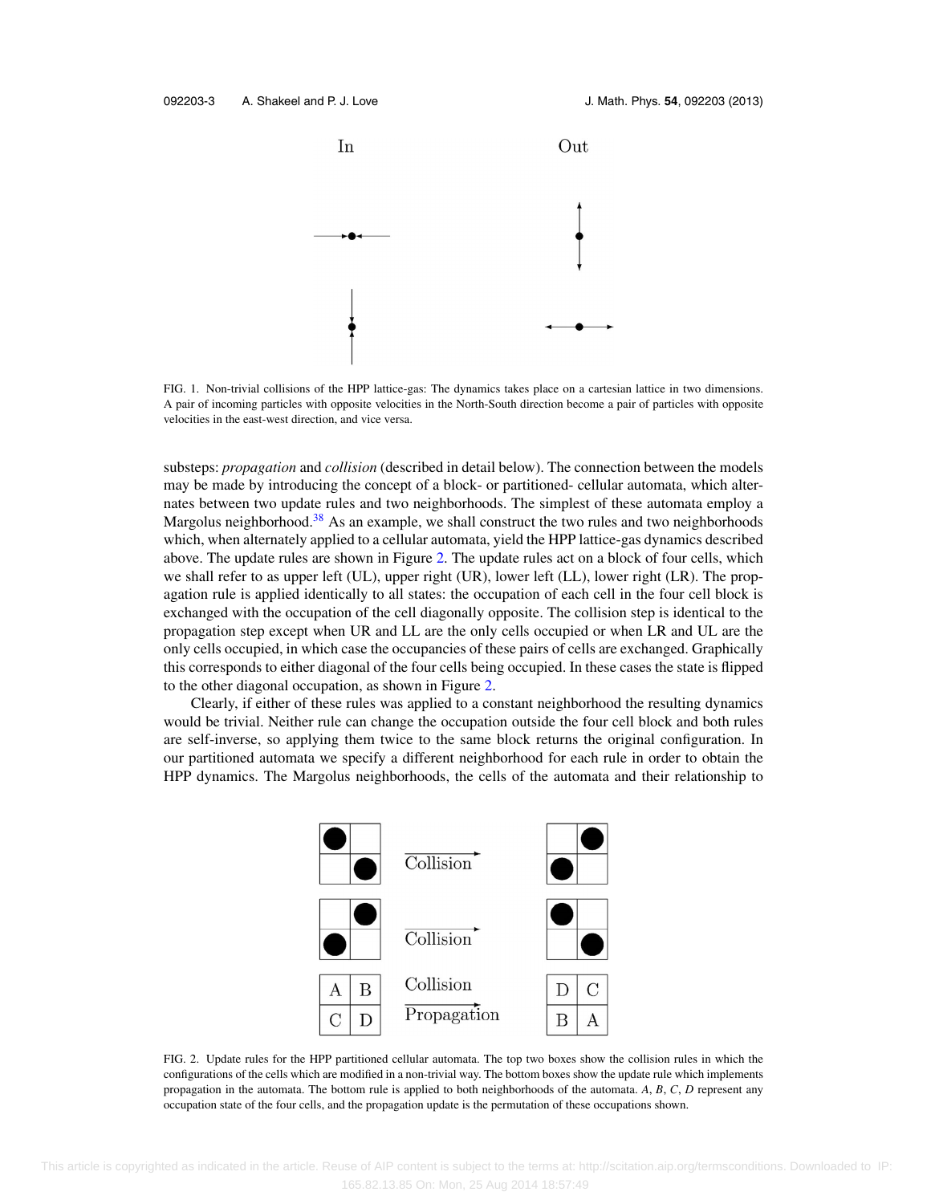In Out

FIG. 1. Non-trivial collisions of the HPP lattice-gas: The dynamics takes place on a cartesian lattice in two dimensions. A pair of incoming particles with opposite velocities in the North-South direction become a pair of particles with opposite velocities in the east-west direction, and vice versa.

substeps: *propagation* and *collision* (described in detail below). The connection between the models may be made by introducing the concept of a block- or partitioned- cellular automata, which alternates between two update rules and two neighborhoods. The simplest of these automata employ a Margolus neighborhood.[38] As an example, we shall construct the two rules and two neighborhoods which, when alternately applied to a cellular automata, yield the HPP lattice-gas dynamics described above. The update rules are shown in Figure 2. The update rules act on a block of four cells, which we shall refer to as upper left (UL), upper right (UR), lower left (LL), lower right (LR). The propagation rule is applied identically to all states: the occupation of each cell in the four cell block is exchanged with the occupation of the cell diagonally opposite. The collision step is identical to the propagation step except when UR and LL are the only cells occupied or when LR and UL are the only cells occupied, in which case the occupancies of these pairs of cells are exchanged. Graphically this corresponds to either diagonal of the four cells being occupied. In these cases the state is flipped to the other diagonal occupation, as shown in Figure 2.

Clearly, if either of these rules was applied to a constant neighborhood the resulting dynamics would be trivial. Neither rule can change the occupation outside the four cell block and both rules are self-inverse, so applying them twice to the same block returns the original configuration. In our partitioned automata we specify a different neighborhood for each rule in order to obtain the HPP dynamics. The Margolus neighborhoods, the cells of the automata and their relationship to

| A | B |
| --- | --- |
| C | D |

Collision / Propagation →

| D | C |
| --- | --- |
| B | A |

FIG. 2. Update rules for the HPP partitioned cellular automata. The top two boxes show the collision rules in which the configurations of the cells which are modified in a non-trivial way. The bottom boxes show the update rule which implements propagation in the automata. The bottom rule is applied to both neighborhoods of the automata. *A*, *B*, *C*, *D* represent any occupation state of the four cells, and the propagation update is the permutation of these occupations shown.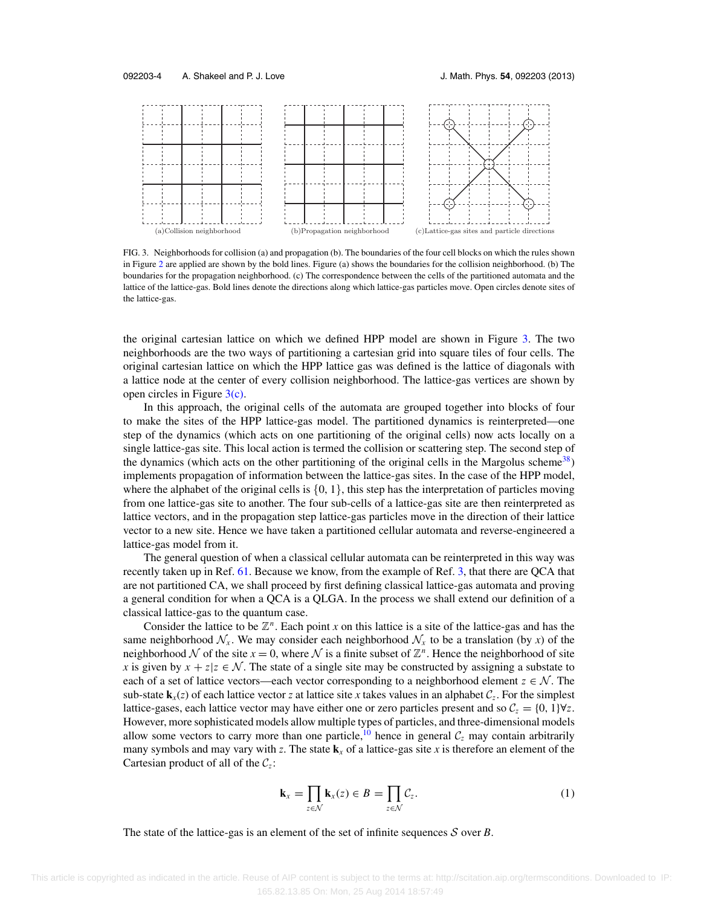(a)Collision neighborhood (b)Propagation neighborhood (c)Lattice-gas sites and particle directions

FIG. 3. Neighborhoods for collision (a) and propagation (b). The boundaries of the four cell blocks on which the rules shown in Figure 2 are applied are shown by the bold lines. Figure (a) shows the boundaries for the collision neighborhood. (b) The boundaries for the propagation neighborhood. (c) The correspondence between the cells of the partitioned automata and the lattice of the lattice-gas. Bold lines denote the directions along which lattice-gas particles move. Open circles denote sites of the lattice-gas.

the original cartesian lattice on which we defined HPP model are shown in Figure 3. The two neighborhoods are the two ways of partitioning a cartesian grid into square tiles of four cells. The original cartesian lattice on which the HPP lattice gas was defined is the lattice of diagonals with a lattice node at the center of every collision neighborhood. The lattice-gas vertices are shown by open circles in Figure 3(c).

In this approach, the original cells of the automata are grouped together into blocks of four to make the sites of the HPP lattice-gas model. The partitioned dynamics is reinterpreted—one step of the dynamics (which acts on one partitioning of the original cells) now acts locally on a single lattice-gas site. This local action is termed the collision or scattering step. The second step of the dynamics (which acts on the other partitioning of the original cells in the Margolus scheme[38]) implements propagation of information between the lattice-gas sites. In the case of the HPP model, where the alphabet of the original cells is $\{0, 1\}$, this step has the interpretation of particles moving from one lattice-gas site to another. The four sub-cells of a lattice-gas site are then reinterpreted as lattice vectors, and in the propagation step lattice-gas particles move in the direction of their lattice vector to a new site. Hence we have taken a partitioned cellular automata and reverse-engineered a lattice-gas model from it.

The general question of when a classical cellular automata can be reinterpreted in this way was recently taken up in Ref. 61. Because we know, from the example of Ref. 3, that there are QCA that are not partitioned CA, we shall proceed by first defining classical lattice-gas automata and proving a general condition for when a QCA is a QLGA. In the process we shall extend our definition of a classical lattice-gas to the quantum case.

Consider the lattice to be $\mathbb{Z}^n$. Each point $x$ on this lattice is a site of the lattice-gas and has the same neighborhood $\mathcal{N}_x$. We may consider each neighborhood $\mathcal{N}_x$ to be a translation (by $x$) of the neighborhood $\mathcal{N}$ of the site $x = 0$, where $\mathcal{N}$ is a finite subset of $\mathbb{Z}^n$. Hence the neighborhood of site $x$ is given by $x + z | z \in \mathcal{N}$. The state of a single site may be constructed by assigning a substate to each of a set of lattice vectors—each vector corresponding to a neighborhood element $z \in \mathcal{N}$. The sub-state $\mathbf{k}_x(z)$ of each lattice vector $z$ at lattice site $x$ takes values in an alphabet $\mathcal{C}_z$. For the simplest lattice-gases, each lattice vector may have either one or zero particles present and so $\mathcal{C}_z = \{0, 1\} \forall z$. However, more sophisticated models allow multiple types of particles, and three-dimensional models allow some vectors to carry more than one particle,[10] hence in general $\mathcal{C}_z$ may contain arbitrarily many symbols and may vary with $z$. The state $\mathbf{k}_x$ of a lattice-gas site $x$ is therefore an element of the Cartesian product of all of the $\mathcal{C}_z$:

$$\mathbf{k}_x = \prod_{z \in \mathcal{N}} \mathbf{k}_x(z) \in B = \prod_{z \in \mathcal{N}} \mathcal{C}_z. \tag{1}$$

The state of the lattice-gas is an element of the set of infinite sequences $\mathcal{S}$ over $B$.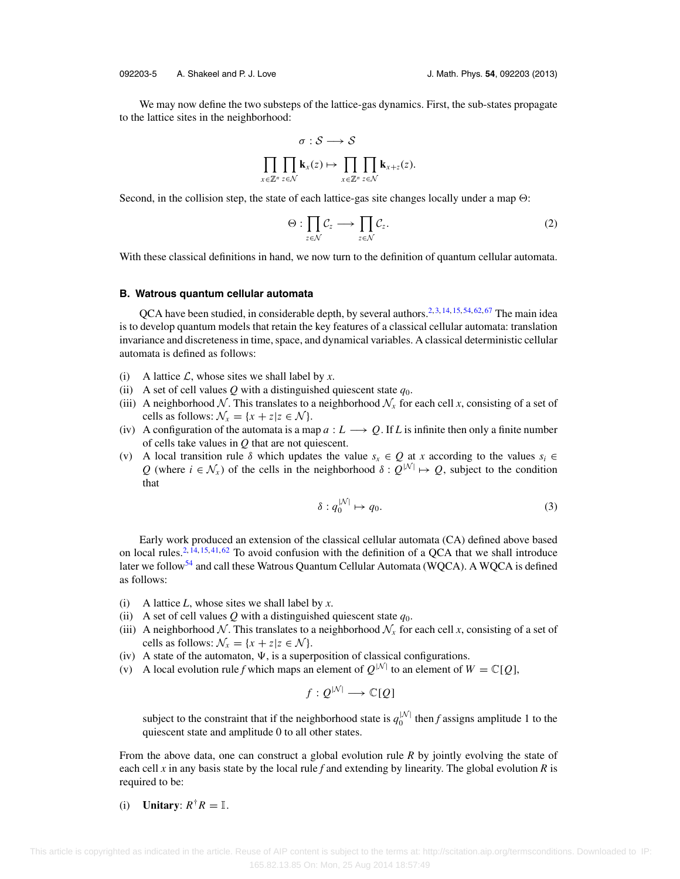We may now define the two substeps of the lattice-gas dynamics. First, the sub-states propagate to the lattice sites in the neighborhood:

$$\sigma : \mathcal{S} \longrightarrow \mathcal{S}$$

$$\prod_{x\in\mathbb{Z}^n}\prod_{z\in\mathcal{N}} \mathbf{k}_x(z) \mapsto \prod_{x\in\mathbb{Z}^n}\prod_{z\in\mathcal{N}} \mathbf{k}_{x+z}(z).$$

Second, in the collision step, the state of each lattice-gas site changes locally under a map $\Theta$:

$$\Theta : \prod_{z\in\mathcal{N}} \mathcal{C}_z \longrightarrow \prod_{z\in\mathcal{N}} \mathcal{C}_z. \tag{2}$$

With these classical definitions in hand, we now turn to the definition of quantum cellular automata.

### B. Watrous quantum cellular automata

QCA have been studied, in considerable depth, by several authors.[2,3,14,15,54,62,67] The main idea is to develop quantum models that retain the key features of a classical cellular automata: translation invariance and discreteness in time, space, and dynamical variables. A classical deterministic cellular automata is defined as follows:

(i) A lattice $\mathcal{L}$, whose sites we shall label by $x$.
(ii) A set of cell values $Q$ with a distinguished quiescent state $q_0$.
(iii) A neighborhood $\mathcal{N}$. This translates to a neighborhood $\mathcal{N}_x$ for each cell $x$, consisting of a set of cells as follows: $\mathcal{N}_x = \{x + z | z \in \mathcal{N}\}$.
(iv) A configuration of the automata is a map $a : L \longrightarrow Q$. If $L$ is infinite then only a finite number of cells take values in $Q$ that are not quiescent.
(v) A local transition rule $\delta$ which updates the value $s_x \in Q$ at $x$ according to the values $s_i \in Q$ (where $i \in \mathcal{N}_x$) of the cells in the neighborhood $\delta : Q^{|\mathcal{N}|} \mapsto Q$, subject to the condition that

$$\delta : q_0^{|\mathcal{N}|} \mapsto q_0. \tag{3}$$

Early work produced an extension of the classical cellular automata (CA) defined above based on local rules.[2,14,15,41,62] To avoid confusion with the definition of a QCA that we shall introduce later we follow[54] and call these Watrous Quantum Cellular Automata (WQCA). A WQCA is defined as follows:

(i) A lattice $L$, whose sites we shall label by $x$.
(ii) A set of cell values $Q$ with a distinguished quiescent state $q_0$.
(iii) A neighborhood $\mathcal{N}$. This translates to a neighborhood $\mathcal{N}_x$ for each cell $x$, consisting of a set of cells as follows: $\mathcal{N}_x = \{x + z | z \in \mathcal{N}\}$.
(iv) A state of the automaton, $\Psi$, is a superposition of classical configurations.
(v) A local evolution rule $f$ which maps an element of $Q^{|\mathcal{N}|}$ to an element of $W = \mathbb{C}[Q]$,

$$f : Q^{|\mathcal{N}|} \longrightarrow \mathbb{C}[Q]$$

subject to the constraint that if the neighborhood state is $q_0^{|\mathcal{N}|}$ then $f$ assigns amplitude 1 to the quiescent state and amplitude 0 to all other states.

From the above data, one can construct a global evolution rule $R$ by jointly evolving the state of each cell $x$ in any basis state by the local rule $f$ and extending by linearity. The global evolution $R$ is required to be:

(i) **Unitary**: $R^\dagger R = \mathbb{I}$.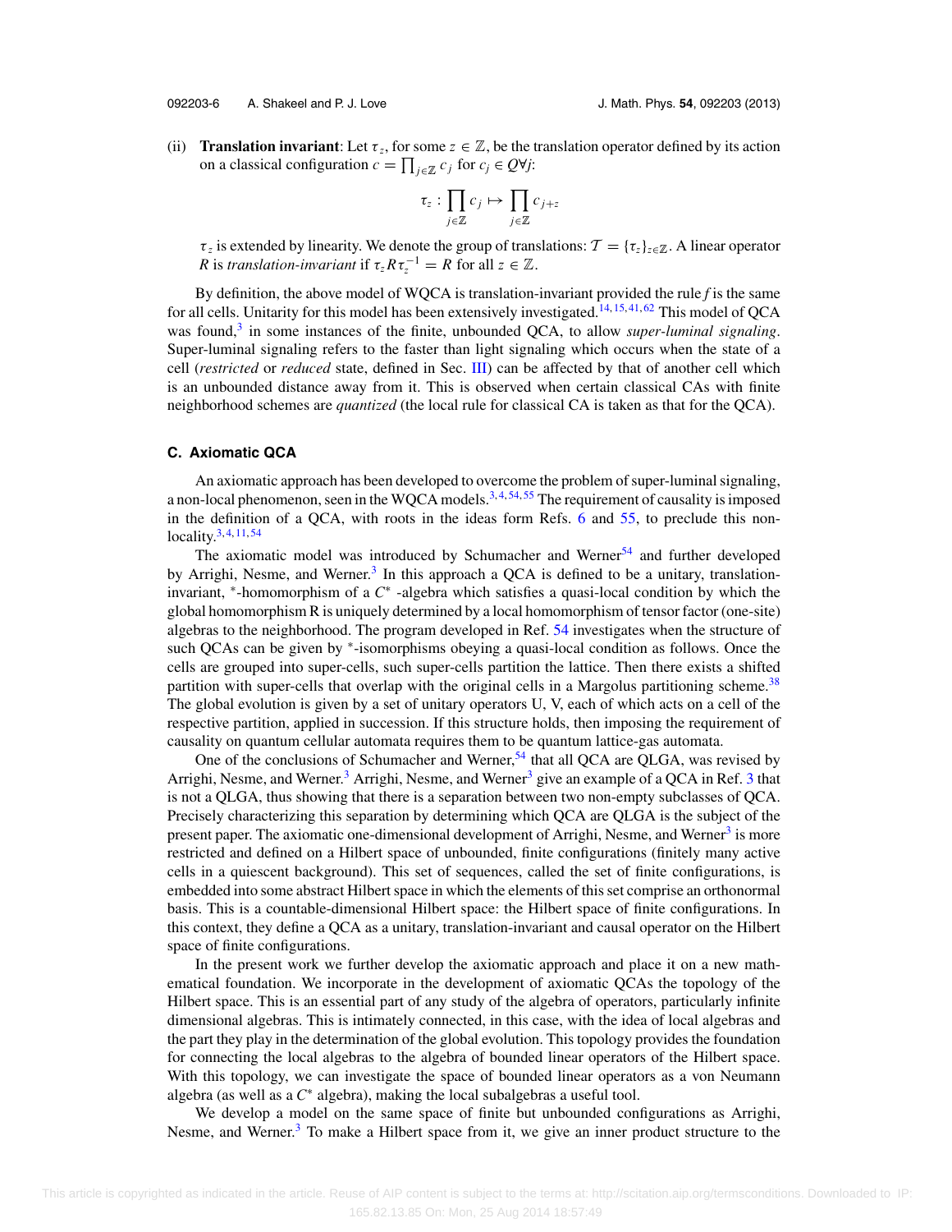(ii) **Translation invariant**: Let $\tau_z$, for some $z \in \mathbb{Z}$, be the translation operator defined by its action on a classical configuration $c = \prod_{j\in\mathbb{Z}} c_j$ for $c_j \in Q \forall j$:

$$\tau_z : \prod_{j\in\mathbb{Z}} c_j \mapsto \prod_{j\in\mathbb{Z}} c_{j+z}$$

$\tau_z$ is extended by linearity. We denote the group of translations: $\mathcal{T} = \{\tau_z\}_{z\in\mathbb{Z}}$. A linear operator $R$ is *translation-invariant* if $\tau_z R \tau_z^{-1} = R$ for all $z \in \mathbb{Z}$.

By definition, the above model of WQCA is translation-invariant provided the rule *f* is the same for all cells. Unitarity for this model has been extensively investigated.[14,15,41,62] This model of QCA was found,[3] in some instances of the finite, unbounded QCA, to allow *super-luminal signaling*. Super-luminal signaling refers to the faster than light signaling which occurs when the state of a cell (*restricted* or *reduced* state, defined in Sec. III) can be affected by that of another cell which is an unbounded distance away from it. This is observed when certain classical CAs with finite neighborhood schemes are *quantized* (the local rule for classical CA is taken as that for the QCA).

### C. Axiomatic QCA

An axiomatic approach has been developed to overcome the problem of super-luminal signaling, a non-local phenomenon, seen in the WQCA models.[3,4,54,55] The requirement of causality is imposed in the definition of a QCA, with roots in the ideas form Refs. 6 and 55, to preclude this non-locality.[3,4,11,54]

The axiomatic model was introduced by Schumacher and Werner[54] and further developed by Arrighi, Nesme, and Werner.[3] In this approach a QCA is defined to be a unitary, translation-invariant, $^*$-homomorphism of a $C^*$ -algebra which satisfies a quasi-local condition by which the global homomorphism R is uniquely determined by a local homomorphism of tensor factor (one-site) algebras to the neighborhood. The program developed in Ref. 54 investigates when the structure of such QCAs can be given by $^*$-isomorphisms obeying a quasi-local condition as follows. Once the cells are grouped into super-cells, such super-cells partition the lattice. Then there exists a shifted partition with super-cells that overlap with the original cells in a Margolus partitioning scheme.[38] The global evolution is given by a set of unitary operators U, V, each of which acts on a cell of the respective partition, applied in succession. If this structure holds, then imposing the requirement of causality on quantum cellular automata requires them to be quantum lattice-gas automata.

One of the conclusions of Schumacher and Werner,[54] that all QCA are QLGA, was revised by Arrighi, Nesme, and Werner.[3] Arrighi, Nesme, and Werner[3] give an example of a QCA in Ref. 3 that is not a QLGA, thus showing that there is a separation between two non-empty subclasses of QCA. Precisely characterizing this separation by determining which QCA are QLGA is the subject of the present paper. The axiomatic one-dimensional development of Arrighi, Nesme, and Werner[3] is more restricted and defined on a Hilbert space of unbounded, finite configurations (finitely many active cells in a quiescent background). This set of sequences, called the set of finite configurations, is embedded into some abstract Hilbert space in which the elements of this set comprise an orthonormal basis. This is a countable-dimensional Hilbert space: the Hilbert space of finite configurations. In this context, they define a QCA as a unitary, translation-invariant and causal operator on the Hilbert space of finite configurations.

In the present work we further develop the axiomatic approach and place it on a new mathematical foundation. We incorporate in the development of axiomatic QCAs the topology of the Hilbert space. This is an essential part of any study of the algebra of operators, particularly infinite dimensional algebras. This is intimately connected, in this case, with the idea of local algebras and the part they play in the determination of the global evolution. This topology provides the foundation for connecting the local algebras to the algebra of bounded linear operators of the Hilbert space. With this topology, we can investigate the space of bounded linear operators as a von Neumann algebra (as well as a $C^*$ algebra), making the local subalgebras a useful tool.

We develop a model on the same space of finite but unbounded configurations as Arrighi, Nesme, and Werner.[3] To make a Hilbert space from it, we give an inner product structure to the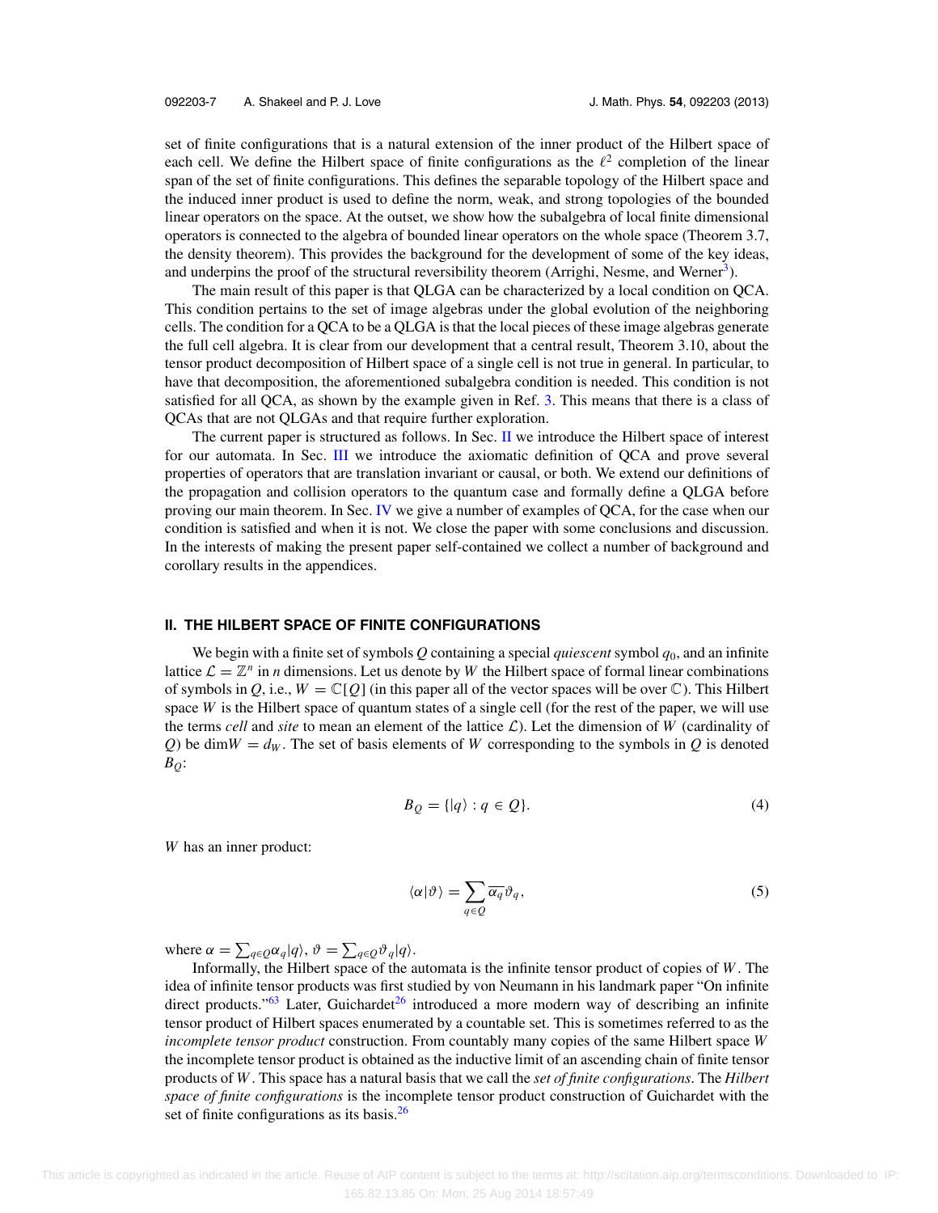set of finite configurations that is a natural extension of the inner product of the Hilbert space of each cell. We define the Hilbert space of finite configurations as the $\ell^2$ completion of the linear span of the set of finite configurations. This defines the separable topology of the Hilbert space and the induced inner product is used to define the norm, weak, and strong topologies of the bounded linear operators on the space. At the outset, we show how the subalgebra of local finite dimensional operators is connected to the algebra of bounded linear operators on the whole space (Theorem 3.7, the density theorem). This provides the background for the development of some of the key ideas, and underpins the proof of the structural reversibility theorem (Arrighi, Nesme, and Werner[3]).

The main result of this paper is that QLGA can be characterized by a local condition on QCA. This condition pertains to the set of image algebras under the global evolution of the neighboring cells. The condition for a QCA to be a QLGA is that the local pieces of these image algebras generate the full cell algebra. It is clear from our development that a central result, Theorem 3.10, about the tensor product decomposition of Hilbert space of a single cell is not true in general. In particular, to have that decomposition, the aforementioned subalgebra condition is needed. This condition is not satisfied for all QCA, as shown by the example given in Ref. 3. This means that there is a class of QCAs that are not QLGAs and that require further exploration.

The current paper is structured as follows. In Sec. II we introduce the Hilbert space of interest for our automata. In Sec. III we introduce the axiomatic definition of QCA and prove several properties of operators that are translation invariant or causal, or both. We extend our definitions of the propagation and collision operators to the quantum case and formally define a QLGA before proving our main theorem. In Sec. IV we give a number of examples of QCA, for the case when our condition is satisfied and when it is not. We close the paper with some conclusions and discussion. In the interests of making the present paper self-contained we collect a number of background and corollary results in the appendices.

## II. THE HILBERT SPACE OF FINITE CONFIGURATIONS

We begin with a finite set of symbols $Q$ containing a special *quiescent* symbol $q_0$, and an infinite lattice $\mathcal{L} = \mathbb{Z}^n$ in $n$ dimensions. Let us denote by $W$ the Hilbert space of formal linear combinations of symbols in $Q$, i.e., $W = \mathbb{C}[Q]$ (in this paper all of the vector spaces will be over $\mathbb{C}$). This Hilbert space $W$ is the Hilbert space of quantum states of a single cell (for the rest of the paper, we will use the terms *cell* and *site* to mean an element of the lattice $\mathcal{L}$). Let the dimension of $W$ (cardinality of $Q$) be $\dim W = d_W$. The set of basis elements of $W$ corresponding to the symbols in $Q$ is denoted $B_Q$:

$$B_Q = \{|q\rangle : q \in Q\}. \tag{4}$$

$W$ has an inner product:

$$\langle \alpha | \vartheta \rangle = \sum_{q \in Q} \overline{\alpha_q} \vartheta_q, \tag{5}$$

where $\alpha = \sum_{q \in Q} \alpha_q |q\rangle$, $\vartheta = \sum_{q \in Q} \vartheta_q |q\rangle$.

Informally, the Hilbert space of the automata is the infinite tensor product of copies of $W$. The idea of infinite tensor products was first studied by von Neumann in his landmark paper "On infinite direct products."[63] Later, Guichardet[26] introduced a more modern way of describing an infinite tensor product of Hilbert spaces enumerated by a countable set. This is sometimes referred to as the *incomplete tensor product* construction. From countably many copies of the same Hilbert space $W$ the incomplete tensor product is obtained as the inductive limit of an ascending chain of finite tensor products of $W$. This space has a natural basis that we call the *set of finite configurations*. The *Hilbert space of finite configurations* is the incomplete tensor product construction of Guichardet with the set of finite configurations as its basis.[26]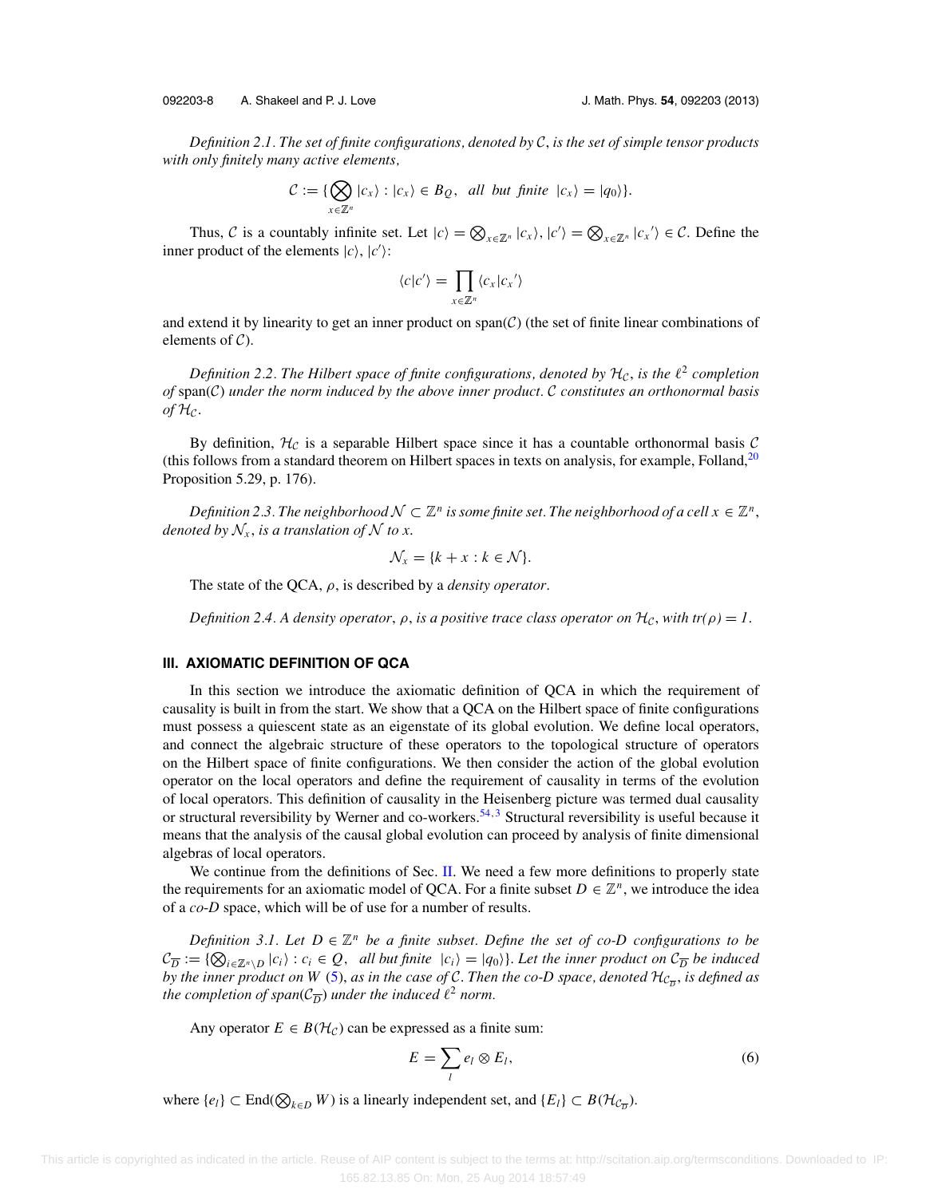*Definition 2.1. The set of finite configurations, denoted by $\mathcal{C}$, is the set of simple tensor products with only finitely many active elements,*

$$\mathcal{C} := \{\bigotimes_{x\in\mathbb{Z}^n} |c_x\rangle : |c_x\rangle \in B_Q, \ \ \textit{all but finite} \ \ |c_x\rangle = |q_0\rangle\}.$$

Thus, $\mathcal{C}$ is a countably infinite set. Let $|c\rangle = \bigotimes_{x\in\mathbb{Z}^n} |c_x\rangle$, $|c'\rangle = \bigotimes_{x\in\mathbb{Z}^n} |c_x{}'\rangle \in \mathcal{C}$. Define the inner product of the elements $|c\rangle$, $|c'\rangle$:

$$\langle c|c'\rangle = \prod_{x\in\mathbb{Z}^n} \langle c_x|c_x{}'\rangle$$

and extend it by linearity to get an inner product on span($\mathcal{C}$) (the set of finite linear combinations of elements of $\mathcal{C}$).

*Definition 2.2. The Hilbert space of finite configurations, denoted by $\mathcal{H}_{\mathcal{C}}$, is the $\ell^2$ completion of* span($\mathcal{C}$) *under the norm induced by the above inner product. $\mathcal{C}$ constitutes an orthonormal basis of $\mathcal{H}_{\mathcal{C}}$.*

By definition, $\mathcal{H}_{\mathcal{C}}$ is a separable Hilbert space since it has a countable orthonormal basis $\mathcal{C}$ (this follows from a standard theorem on Hilbert spaces in texts on analysis, for example, Folland,[20] Proposition 5.29, p. 176).

*Definition 2.3. The neighborhood $\mathcal{N} \subset \mathbb{Z}^n$ is some finite set. The neighborhood of a cell $x \in \mathbb{Z}^n$, denoted by $\mathcal{N}_x$, is a translation of $\mathcal{N}$ to $x$.*

$$\mathcal{N}_x = \{k + x : k \in \mathcal{N}\}.$$

The state of the QCA, $\rho$, is described by a *density operator*.

*Definition 2.4. A density operator, $\rho$, is a positive trace class operator on $\mathcal{H}_{\mathcal{C}}$, with $tr(\rho) = 1$.*

## III. AXIOMATIC DEFINITION OF QCA

In this section we introduce the axiomatic definition of QCA in which the requirement of causality is built in from the start. We show that a QCA on the Hilbert space of finite configurations must possess a quiescent state as an eigenstate of its global evolution. We define local operators, and connect the algebraic structure of these operators to the topological structure of operators on the Hilbert space of finite configurations. We then consider the action of the global evolution operator on the local operators and define the requirement of causality in terms of the evolution of local operators. This definition of causality in the Heisenberg picture was termed dual causality or structural reversibility by Werner and co-workers.[54,3] Structural reversibility is useful because it means that the analysis of the causal global evolution can proceed by analysis of finite dimensional algebras of local operators.

We continue from the definitions of Sec. II. We need a few more definitions to properly state the requirements for an axiomatic model of QCA. For a finite subset $D \in \mathbb{Z}^n$, we introduce the idea of a *co-D* space, which will be of use for a number of results.

*Definition 3.1. Let $D \in \mathbb{Z}^n$ be a finite subset. Define the set of co-D configurations to be $\mathcal{C}_{\overline{D}} := \{\bigotimes_{i\in\mathbb{Z}^n\setminus D} |c_i\rangle : c_i \in Q, \ \ \textit{all but finite} \ \ |c_i\rangle = |q_0\rangle\}$. Let the inner product on $\mathcal{C}_{\overline{D}}$ be induced by the inner product on $W$ (5), as in the case of $\mathcal{C}$. Then the co-D space, denoted $\mathcal{H}_{\mathcal{C}_{\overline{D}}}$, is defined as the completion of span($\mathcal{C}_{\overline{D}}$) under the induced $\ell^2$ norm.*

Any operator $E \in B(\mathcal{H}_{\mathcal{C}})$ can be expressed as a finite sum:

$$E = \sum_l e_l \otimes E_l, \tag{6}$$

where $\{e_l\} \subset \mathrm{End}(\bigotimes_{k\in D} W)$ is a linearly independent set, and $\{E_l\} \subset B(\mathcal{H}_{\mathcal{C}_{\overline{D}}})$.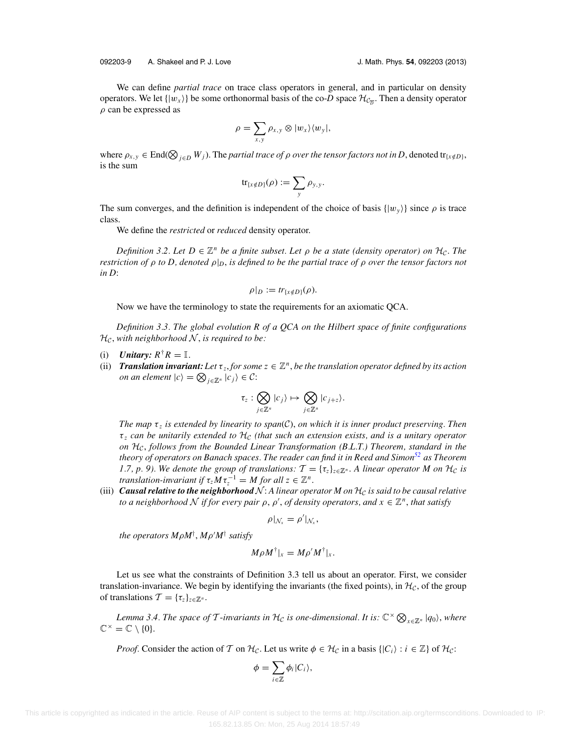We can define *partial trace* on trace class operators in general, and in particular on density operators. We let $\{|w_x\rangle\}$ be some orthonormal basis of the co-$D$ space $\mathcal{H}_{\mathcal{C}_{\overline{D}}}$. Then a density operator $\rho$ can be expressed as

$$\rho = \sum_{x,y} \rho_{x,y} \otimes |w_x\rangle\langle w_y|,$$

where $\rho_{x,y} \in \mathrm{End}(\bigotimes_{j\in D} W_j)$. The *partial trace of $\rho$ over the tensor factors not in $D$*, denoted $\mathrm{tr}_{\{x\notin D\}}$, is the sum

$$\mathrm{tr}_{\{x\notin D\}}(\rho) := \sum_{y} \rho_{y,y}.$$

The sum converges, and the definition is independent of the choice of basis $\{|w_y\rangle\}$ since $\rho$ is trace class.

We define the *restricted* or *reduced* density operator.

*Definition 3.2. Let $D \in \mathbb{Z}^n$ be a finite subset. Let $\rho$ be a state (density operator) on $\mathcal{H}_{\mathcal{C}}$. The restriction of $\rho$ to $D$, denoted $\rho|_D$, is defined to be the partial trace of $\rho$ over the tensor factors not in $D$:*

$$\rho|_D := tr_{\{x\notin D\}}(\rho).$$

Now we have the terminology to state the requirements for an axiomatic QCA.

*Definition 3.3. The global evolution $R$ of a QCA on the Hilbert space of finite configurations $\mathcal{H}_{\mathcal{C}}$, with neighborhood $\mathcal{N}$, is required to be:*

(i) ***Unitary:*** $R^\dagger R = \mathbb{I}$.

(ii) ***Translation invariant:*** *Let $\tau_z$, for some $z \in \mathbb{Z}^n$, be the translation operator defined by its action on an element $|c\rangle = \bigotimes_{j\in\mathbb{Z}^n} |c_j\rangle \in \mathcal{C}$:*

$$\tau_z : \bigotimes_{j\in\mathbb{Z}^n} |c_j\rangle \mapsto \bigotimes_{j\in\mathbb{Z}^n} |c_{j+z}\rangle.$$

*The map $\tau_z$ is extended by linearity to span($\mathcal{C}$), on which it is inner product preserving. Then $\tau_z$ can be unitarily extended to $\mathcal{H}_{\mathcal{C}}$ (that such an extension exists, and is a unitary operator on $\mathcal{H}_{\mathcal{C}}$, follows from the Bounded Linear Transformation (B.L.T.) Theorem, standard in the theory of operators on Banach spaces. The reader can find it in Reed and Simon[52] as Theorem 1.7, p. 9). We denote the group of translations: $\mathcal{T} = \{\tau_z\}_{z\in\mathbb{Z}^n}$. A linear operator $M$ on $\mathcal{H}_{\mathcal{C}}$ is translation-invariant if $\tau_z M \tau_z^{-1} = M$ for all $z \in \mathbb{Z}^n$.*

(iii) ***Causal relative to the neighborhood $\mathcal{N}$:*** *A linear operator $M$ on $\mathcal{H}_{\mathcal{C}}$ is said to be causal relative to a neighborhood $\mathcal{N}$ if for every pair $\rho$, $\rho'$, of density operators, and $x \in \mathbb{Z}^n$, that satisfy*

$$\rho|_{\mathcal{N}_x} = \rho'|_{\mathcal{N}_x},$$

*the operators $M\rho M^\dagger$, $M\rho' M^\dagger$ satisfy*

$$M\rho M^\dagger|_x = M\rho' M^\dagger|_x.$$

Let us see what the constraints of Definition 3.3 tell us about an operator. First, we consider translation-invariance. We begin by identifying the invariants (the fixed points), in $\mathcal{H}_{\mathcal{C}}$, of the group of translations $\mathcal{T} = \{\tau_z\}_{z\in\mathbb{Z}^n}$.

*Lemma 3.4. The space of $\mathcal{T}$-invariants in $\mathcal{H}_{\mathcal{C}}$ is one-dimensional. It is: $\mathbb{C}^\times \bigotimes_{x\in\mathbb{Z}^n} |q_0\rangle$, where $\mathbb{C}^\times = \mathbb{C} \setminus \{0\}$.*

*Proof.* Consider the action of $\mathcal{T}$ on $\mathcal{H}_{\mathcal{C}}$. Let us write $\phi \in \mathcal{H}_{\mathcal{C}}$ in a basis $\{|C_i\rangle : i \in \mathbb{Z}\}$ of $\mathcal{H}_{\mathcal{C}}$:

$$\phi = \sum_{i\in\mathbb{Z}} \phi_i |C_i\rangle,$$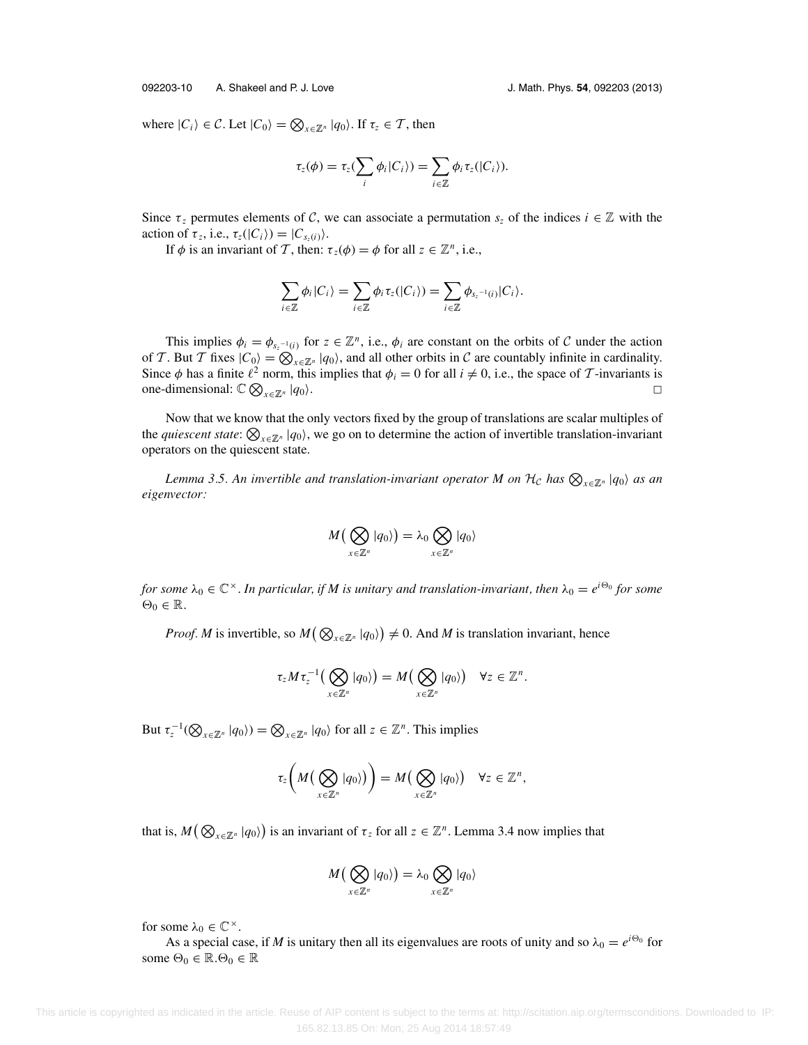where $|C_i\rangle \in \mathcal{C}$. Let $|C_0\rangle = \bigotimes_{x\in\mathbb{Z}^n} |q_0\rangle$. If $\tau_z \in \mathcal{T}$, then

$$\tau_z(\phi) = \tau_z(\sum_i \phi_i |C_i\rangle) = \sum_{i\in\mathbb{Z}} \phi_i \tau_z(|C_i\rangle).$$

Since $\tau_z$ permutes elements of $\mathcal{C}$, we can associate a permutation $s_z$ of the indices $i \in \mathbb{Z}$ with the action of $\tau_z$, i.e., $\tau_z(|C_i\rangle) = |C_{s_z(i)}\rangle$.

If $\phi$ is an invariant of $\mathcal{T}$, then: $\tau_z(\phi) = \phi$ for all $z \in \mathbb{Z}^n$, i.e.,

$$\sum_{i\in\mathbb{Z}} \phi_i |C_i\rangle = \sum_{i\in\mathbb{Z}} \phi_i \tau_z(|C_i\rangle) = \sum_{i\in\mathbb{Z}} \phi_{s_z{}^{-1}(i)} |C_i\rangle.$$

This implies $\phi_i = \phi_{s_z{}^{-1}(i)}$ for $z \in \mathbb{Z}^n$, i.e., $\phi_i$ are constant on the orbits of $\mathcal{C}$ under the action of $\mathcal{T}$. But $\mathcal{T}$ fixes $|C_0\rangle = \bigotimes_{x\in\mathbb{Z}^n} |q_0\rangle$, and all other orbits in $\mathcal{C}$ are countably infinite in cardinality. Since $\phi$ has a finite $\ell^2$ norm, this implies that $\phi_i = 0$ for all $i \neq 0$, i.e., the space of $\mathcal{T}$-invariants is one-dimensional: $\mathbb{C} \bigotimes_{x\in\mathbb{Z}^n} |q_0\rangle$. □

Now that we know that the only vectors fixed by the group of translations are scalar multiples of the *quiescent state*: $\bigotimes_{x\in\mathbb{Z}^n} |q_0\rangle$, we go on to determine the action of invertible translation-invariant operators on the quiescent state.

*Lemma 3.5. An invertible and translation-invariant operator M on $\mathcal{H}_{\mathcal{C}}$ has $\bigotimes_{x\in\mathbb{Z}^n} |q_0\rangle$ as an eigenvector:*

$$M\big(\bigotimes_{x\in\mathbb{Z}^n} |q_0\rangle\big) = \lambda_0 \bigotimes_{x\in\mathbb{Z}^n} |q_0\rangle$$

*for some $\lambda_0 \in \mathbb{C}^\times$. In particular, if M is unitary and translation-invariant, then $\lambda_0 = e^{i\Theta_0}$ for some $\Theta_0 \in \mathbb{R}$.*

*Proof. M* is invertible, so $M\big(\bigotimes_{x\in\mathbb{Z}^n} |q_0\rangle\big) \neq 0$. And $M$ is translation invariant, hence

$$\tau_z M \tau_z^{-1}\big(\bigotimes_{x\in\mathbb{Z}^n} |q_0\rangle\big) = M\big(\bigotimes_{x\in\mathbb{Z}^n} |q_0\rangle\big) \quad \forall z \in \mathbb{Z}^n.$$

But $\tau_z^{-1}(\bigotimes_{x\in\mathbb{Z}^n} |q_0\rangle) = \bigotimes_{x\in\mathbb{Z}^n} |q_0\rangle$ for all $z \in \mathbb{Z}^n$. This implies

$$\tau_z\left(M\big(\bigotimes_{x\in\mathbb{Z}^n} |q_0\rangle\big)\right) = M\big(\bigotimes_{x\in\mathbb{Z}^n} |q_0\rangle\big) \quad \forall z \in \mathbb{Z}^n,$$

that is, $M\big(\bigotimes_{x\in\mathbb{Z}^n} |q_0\rangle\big)$ is an invariant of $\tau_z$ for all $z \in \mathbb{Z}^n$. Lemma 3.4 now implies that

$$M\big(\bigotimes_{x\in\mathbb{Z}^n} |q_0\rangle\big) = \lambda_0 \bigotimes_{x\in\mathbb{Z}^n} |q_0\rangle$$

for some $\lambda_0 \in \mathbb{C}^\times$.

As a special case, if $M$ is unitary then all its eigenvalues are roots of unity and so $\lambda_0 = e^{i\Theta_0}$ for some $\Theta_0 \in \mathbb{R}.\Theta_0 \in \mathbb{R}$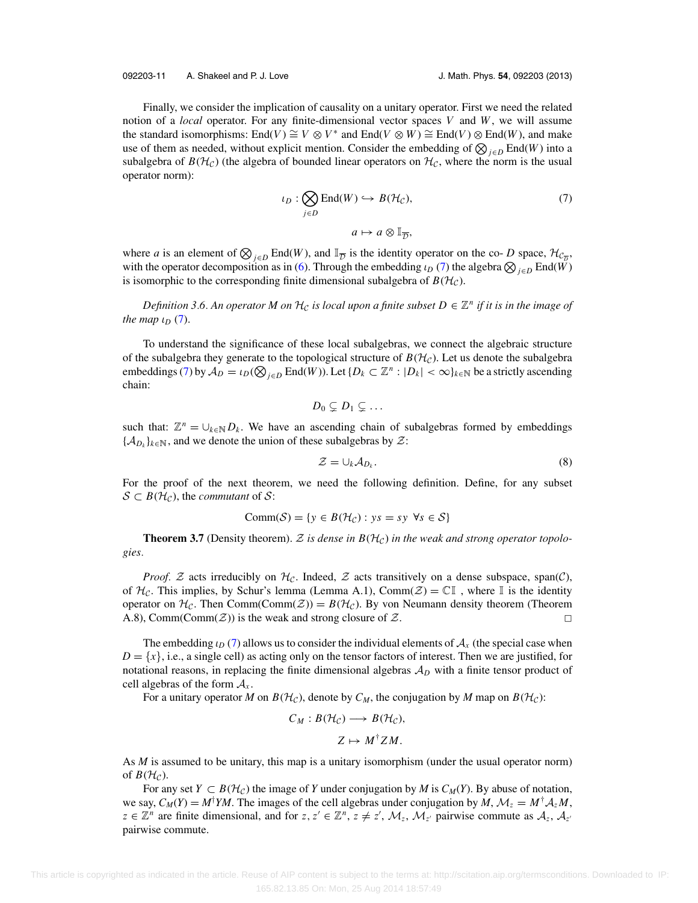Finally, we consider the implication of causality on a unitary operator. First we need the related notion of a *local* operator. For any finite-dimensional vector spaces $V$ and $W$, we will assume the standard isomorphisms: $\mathrm{End}(V) \cong V \otimes V^*$ and $\mathrm{End}(V \otimes W) \cong \mathrm{End}(V) \otimes \mathrm{End}(W)$, and make use of them as needed, without explicit mention. Consider the embedding of $\bigotimes_{j \in D} \mathrm{End}(W)$ into a subalgebra of $B(\mathcal{H}_{\mathcal{C}})$ (the algebra of bounded linear operators on $\mathcal{H}_{\mathcal{C}}$, where the norm is the usual operator norm):

$$\iota_D : \bigotimes_{j \in D} \mathrm{End}(W) \hookrightarrow B(\mathcal{H}_{\mathcal{C}}), \tag{7}$$

$$a \mapsto a \otimes \mathbb{I}_{\overline{D}},$$

where $a$ is an element of $\bigotimes_{j \in D} \mathrm{End}(W)$, and $\mathbb{I}_{\overline{D}}$ is the identity operator on the co- $D$ space, $\mathcal{H}_{\mathcal{C}_{\overline{D}}}$, with the operator decomposition as in (6). Through the embedding $\iota_D$ (7) the algebra $\bigotimes_{j \in D} \mathrm{End}(W)$ is isomorphic to the corresponding finite dimensional subalgebra of $B(\mathcal{H}_{\mathcal{C}})$.

*Definition 3.6. An operator $M$ on $\mathcal{H}_{\mathcal{C}}$ is local upon a finite subset $D \in \mathbb{Z}^n$ if it is in the image of the map $\iota_D$ (7).*

To understand the significance of these local subalgebras, we connect the algebraic structure of the subalgebra they generate to the topological structure of $B(\mathcal{H}_{\mathcal{C}})$. Let us denote the subalgebra embeddings (7) by $\mathcal{A}_D = \iota_D(\bigotimes_{j \in D} \mathrm{End}(W))$. Let $\{D_k \subset \mathbb{Z}^n : |D_k| < \infty\}_{k \in \mathbb{N}}$ be a strictly ascending chain:

$$D_0 \subsetneq D_1 \subsetneq \ldots$$

such that: $\mathbb{Z}^n = \cup_{k \in \mathbb{N}} D_k$. We have an ascending chain of subalgebras formed by embeddings $\{\mathcal{A}_{D_k}\}_{k \in \mathbb{N}}$, and we denote the union of these subalgebras by $\mathcal{Z}$:

$$\mathcal{Z} = \cup_k \mathcal{A}_{D_k}. \tag{8}$$

For the proof of the next theorem, we need the following definition. Define, for any subset $\mathcal{S} \subset B(\mathcal{H}_{\mathcal{C}})$, the *commutant* of $\mathcal{S}$:

$$\mathrm{Comm}(\mathcal{S}) = \{y \in B(\mathcal{H}_{\mathcal{C}}) : ys = sy \ \ \forall s \in \mathcal{S}\}$$

**Theorem 3.7** (Density theorem). *$\mathcal{Z}$ is dense in $B(\mathcal{H}_{\mathcal{C}})$ in the weak and strong operator topologies.*

*Proof.* $\mathcal{Z}$ acts irreducibly on $\mathcal{H}_{\mathcal{C}}$. Indeed, $\mathcal{Z}$ acts transitively on a dense subspace, span($\mathcal{C}$), of $\mathcal{H}_{\mathcal{C}}$. This implies, by Schur's lemma (Lemma A.1), $\mathrm{Comm}(\mathcal{Z}) = \mathbb{C}\mathbb{I}$ , where $\mathbb{I}$ is the identity operator on $\mathcal{H}_{\mathcal{C}}$. Then $\mathrm{Comm}(\mathrm{Comm}(\mathcal{Z})) = B(\mathcal{H}_{\mathcal{C}})$. By von Neumann density theorem (Theorem A.8), $\mathrm{Comm}(\mathrm{Comm}(\mathcal{Z}))$ is the weak and strong closure of $\mathcal{Z}$. □

The embedding $\iota_D$ (7) allows us to consider the individual elements of $\mathcal{A}_x$ (the special case when $D = \{x\}$, i.e., a single cell) as acting only on the tensor factors of interest. Then we are justified, for notational reasons, in replacing the finite dimensional algebras $\mathcal{A}_D$ with a finite tensor product of cell algebras of the form $\mathcal{A}_x$.

For a unitary operator $M$ on $B(\mathcal{H}_{\mathcal{C}})$, denote by $C_M$, the conjugation by $M$ map on $B(\mathcal{H}_{\mathcal{C}})$:

$$C_M : B(\mathcal{H}_{\mathcal{C}}) \longrightarrow B(\mathcal{H}_{\mathcal{C}}),$$

$$Z \mapsto M^{\dagger} Z M.$$

As $M$ is assumed to be unitary, this map is a unitary isomorphism (under the usual operator norm) of $B(\mathcal{H}_{\mathcal{C}})$.

For any set $Y \subset B(\mathcal{H}_{\mathcal{C}})$ the image of $Y$ under conjugation by $M$ is $C_M(Y)$. By abuse of notation, we say, $C_M(Y) = M^{\dagger} Y M$. The images of the cell algebras under conjugation by $M$, $\mathcal{M}_z = M^{\dagger} \mathcal{A}_z M$, $z \in \mathbb{Z}^n$ are finite dimensional, and for $z, z' \in \mathbb{Z}^n$, $z \neq z'$, $\mathcal{M}_z$, $\mathcal{M}_{z'}$ pairwise commute as $\mathcal{A}_z$, $\mathcal{A}_{z'}$ pairwise commute.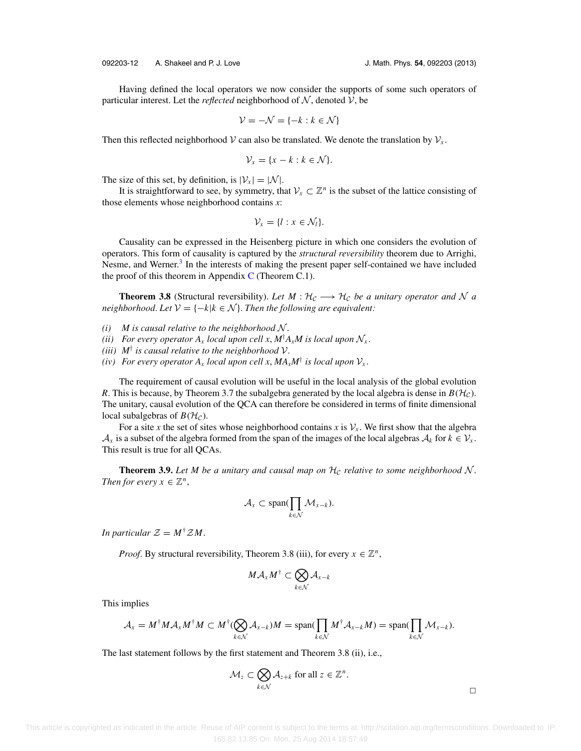Having defined the local operators we now consider the supports of some such operators of particular interest. Let the *reflected* neighborhood of $\mathcal{N}$, denoted $\mathcal{V}$, be

$$\mathcal{V} = -\mathcal{N} = \{-k : k \in \mathcal{N}\}$$

Then this reflected neighborhood $\mathcal{V}$ can also be translated. We denote the translation by $\mathcal{V}_x$.

$$\mathcal{V}_x = \{x - k : k \in \mathcal{N}\}.$$

The size of this set, by definition, is $|\mathcal{V}_x| = |\mathcal{N}|$.

It is straightforward to see, by symmetry, that $\mathcal{V}_x \subset \mathbb{Z}^n$ is the subset of the lattice consisting of those elements whose neighborhood contains $x$:

$$\mathcal{V}_x = \{l : x \in \mathcal{N}_l\}.$$

Causality can be expressed in the Heisenberg picture in which one considers the evolution of operators. This form of causality is captured by the *structural reversibility* theorem due to Arrighi, Nesme, and Werner.[3] In the interests of making the present paper self-contained we have included the proof of this theorem in Appendix C (Theorem C.1).

**Theorem 3.8** (Structural reversibility). *Let $M : \mathcal{H}_\mathcal{C} \longrightarrow \mathcal{H}_\mathcal{C}$ be a unitary operator and $\mathcal{N}$ a neighborhood. Let $\mathcal{V} = \{-k | k \in \mathcal{N}\}$. Then the following are equivalent:*

*(i) $M$ is causal relative to the neighborhood $\mathcal{N}$.*

*(ii) For every operator $A_x$ local upon cell $x$, $M^\dagger A_x M$ is local upon $\mathcal{N}_x$.*

*(iii) $M^\dagger$ is causal relative to the neighborhood $\mathcal{V}$.*

*(iv) For every operator $A_x$ local upon cell $x$, $M A_x M^\dagger$ is local upon $\mathcal{V}_x$.*

The requirement of causal evolution will be useful in the local analysis of the global evolution $R$. This is because, by Theorem 3.7 the subalgebra generated by the local algebra is dense in $B(\mathcal{H}_\mathcal{C})$. The unitary, causal evolution of the QCA can therefore be considered in terms of finite dimensional local subalgebras of $B(\mathcal{H}_\mathcal{C})$.

For a site $x$ the set of sites whose neighborhood contains $x$ is $\mathcal{V}_x$. We first show that the algebra $\mathcal{A}_x$ is a subset of the algebra formed from the span of the images of the local algebras $\mathcal{A}_k$ for $k \in \mathcal{V}_x$. This result is true for all QCAs.

**Theorem 3.9.** *Let $M$ be a unitary and causal map on $\mathcal{H}_\mathcal{C}$ relative to some neighborhood $\mathcal{N}$. Then for every $x \in \mathbb{Z}^n$,*

$$\mathcal{A}_x \subset \operatorname{span}(\prod_{k \in \mathcal{N}} \mathcal{M}_{x-k}).$$

*In particular $\mathcal{Z} = M^\dagger \mathcal{Z} M$.*

*Proof.* By structural reversibility, Theorem 3.8 (iii), for every $x \in \mathbb{Z}^n$,

$$M \mathcal{A}_x M^\dagger \subset \bigotimes_{k \in \mathcal{N}} \mathcal{A}_{x-k}$$

This implies

$$\mathcal{A}_x = M^\dagger M \mathcal{A}_x M^\dagger M \subset M^\dagger (\bigotimes_{k \in \mathcal{N}} \mathcal{A}_{x-k}) M = \operatorname{span}(\prod_{k \in \mathcal{N}} M^\dagger \mathcal{A}_{x-k} M) = \operatorname{span}(\prod_{k \in \mathcal{N}} \mathcal{M}_{x-k}).$$

The last statement follows by the first statement and Theorem 3.8 (ii), i.e.,

$$\mathcal{M}_z \subset \bigotimes_{k \in \mathcal{N}} \mathcal{A}_{z+k} \text{ for all } z \in \mathbb{Z}^n.$$

□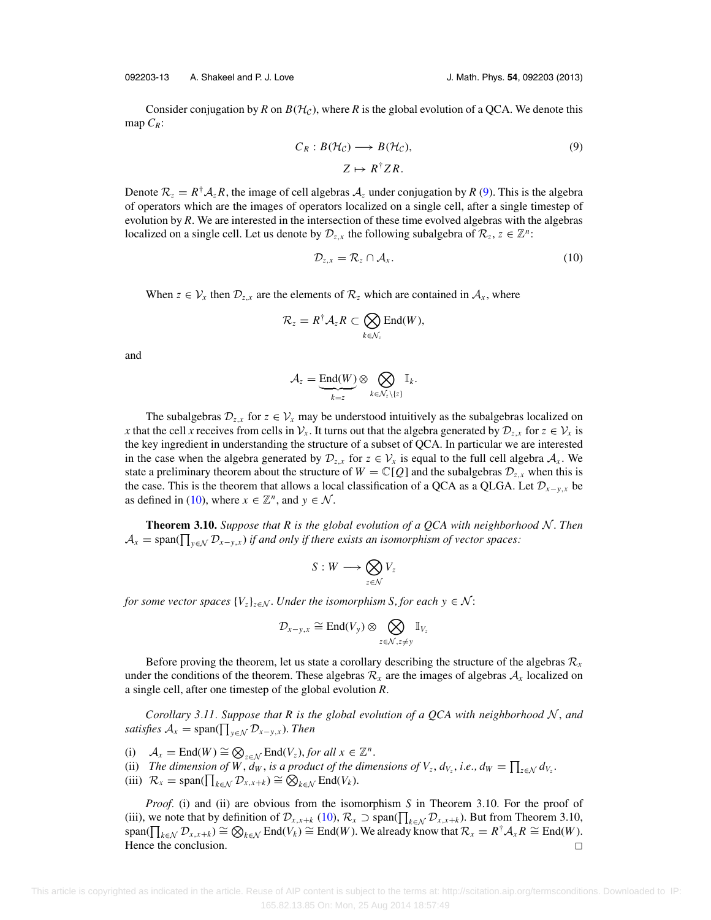Consider conjugation by $R$ on $B(\mathcal{H}_\mathcal{C})$, where $R$ is the global evolution of a QCA. We denote this map $C_R$:

$$C_R : B(\mathcal{H}_\mathcal{C}) \longrightarrow B(\mathcal{H}_\mathcal{C}), \qquad Z \mapsto R^\dagger Z R. \tag{9}$$

Denote $\mathcal{R}_z = R^\dagger \mathcal{A}_z R$, the image of cell algebras $\mathcal{A}_z$ under conjugation by $R$ (9). This is the algebra of operators which are the images of operators localized on a single cell, after a single timestep of evolution by $R$. We are interested in the intersection of these time evolved algebras with the algebras localized on a single cell. Let us denote by $\mathcal{D}_{z,x}$ the following subalgebra of $\mathcal{R}_z$, $z \in \mathbb{Z}^n$:

$$\mathcal{D}_{z,x} = \mathcal{R}_z \cap \mathcal{A}_x. \tag{10}$$

When $z \in \mathcal{V}_x$ then $\mathcal{D}_{z,x}$ are the elements of $\mathcal{R}_z$ which are contained in $\mathcal{A}_x$, where

$$\mathcal{R}_z = R^\dagger \mathcal{A}_z R \subset \bigotimes_{k \in \mathcal{N}_z} \mathrm{End}(W),$$

and

$$\mathcal{A}_z = \underbrace{\mathrm{End}(W)}_{k=z} \otimes \bigotimes_{k \in \mathcal{N}_z \setminus \{z\}} \mathbb{I}_k.$$

The subalgebras $\mathcal{D}_{z,x}$ for $z \in \mathcal{V}_x$ may be understood intuitively as the subalgebras localized on $x$ that the cell $x$ receives from cells in $\mathcal{V}_x$. It turns out that the algebra generated by $\mathcal{D}_{z,x}$ for $z \in \mathcal{V}_x$ is the key ingredient in understanding the structure of a subset of QCA. In particular we are interested in the case when the algebra generated by $\mathcal{D}_{z,x}$ for $z \in \mathcal{V}_x$ is equal to the full cell algebra $\mathcal{A}_x$. We state a preliminary theorem about the structure of $W = \mathbb{C}[Q]$ and the subalgebras $\mathcal{D}_{z,x}$ when this is the case. This is the theorem that allows a local classification of a QCA as a QLGA. Let $\mathcal{D}_{x-y,x}$ be as defined in (10), where $x \in \mathbb{Z}^n$, and $y \in \mathcal{N}$.

**Theorem 3.10.** *Suppose that $R$ is the global evolution of a QCA with neighborhood $\mathcal{N}$. Then $\mathcal{A}_x = \mathrm{span}(\prod_{y \in \mathcal{N}} \mathcal{D}_{x-y,x})$ if and only if there exists an isomorphism of vector spaces:*

$$S : W \longrightarrow \bigotimes_{z \in \mathcal{N}} V_z$$

*for some vector spaces $\{V_z\}_{z \in \mathcal{N}}$. Under the isomorphism $S$, for each $y \in \mathcal{N}$:*

$$\mathcal{D}_{x-y,x} \cong \mathrm{End}(V_y) \otimes \bigotimes_{z \in \mathcal{N}, z \neq y} \mathbb{I}_{V_z}$$

Before proving the theorem, let us state a corollary describing the structure of the algebras $\mathcal{R}_x$ under the conditions of the theorem. These algebras $\mathcal{R}_x$ are the images of algebras $\mathcal{A}_x$ localized on a single cell, after one timestep of the global evolution $R$.

*Corollary 3.11. Suppose that $R$ is the global evolution of a QCA with neighborhood $\mathcal{N}$, and satisfies $\mathcal{A}_x = \mathrm{span}(\prod_{y \in \mathcal{N}} \mathcal{D}_{x-y,x})$. Then*

(i) $\mathcal{A}_x = \mathrm{End}(W) \cong \bigotimes_{z \in \mathcal{N}} \mathrm{End}(V_z)$, *for all* $x \in \mathbb{Z}^n$.
(ii) *The dimension of $W$, $d_W$, is a product of the dimensions of $V_z$, $d_{V_z}$, i.e., $d_W = \prod_{z \in \mathcal{N}} d_{V_z}$.*
(iii) $\mathcal{R}_x = \mathrm{span}(\prod_{k \in \mathcal{N}} \mathcal{D}_{x,x+k}) \cong \bigotimes_{k \in \mathcal{N}} \mathrm{End}(V_k)$.

*Proof.* (i) and (ii) are obvious from the isomorphism $S$ in Theorem 3.10. For the proof of (iii), we note that by definition of $\mathcal{D}_{x,x+k}$ (10), $\mathcal{R}_x \supset \mathrm{span}(\prod_{k \in \mathcal{N}} \mathcal{D}_{x,x+k})$. But from Theorem 3.10, $\mathrm{span}(\prod_{k \in \mathcal{N}} \mathcal{D}_{x,x+k}) \cong \bigotimes_{k \in \mathcal{N}} \mathrm{End}(V_k) \cong \mathrm{End}(W)$. We already know that $\mathcal{R}_x = R^\dagger \mathcal{A}_x R \cong \mathrm{End}(W)$. Hence the conclusion. □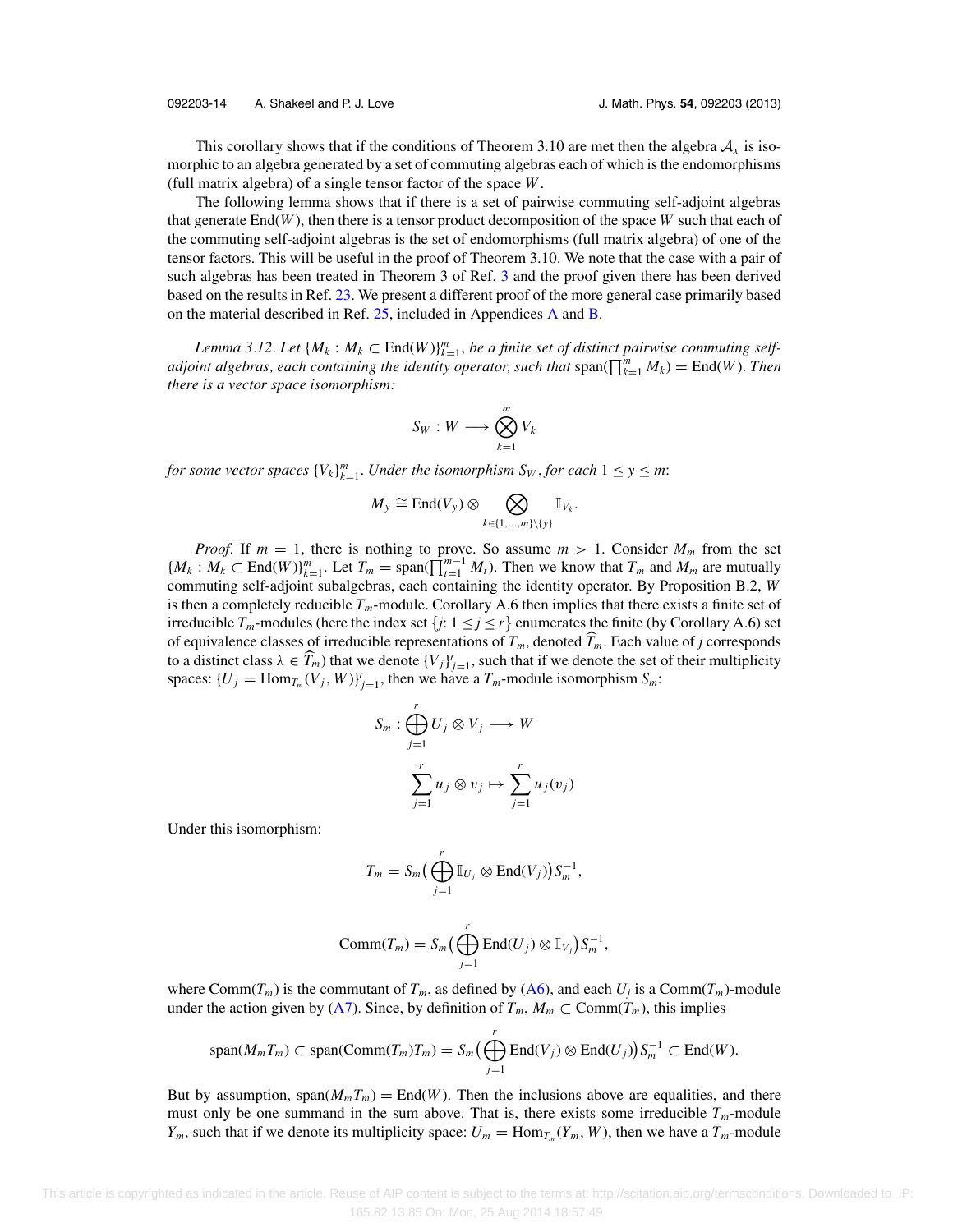This corollary shows that if the conditions of Theorem 3.10 are met then the algebra $\mathcal{A}_x$ is isomorphic to an algebra generated by a set of commuting algebras each of which is the endomorphisms (full matrix algebra) of a single tensor factor of the space $W$.

The following lemma shows that if there is a set of pairwise commuting self-adjoint algebras that generate $\mathrm{End}(W)$, then there is a tensor product decomposition of the space $W$ such that each of the commuting self-adjoint algebras is the set of endomorphisms (full matrix algebra) of one of the tensor factors. This will be useful in the proof of Theorem 3.10. We note that the case with a pair of such algebras has been treated in Theorem 3 of Ref. 3 and the proof given there has been derived based on the results in Ref. 23. We present a different proof of the more general case primarily based on the material described in Ref. 25, included in Appendices A and B.

*Lemma 3.12. Let $\{M_k : M_k \subset \mathrm{End}(W)\}_{k=1}^m$, be a finite set of distinct pairwise commuting self-adjoint algebras, each containing the identity operator, such that $\mathrm{span}(\prod_{k=1}^m M_k) = \mathrm{End}(W)$. Then there is a vector space isomorphism:*

$$S_W : W \longrightarrow \bigotimes_{k=1}^{m} V_k$$

*for some vector spaces $\{V_k\}_{k=1}^m$. Under the isomorphism $S_W$, for each $1 \le y \le m$:*

$$M_y \cong \mathrm{End}(V_y) \otimes \bigotimes_{k\in\{1,\ldots,m\}\setminus\{y\}} \mathbb{I}_{V_k}.$$

*Proof.* If $m = 1$, there is nothing to prove. So assume $m > 1$. Consider $M_m$ from the set $\{M_k : M_k \subset \mathrm{End}(W)\}_{k=1}^m$. Let $T_m = \mathrm{span}(\prod_{t=1}^{m-1} M_t)$. Then we know that $T_m$ and $M_m$ are mutually commuting self-adjoint subalgebras, each containing the identity operator. By Proposition B.2, $W$ is then a completely reducible $T_m$-module. Corollary A.6 then implies that there exists a finite set of irreducible $T_m$-modules (here the index set $\{j: 1 \le j \le r\}$ enumerates the finite (by Corollary A.6) set of equivalence classes of irreducible representations of $T_m$, denoted $\widehat{T}_m$. Each value of $j$ corresponds to a distinct class $\lambda \in \widehat{T}_m$) that we denote $\{V_j\}_{j=1}^r$, such that if we denote the set of their multiplicity spaces: $\{U_j = \mathrm{Hom}_{T_m}(V_j, W)\}_{j=1}^r$, then we have a $T_m$-module isomorphism $S_m$:

$$S_m : \bigoplus_{j=1}^{r} U_j \otimes V_j \longrightarrow W$$

$$\sum_{j=1}^{r} u_j \otimes v_j \mapsto \sum_{j=1}^{r} u_j(v_j)$$

Under this isomorphism:

$$T_m = S_m\Big(\bigoplus_{j=1}^{r} \mathbb{I}_{U_j} \otimes \mathrm{End}(V_j)\Big)S_m^{-1},$$

$$\mathrm{Comm}(T_m) = S_m\Big(\bigoplus_{j=1}^{r} \mathrm{End}(U_j) \otimes \mathbb{I}_{V_j}\Big)S_m^{-1},$$

where $\mathrm{Comm}(T_m)$ is the commutant of $T_m$, as defined by (A6), and each $U_j$ is a $\mathrm{Comm}(T_m)$-module under the action given by (A7). Since, by definition of $T_m$, $M_m \subset \mathrm{Comm}(T_m)$, this implies

$$\mathrm{span}(M_m T_m) \subset \mathrm{span}(\mathrm{Comm}(T_m)T_m) = S_m\Big(\bigoplus_{j=1}^{r} \mathrm{End}(V_j) \otimes \mathrm{End}(U_j)\Big)S_m^{-1} \subset \mathrm{End}(W).$$

But by assumption, $\mathrm{span}(M_m T_m) = \mathrm{End}(W)$. Then the inclusions above are equalities, and there must only be one summand in the sum above. That is, there exists some irreducible $T_m$-module $Y_m$, such that if we denote its multiplicity space: $U_m = \mathrm{Hom}_{T_m}(Y_m, W)$, then we have a $T_m$-module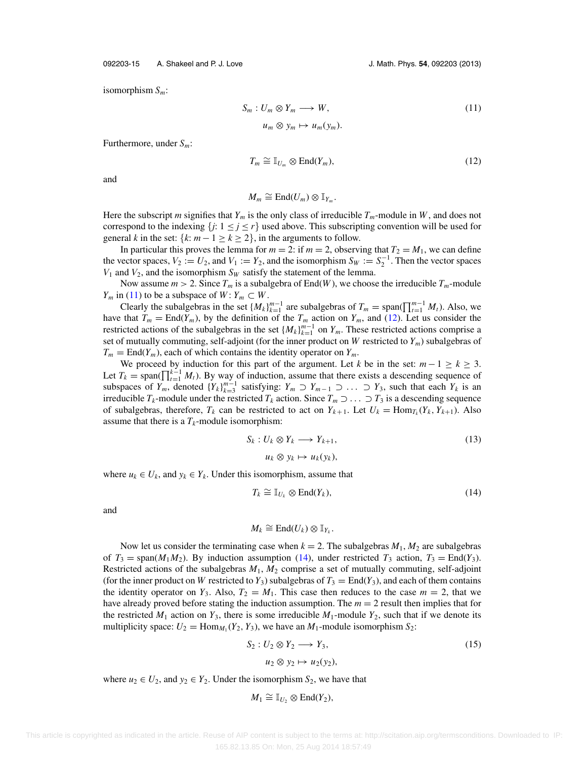isomorphism $S_m$:

$$S_m : U_m \otimes Y_m \longrightarrow W, \tag{11}$$
$$u_m \otimes y_m \mapsto u_m(y_m).$$

Furthermore, under $S_m$:

$$T_m \cong \mathbb{I}_{U_m} \otimes \text{End}(Y_m), \tag{12}$$

and

$$M_m \cong \text{End}(U_m) \otimes \mathbb{I}_{Y_m}.$$

Here the subscript $m$ signifies that $Y_m$ is the only class of irreducible $T_m$-module in $W$, and does not correspond to the indexing $\{j: 1 \leq j \leq r\}$ used above. This subscripting convention will be used for general $k$ in the set: $\{k: m - 1 \geq k \geq 2\}$, in the arguments to follow.

In particular this proves the lemma for $m = 2$: if $m = 2$, observing that $T_2 = M_1$, we can define the vector spaces, $V_2 := U_2$, and $V_1 := Y_2$, and the isomorphism $S_W := S_2^{-1}$. Then the vector spaces $V_1$ and $V_2$, and the isomorphism $S_W$ satisfy the statement of the lemma.

Now assume $m > 2$. Since $T_m$ is a subalgebra of $\text{End}(W)$, we choose the irreducible $T_m$-module $Y_m$ in (11) to be a subspace of $W$: $Y_m \subset W$.

Clearly the subalgebras in the set $\{M_k\}_{k=1}^{m-1}$ are subalgebras of $T_m = \text{span}(\prod_{t=1}^{m-1} M_t)$. Also, we have that $T_m = \text{End}(Y_m)$, by the definition of the $T_m$ action on $Y_m$, and (12). Let us consider the restricted actions of the subalgebras in the set $\{M_k\}_{k=1}^{m-1}$ on $Y_m$. These restricted actions comprise a set of mutually commuting, self-adjoint (for the inner product on $W$ restricted to $Y_m$) subalgebras of $T_m = \text{End}(Y_m)$, each of which contains the identity operator on $Y_m$.

We proceed by induction for this part of the argument. Let $k$ be in the set: $m - 1 \geq k \geq 3$. Let $T_k = \text{span}(\prod_{t=1}^{k-1} M_t)$. By way of induction, assume that there exists a descending sequence of subspaces of $Y_m$, denoted $\{Y_k\}_{k=3}^{m-1}$ satisfying: $Y_m \supset Y_{m-1} \supset \ldots \supset Y_3$, such that each $Y_k$ is an irreducible $T_k$-module under the restricted $T_k$ action. Since $T_m \supset \ldots \supset T_3$ is a descending sequence of subalgebras, therefore, $T_k$ can be restricted to act on $Y_{k+1}$. Let $U_k = \text{Hom}_{T_k}(Y_k, Y_{k+1})$. Also assume that there is a $T_k$-module isomorphism:

$$S_k : U_k \otimes Y_k \longrightarrow Y_{k+1}, \tag{13}$$
$$u_k \otimes y_k \mapsto u_k(y_k),$$

where $u_k \in U_k$, and $y_k \in Y_k$. Under this isomorphism, assume that

$$T_k \cong \mathbb{I}_{U_k} \otimes \text{End}(Y_k), \tag{14}$$

and

$$M_k \cong \text{End}(U_k) \otimes \mathbb{I}_{Y_k}.$$

Now let us consider the terminating case when $k = 2$. The subalgebras $M_1, M_2$ are subalgebras of $T_3 = \text{span}(M_1 M_2)$. By induction assumption (14), under restricted $T_3$ action, $T_3 = \text{End}(Y_3)$. Restricted actions of the subalgebras $M_1, M_2$ comprise a set of mutually commuting, self-adjoint (for the inner product on $W$ restricted to $Y_3$) subalgebras of $T_3 = \text{End}(Y_3)$, and each of them contains the identity operator on $Y_3$. Also, $T_2 = M_1$. This case then reduces to the case $m = 2$, that we have already proved before stating the induction assumption. The $m = 2$ result then implies that for the restricted $M_1$ action on $Y_3$, there is some irreducible $M_1$-module $Y_2$, such that if we denote its multiplicity space: $U_2 = \text{Hom}_{M_1}(Y_2, Y_3)$, we have an $M_1$-module isomorphism $S_2$:

$$S_2 : U_2 \otimes Y_2 \longrightarrow Y_3, \tag{15}$$
$$u_2 \otimes y_2 \mapsto u_2(y_2),$$

where $u_2 \in U_2$, and $y_2 \in Y_2$. Under the isomorphism $S_2$, we have that

$$M_1 \cong \mathbb{I}_{U_2} \otimes \text{End}(Y_2),$$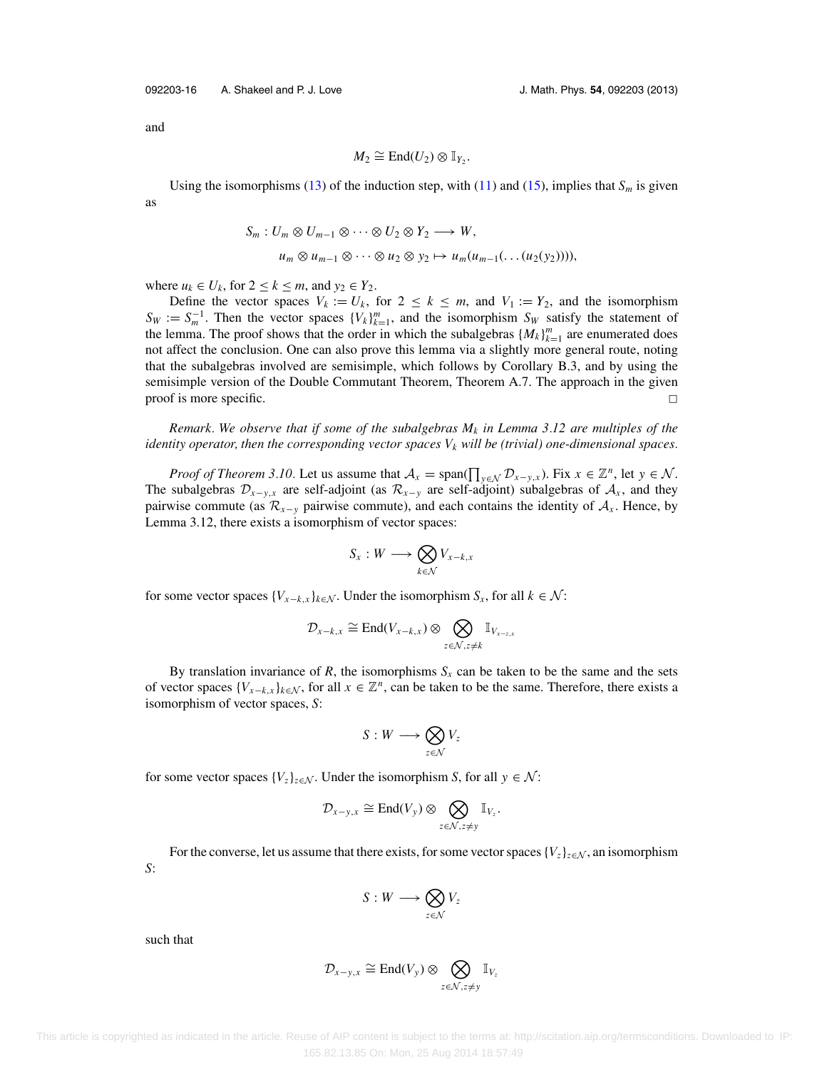and

$$M_2 \cong \mathrm{End}(U_2) \otimes \mathbb{I}_{Y_2}.$$

Using the isomorphisms (13) of the induction step, with (11) and (15), implies that $S_m$ is given as

$$S_m : U_m \otimes U_{m-1} \otimes \cdots \otimes U_2 \otimes Y_2 \longrightarrow W,$$
$$u_m \otimes u_{m-1} \otimes \cdots \otimes u_2 \otimes y_2 \mapsto u_m(u_{m-1}(\ldots(u_2(y_2)))),$$

where $u_k \in U_k$, for $2 \leq k \leq m$, and $y_2 \in Y_2$.

Define the vector spaces $V_k := U_k$, for $2 \leq k \leq m$, and $V_1 := Y_2$, and the isomorphism $S_W := S_m^{-1}$. Then the vector spaces $\{V_k\}_{k=1}^m$, and the isomorphism $S_W$ satisfy the statement of the lemma. The proof shows that the order in which the subalgebras $\{M_k\}_{k=1}^m$ are enumerated does not affect the conclusion. One can also prove this lemma via a slightly more general route, noting that the subalgebras involved are semisimple, which follows by Corollary B.3, and by using the semisimple version of the Double Commutant Theorem, Theorem A.7. The approach in the given proof is more specific. □

*Remark. We observe that if some of the subalgebras $M_k$ in Lemma 3.12 are multiples of the identity operator, then the corresponding vector spaces $V_k$ will be (trivial) one-dimensional spaces.*

*Proof of Theorem 3.10.* Let us assume that $\mathcal{A}_x = \mathrm{span}(\prod_{y\in\mathcal{N}} \mathcal{D}_{x-y,x})$. Fix $x \in \mathbb{Z}^n$, let $y \in \mathcal{N}$. The subalgebras $\mathcal{D}_{x-y,x}$ are self-adjoint (as $\mathcal{R}_{x-y}$ are self-adjoint) subalgebras of $\mathcal{A}_x$, and they pairwise commute (as $\mathcal{R}_{x-y}$ pairwise commute), and each contains the identity of $\mathcal{A}_x$. Hence, by Lemma 3.12, there exists a isomorphism of vector spaces:

$$S_x : W \longrightarrow \bigotimes_{k\in\mathcal{N}} V_{x-k,x}$$

for some vector spaces $\{V_{x-k,x}\}_{k\in\mathcal{N}}$. Under the isomorphism $S_x$, for all $k \in \mathcal{N}$:

$$\mathcal{D}_{x-k,x} \cong \mathrm{End}(V_{x-k,x}) \otimes \bigotimes_{z\in\mathcal{N},z\neq k} \mathbb{I}_{V_{x-z,x}}$$

By translation invariance of $R$, the isomorphisms $S_x$ can be taken to be the same and the sets of vector spaces $\{V_{x-k,x}\}_{k\in\mathcal{N}}$, for all $x \in \mathbb{Z}^n$, can be taken to be the same. Therefore, there exists a isomorphism of vector spaces, $S$:

$$S : W \longrightarrow \bigotimes_{z\in\mathcal{N}} V_z$$

for some vector spaces $\{V_z\}_{z\in\mathcal{N}}$. Under the isomorphism $S$, for all $y \in \mathcal{N}$:

$$\mathcal{D}_{x-y,x} \cong \mathrm{End}(V_y) \otimes \bigotimes_{z\in\mathcal{N},z\neq y} \mathbb{I}_{V_z}.$$

For the converse, let us assume that there exists, for some vector spaces $\{V_z\}_{z\in\mathcal{N}}$, an isomorphism $S$:

$$S : W \longrightarrow \bigotimes_{z\in\mathcal{N}} V_z$$

such that

$$\mathcal{D}_{x-y,x} \cong \mathrm{End}(V_y) \otimes \bigotimes_{z\in\mathcal{N},z\neq y} \mathbb{I}_{V_z}$$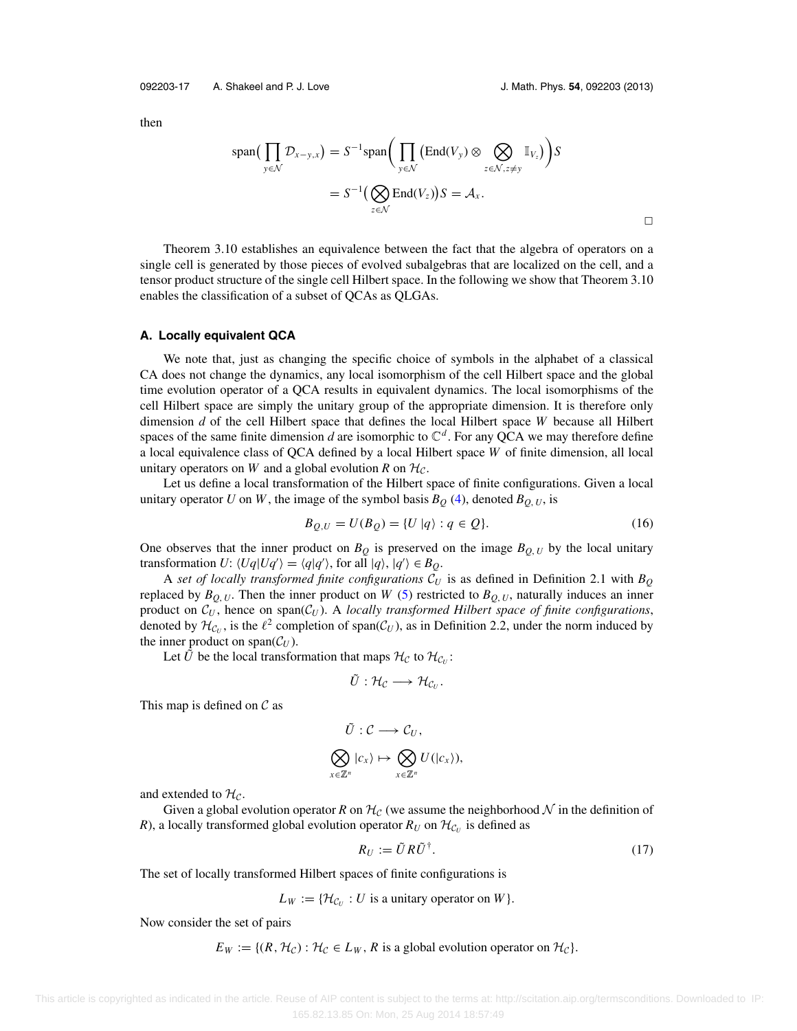then

$$\operatorname{span}\Big(\prod_{y\in\mathcal{N}}\mathcal{D}_{x-y,x}\Big) = S^{-1}\operatorname{span}\bigg(\prod_{y\in\mathcal{N}}\big(\operatorname{End}(V_y)\otimes\bigotimes_{z\in\mathcal{N},z\neq y}\mathbb{I}_{V_z}\big)\bigg)S$$

$$= S^{-1}\Big(\bigotimes_{z\in\mathcal{N}}\operatorname{End}(V_z)\Big)S = \mathcal{A}_x.$$

□

Theorem 3.10 establishes an equivalence between the fact that the algebra of operators on a single cell is generated by those pieces of evolved subalgebras that are localized on the cell, and a tensor product structure of the single cell Hilbert space. In the following we show that Theorem 3.10 enables the classification of a subset of QCAs as QLGAs.

### A. Locally equivalent QCA

We note that, just as changing the specific choice of symbols in the alphabet of a classical CA does not change the dynamics, any local isomorphism of the cell Hilbert space and the global time evolution operator of a QCA results in equivalent dynamics. The local isomorphisms of the cell Hilbert space are simply the unitary group of the appropriate dimension. It is therefore only dimension $d$ of the cell Hilbert space that defines the local Hilbert space $W$ because all Hilbert spaces of the same finite dimension $d$ are isomorphic to $\mathbb{C}^d$. For any QCA we may therefore define a local equivalence class of QCA defined by a local Hilbert space $W$ of finite dimension, all local unitary operators on $W$ and a global evolution $R$ on $\mathcal{H}_\mathcal{C}$.

Let us define a local transformation of the Hilbert space of finite configurations. Given a local unitary operator $U$ on $W$, the image of the symbol basis $B_Q$ (4), denoted $B_{Q,U}$, is

$$B_{Q,U} = U(B_Q) = \{U\,|q\rangle : q\in Q\}. \tag{16}$$

One observes that the inner product on $B_Q$ is preserved on the image $B_{Q,U}$ by the local unitary transformation $U$: $\langle Uq|Uq'\rangle = \langle q|q'\rangle$, for all $|q\rangle, |q'\rangle \in B_Q$.

A *set of locally transformed finite configurations* $\mathcal{C}_U$ is as defined in Definition 2.1 with $B_Q$ replaced by $B_{Q,U}$. Then the inner product on $W$ (5) restricted to $B_{Q,U}$, naturally induces an inner product on $\mathcal{C}_U$, hence on $\operatorname{span}(\mathcal{C}_U)$. A *locally transformed Hilbert space of finite configurations*, denoted by $\mathcal{H}_{\mathcal{C}_U}$, is the $\ell^2$ completion of $\operatorname{span}(\mathcal{C}_U)$, as in Definition 2.2, under the norm induced by the inner product on $\operatorname{span}(\mathcal{C}_U)$.

Let $\tilde{U}$ be the local transformation that maps $\mathcal{H}_\mathcal{C}$ to $\mathcal{H}_{\mathcal{C}_U}$:

$$\tilde{U} : \mathcal{H}_\mathcal{C} \longrightarrow \mathcal{H}_{\mathcal{C}_U}.$$

This map is defined on $\mathcal{C}$ as

$$\tilde{U} : \mathcal{C} \longrightarrow \mathcal{C}_U,$$

$$\bigotimes_{x\in\mathbb{Z}^n}|c_x\rangle \mapsto \bigotimes_{x\in\mathbb{Z}^n}U(|c_x\rangle),$$

and extended to $\mathcal{H}_\mathcal{C}$.

Given a global evolution operator $R$ on $\mathcal{H}_\mathcal{C}$ (we assume the neighborhood $\mathcal{N}$ in the definition of $R$), a locally transformed global evolution operator $R_U$ on $\mathcal{H}_{\mathcal{C}_U}$ is defined as

$$R_U := \tilde{U}R\tilde{U}^\dagger. \tag{17}$$

The set of locally transformed Hilbert spaces of finite configurations is

$$L_W := \{\mathcal{H}_{\mathcal{C}_U} : U \text{ is a unitary operator on } W\}.$$

Now consider the set of pairs

$$E_W := \{(R, \mathcal{H}_\mathcal{C}) : \mathcal{H}_\mathcal{C}\in L_W, R \text{ is a global evolution operator on } \mathcal{H}_\mathcal{C}\}.$$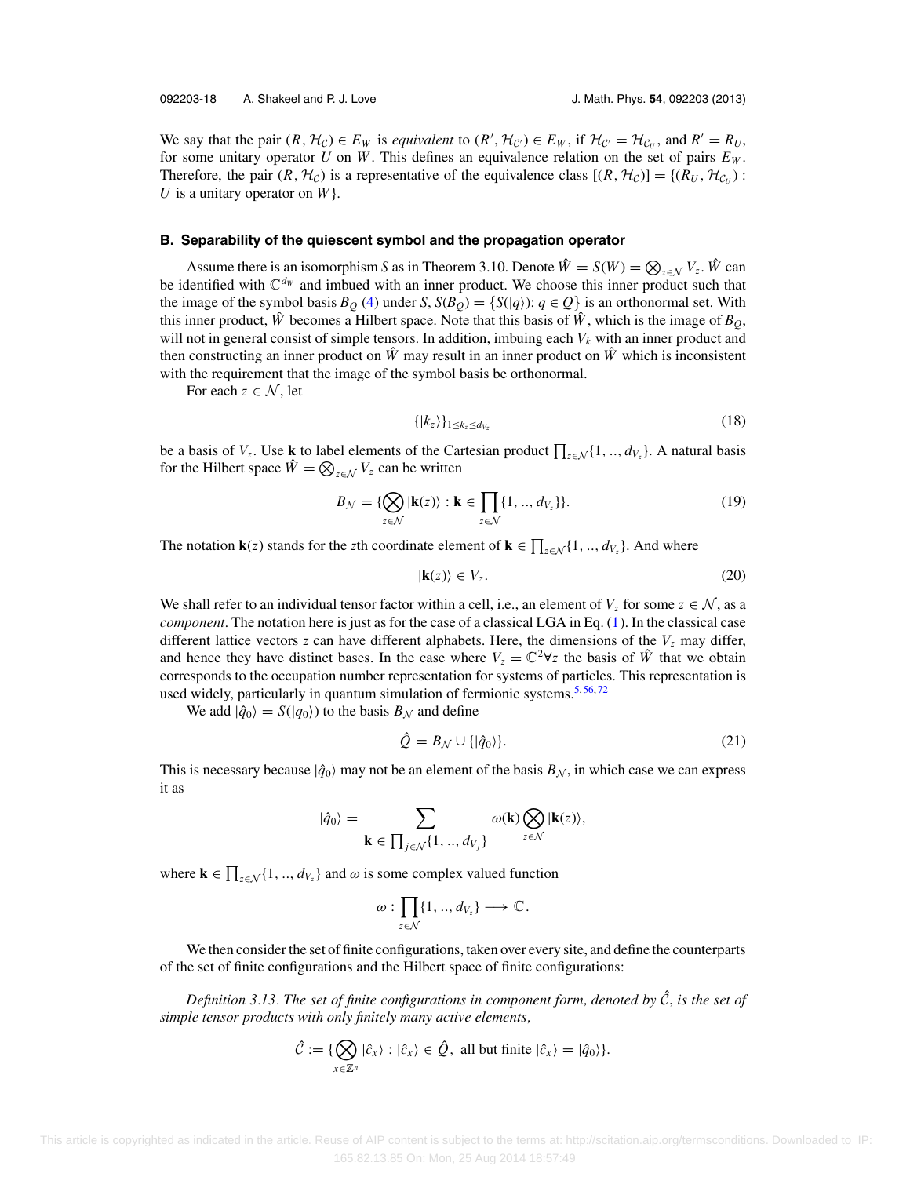We say that the pair $(R, \mathcal{H}_\mathcal{C}) \in E_W$ is *equivalent* to $(R', \mathcal{H}_{\mathcal{C}'}) \in E_W$, if $\mathcal{H}_{\mathcal{C}'} = \mathcal{H}_{\mathcal{C}_U}$, and $R' = R_U$, for some unitary operator $U$ on $W$. This defines an equivalence relation on the set of pairs $E_W$. Therefore, the pair $(R, \mathcal{H}_\mathcal{C})$ is a representative of the equivalence class $[(R, \mathcal{H}_\mathcal{C})] = \{(R_U, \mathcal{H}_{\mathcal{C}_U}) :$ $U$ is a unitary operator on $W\}$.

### B. Separability of the quiescent symbol and the propagation operator

Assume there is an isomorphism $S$ as in Theorem 3.10. Denote $\hat{W} = S(W) = \bigotimes_{z\in\mathcal{N}} V_z$. $\hat{W}$ can be identified with $\mathbb{C}^{d_W}$ and imbued with an inner product. We choose this inner product such that the image of the symbol basis $B_Q$ (4) under $S$, $S(B_Q) = \{S(|q\rangle): q \in Q\}$ is an orthonormal set. With this inner product, $\hat{W}$ becomes a Hilbert space. Note that this basis of $\hat{W}$, which is the image of $B_Q$, will not in general consist of simple tensors. In addition, imbuing each $V_k$ with an inner product and then constructing an inner product on $\hat{W}$ may result in an inner product on $\hat{W}$ which is inconsistent with the requirement that the image of the symbol basis be orthonormal.

For each $z \in \mathcal{N}$, let

$$\{|k_z\rangle\}_{1\le k_z \le d_{V_z}} \tag{18}$$

be a basis of $V_z$. Use $\mathbf{k}$ to label elements of the Cartesian product $\prod_{z\in\mathcal{N}}\{1, .., d_{V_z}\}$. A natural basis for the Hilbert space $\hat{W} = \bigotimes_{z\in\mathcal{N}} V_z$ can be written

$$B_\mathcal{N} = \{\bigotimes_{z\in\mathcal{N}} |\mathbf{k}(z)\rangle : \mathbf{k} \in \prod_{z\in\mathcal{N}}\{1, .., d_{V_z}\}\}. \tag{19}$$

The notation $\mathbf{k}(z)$ stands for the $z$th coordinate element of $\mathbf{k} \in \prod_{z\in\mathcal{N}}\{1, .., d_{V_z}\}$. And where

$$|\mathbf{k}(z)\rangle \in V_z. \tag{20}$$

We shall refer to an individual tensor factor within a cell, i.e., an element of $V_z$ for some $z \in \mathcal{N}$, as a *component*. The notation here is just as for the case of a classical LGA in Eq. (1). In the classical case different lattice vectors $z$ can have different alphabets. Here, the dimensions of the $V_z$ may differ, and hence they have distinct bases. In the case where $V_z = \mathbb{C}^2 \forall z$ the basis of $\hat{W}$ that we obtain corresponds to the occupation number representation for systems of particles. This representation is used widely, particularly in quantum simulation of fermionic systems.[5,56,72]

We add $|\hat{q}_0\rangle = S(|q_0\rangle)$ to the basis $B_\mathcal{N}$ and define

$$\hat{Q} = B_\mathcal{N} \cup \{|\hat{q}_0\rangle\}. \tag{21}$$

This is necessary because $|\hat{q}_0\rangle$ may not be an element of the basis $B_\mathcal{N}$, in which case we can express it as

$$|\hat{q}_0\rangle = \sum_{\mathbf{k}\,\in\,\prod_{j\in\mathcal{N}}\{1,..,d_{V_j}\}} \omega(\mathbf{k}) \bigotimes_{z\in\mathcal{N}} |\mathbf{k}(z)\rangle,$$

where $\mathbf{k} \in \prod_{z\in\mathcal{N}}\{1, .., d_{V_z}\}$ and $\omega$ is some complex valued function

$$\omega : \prod_{z\in\mathcal{N}}\{1, .., d_{V_z}\} \longrightarrow \mathbb{C}.$$

We then consider the set of finite configurations, taken over every site, and define the counterparts of the set of finite configurations and the Hilbert space of finite configurations:

*Definition 3.13. The set of finite configurations in component form, denoted by $\hat{\mathcal{C}}$, is the set of simple tensor products with only finitely many active elements,*

$$\hat{\mathcal{C}} := \{\bigotimes_{x\in\mathbb{Z}^n} |\hat{c}_x\rangle : |\hat{c}_x\rangle \in \hat{Q},\ \text{all but finite } |\hat{c}_x\rangle = |\hat{q}_0\rangle\}.$$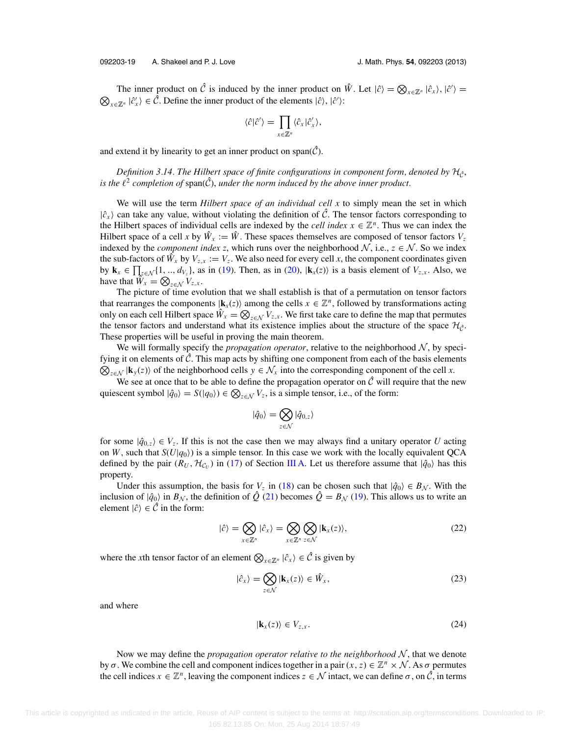The inner product on $\hat{\mathcal{C}}$ is induced by the inner product on $\hat{W}$. Let $|\hat{c}\rangle = \bigotimes_{x\in\mathbb{Z}^n} |\hat{c}_x\rangle$, $|\hat{c}'\rangle = \bigotimes_{x\in\mathbb{Z}^n} |\hat{c}'_x\rangle \in \hat{\mathcal{C}}$. Define the inner product of the elements $|\hat{c}\rangle$, $|\hat{c}'\rangle$:

$$\langle \hat{c}|\hat{c}'\rangle = \prod_{x\in\mathbb{Z}^n} \langle \hat{c}_x|\hat{c}'_x\rangle,$$

and extend it by linearity to get an inner product on span($\hat{\mathcal{C}}$).

*Definition 3.14. The Hilbert space of finite configurations in component form, denoted by $\mathcal{H}_{\hat{\mathcal{C}}}$, is the $\ell^2$ completion of* span($\hat{\mathcal{C}}$), *under the norm induced by the above inner product.*

We will use the term *Hilbert space of an individual cell x* to simply mean the set in which $|\hat{c}_x\rangle$ can take any value, without violating the definition of $\hat{\mathcal{C}}$. The tensor factors corresponding to the Hilbert spaces of individual cells are indexed by the *cell index* $x \in \mathbb{Z}^n$. Thus we can index the Hilbert space of a cell $x$ by $\hat{W}_x := \hat{W}$. These spaces themselves are composed of tensor factors $V_z$ indexed by the *component index z*, which runs over the neighborhood $\mathcal{N}$, i.e., $z \in \mathcal{N}$. So we index the sub-factors of $\hat{W}_x$ by $V_{z,x} := V_z$. We also need for every cell $x$, the component coordinates given by $\mathbf{k}_x \in \prod_{z\in\mathcal{N}}\{1, .., d_{V_z}\}$, as in (19). Then, as in (20), $|\mathbf{k}_x(z)\rangle$ is a basis element of $V_{z,x}$. Also, we have that $\hat{W}_x = \bigotimes_{z\in\mathcal{N}} V_{z,x}$.

The picture of time evolution that we shall establish is that of a permutation on tensor factors that rearranges the components $|\mathbf{k}_x(z)\rangle$ among the cells $x \in \mathbb{Z}^n$, followed by transformations acting only on each cell Hilbert space $\hat{W}_x = \bigotimes_{z\in\mathcal{N}} V_{z,x}$. We first take care to define the map that permutes the tensor factors and understand what its existence implies about the structure of the space $\mathcal{H}_{\hat{\mathcal{C}}}$. These properties will be useful in proving the main theorem.

We will formally specify the *propagation operator*, relative to the neighborhood $\mathcal{N}$, by specifying it on elements of $\hat{\mathcal{C}}$. This map acts by shifting one component from each of the basis elements $\bigotimes_{z\in\mathcal{N}} |\mathbf{k}_y(z)\rangle$ of the neighborhood cells $y \in \mathcal{N}_x$ into the corresponding component of the cell $x$.

We see at once that to be able to define the propagation operator on $\hat{\mathcal{C}}$ will require that the new quiescent symbol $|\hat{q}_0\rangle = S(|q_0\rangle) \in \bigotimes_{z\in\mathcal{N}} V_z$, is a simple tensor, i.e., of the form:

$$|\hat{q}_0\rangle = \bigotimes_{z\in\mathcal{N}} |\hat{q}_{0,z}\rangle$$

for some $|\hat{q}_{0,z}\rangle \in V_z$. If this is not the case then we may always find a unitary operator $U$ acting on $W$, such that $S(U|q_0\rangle)$ is a simple tensor. In this case we work with the locally equivalent QCA defined by the pair $(R_U, \mathcal{H}_{\mathcal{C}_U})$ in (17) of Section III A. Let us therefore assume that $|\hat{q}_0\rangle$ has this property.

Under this assumption, the basis for $V_z$ in (18) can be chosen such that $|\hat{q}_0\rangle \in B_{\mathcal{N}}$. With the inclusion of $|\hat{q}_0\rangle$ in $B_{\mathcal{N}}$, the definition of $\hat{Q}$ (21) becomes $\hat{Q} = B_{\mathcal{N}}$ (19). This allows us to write an element $|\hat{c}\rangle \in \hat{\mathcal{C}}$ in the form:

$$|\hat{c}\rangle = \bigotimes_{x\in\mathbb{Z}^n} |\hat{c}_x\rangle = \bigotimes_{x\in\mathbb{Z}^n} \bigotimes_{z\in\mathcal{N}} |\mathbf{k}_x(z)\rangle, \tag{22}$$

where the $x$th tensor factor of an element $\bigotimes_{x\in\mathbb{Z}^n} |\hat{c}_x\rangle \in \hat{\mathcal{C}}$ is given by

$$|\hat{c}_x\rangle = \bigotimes_{z\in\mathcal{N}} |\mathbf{k}_x(z)\rangle \in \hat{W}_x, \tag{23}$$

and where

$$|\mathbf{k}_x(z)\rangle \in V_{z,x}. \tag{24}$$

Now we may define the *propagation operator relative to the neighborhood* $\mathcal{N}$, that we denote by $\sigma$. We combine the cell and component indices together in a pair $(x, z) \in \mathbb{Z}^n \times \mathcal{N}$. As $\sigma$ permutes the cell indices $x \in \mathbb{Z}^n$, leaving the component indices $z \in \mathcal{N}$ intact, we can define $\sigma$, on $\hat{\mathcal{C}}$, in terms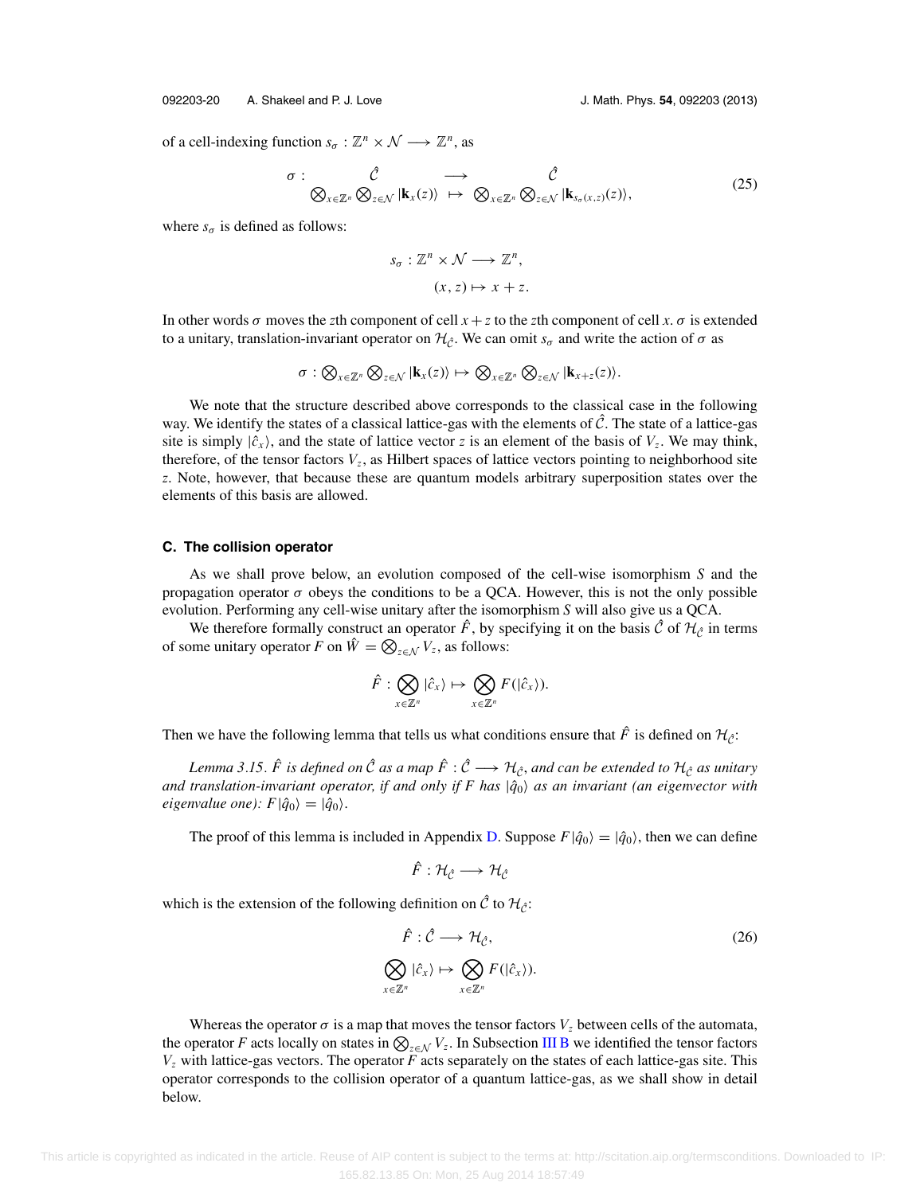of a cell-indexing function $s_\sigma : \mathbb{Z}^n \times \mathcal{N} \longrightarrow \mathbb{Z}^n$, as

$$\sigma : \begin{array}{ccc} \hat{\mathcal{C}} & \longrightarrow & \hat{\mathcal{C}} \\ \bigotimes_{x\in\mathbb{Z}^n} \bigotimes_{z\in\mathcal{N}} |\mathbf{k}_x(z)\rangle & \mapsto & \bigotimes_{x\in\mathbb{Z}^n} \bigotimes_{z\in\mathcal{N}} |\mathbf{k}_{s_\sigma(x,z)}(z)\rangle, \end{array} \tag{25}$$

where $s_\sigma$ is defined as follows:

$$s_\sigma : \mathbb{Z}^n \times \mathcal{N} \longrightarrow \mathbb{Z}^n,$$
$$(x, z) \mapsto x + z.$$

In other words $\sigma$ moves the $z$th component of cell $x + z$ to the $z$th component of cell $x$. $\sigma$ is extended to a unitary, translation-invariant operator on $\mathcal{H}_{\hat{\mathcal{C}}}$. We can omit $s_\sigma$ and write the action of $\sigma$ as

$$\sigma : \bigotimes_{x\in\mathbb{Z}^n} \bigotimes_{z\in\mathcal{N}} |\mathbf{k}_x(z)\rangle \mapsto \bigotimes_{x\in\mathbb{Z}^n} \bigotimes_{z\in\mathcal{N}} |\mathbf{k}_{x+z}(z)\rangle.$$

We note that the structure described above corresponds to the classical case in the following way. We identify the states of a classical lattice-gas with the elements of $\hat{\mathcal{C}}$. The state of a lattice-gas site is simply $|\hat{c}_x\rangle$, and the state of lattice vector $z$ is an element of the basis of $V_z$. We may think, therefore, of the tensor factors $V_z$, as Hilbert spaces of lattice vectors pointing to neighborhood site $z$. Note, however, that because these are quantum models arbitrary superposition states over the elements of this basis are allowed.

### C. The collision operator

As we shall prove below, an evolution composed of the cell-wise isomorphism $S$ and the propagation operator $\sigma$ obeys the conditions to be a QCA. However, this is not the only possible evolution. Performing any cell-wise unitary after the isomorphism $S$ will also give us a QCA.

We therefore formally construct an operator $\hat{F}$, by specifying it on the basis $\hat{\mathcal{C}}$ of $\mathcal{H}_{\hat{\mathcal{C}}}$ in terms of some unitary operator $F$ on $\hat{W} = \bigotimes_{z\in\mathcal{N}} V_z$, as follows:

$$\hat{F} : \bigotimes_{x\in\mathbb{Z}^n} |\hat{c}_x\rangle \mapsto \bigotimes_{x\in\mathbb{Z}^n} F(|\hat{c}_x\rangle).$$

Then we have the following lemma that tells us what conditions ensure that $\hat{F}$ is defined on $\mathcal{H}_{\hat{\mathcal{C}}}$:

*Lemma 3.15. $\hat{F}$ is defined on $\hat{\mathcal{C}}$ as a map $\hat{F} : \hat{\mathcal{C}} \longrightarrow \mathcal{H}_{\hat{\mathcal{C}}}$, and can be extended to $\mathcal{H}_{\hat{\mathcal{C}}}$ as unitary and translation-invariant operator, if and only if $F$ has $|\hat{q}_0\rangle$ as an invariant (an eigenvector with eigenvalue one): $F|\hat{q}_0\rangle = |\hat{q}_0\rangle$.*

The proof of this lemma is included in Appendix D. Suppose $F|\hat{q}_0\rangle = |\hat{q}_0\rangle$, then we can define

$$\hat{F} : \mathcal{H}_{\hat{\mathcal{C}}} \longrightarrow \mathcal{H}_{\hat{\mathcal{C}}}$$

which is the extension of the following definition on $\hat{\mathcal{C}}$ to $\mathcal{H}_{\hat{\mathcal{C}}}$:

$$\begin{aligned} \hat{F} : \hat{\mathcal{C}} &\longrightarrow \mathcal{H}_{\hat{\mathcal{C}}}, \\ \bigotimes_{x\in\mathbb{Z}^n} |\hat{c}_x\rangle &\mapsto \bigotimes_{x\in\mathbb{Z}^n} F(|\hat{c}_x\rangle). \end{aligned} \tag{26}$$

Whereas the operator $\sigma$ is a map that moves the tensor factors $V_z$ between cells of the automata, the operator $F$ acts locally on states in $\bigotimes_{z\in\mathcal{N}} V_z$. In Subsection III B we identified the tensor factors $V_z$ with lattice-gas vectors. The operator $F$ acts separately on the states of each lattice-gas site. This operator corresponds to the collision operator of a quantum lattice-gas, as we shall show in detail below.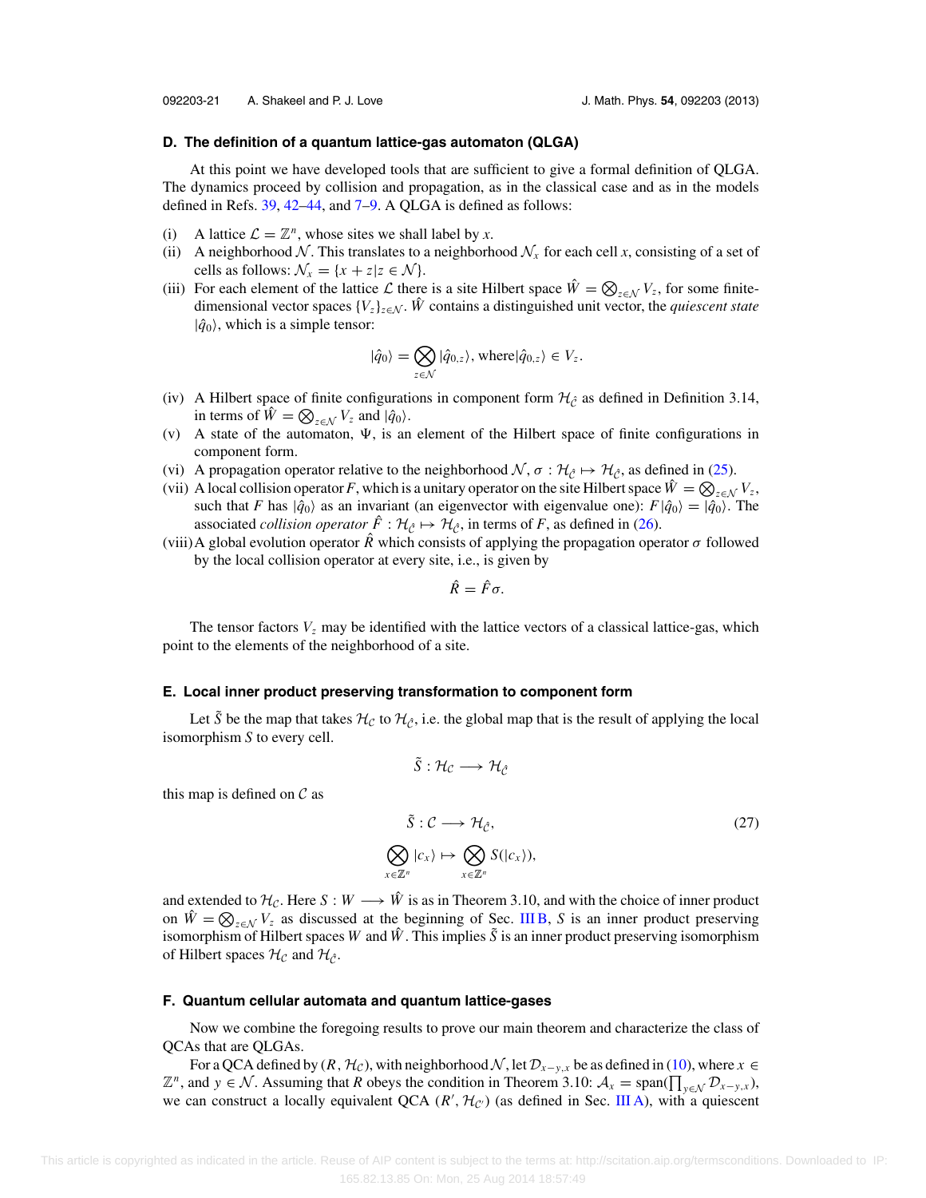### D. The definition of a quantum lattice-gas automaton (QLGA)

At this point we have developed tools that are sufficient to give a formal definition of QLGA. The dynamics proceed by collision and propagation, as in the classical case and as in the models defined in Refs. 39, 42–44, and 7–9. A QLGA is defined as follows:

(i) A lattice $\mathcal{L} = \mathbb{Z}^n$, whose sites we shall label by $x$.

(ii) A neighborhood $\mathcal{N}$. This translates to a neighborhood $\mathcal{N}_x$ for each cell $x$, consisting of a set of cells as follows: $\mathcal{N}_x = \{x + z | z \in \mathcal{N}\}$.

(iii) For each element of the lattice $\mathcal{L}$ there is a site Hilbert space $\hat{W} = \bigotimes_{z\in\mathcal{N}} V_z$, for some finite-dimensional vector spaces $\{V_z\}_{z\in\mathcal{N}}$. $\hat{W}$ contains a distinguished unit vector, the *quiescent state* $|\hat{q}_0\rangle$, which is a simple tensor:

$$|\hat{q}_0\rangle = \bigotimes_{z\in\mathcal{N}} |\hat{q}_{0,z}\rangle, \text{ where} |\hat{q}_{0,z}\rangle \in V_z.$$

(iv) A Hilbert space of finite configurations in component form $\mathcal{H}_{\hat{\mathcal{C}}}$ as defined in Definition 3.14, in terms of $\hat{W} = \bigotimes_{z\in\mathcal{N}} V_z$ and $|\hat{q}_0\rangle$.

(v) A state of the automaton, $\Psi$, is an element of the Hilbert space of finite configurations in component form.

(vi) A propagation operator relative to the neighborhood $\mathcal{N}$, $\sigma : \mathcal{H}_{\hat{\mathcal{C}}} \mapsto \mathcal{H}_{\hat{\mathcal{C}}}$, as defined in (25).

(vii) A local collision operator $F$, which is a unitary operator on the site Hilbert space $\hat{W} = \bigotimes_{z\in\mathcal{N}} V_z$, such that $F$ has $|\hat{q}_0\rangle$ as an invariant (an eigenvector with eigenvalue one): $F|\hat{q}_0\rangle = |\hat{q}_0\rangle$. The associated *collision operator* $\hat{F} : \mathcal{H}_{\hat{\mathcal{C}}} \mapsto \mathcal{H}_{\hat{\mathcal{C}}}$, in terms of $F$, as defined in (26).

(viii) A global evolution operator $\hat{R}$ which consists of applying the propagation operator $\sigma$ followed by the local collision operator at every site, i.e., is given by

$$\hat{R} = \hat{F}\sigma.$$

The tensor factors $V_z$ may be identified with the lattice vectors of a classical lattice-gas, which point to the elements of the neighborhood of a site.

### E. Local inner product preserving transformation to component form

Let $\tilde{S}$ be the map that takes $\mathcal{H}_{\mathcal{C}}$ to $\mathcal{H}_{\hat{\mathcal{C}}}$, i.e. the global map that is the result of applying the local isomorphism $S$ to every cell.

$$\tilde{S} : \mathcal{H}_{\mathcal{C}} \longrightarrow \mathcal{H}_{\hat{\mathcal{C}}}$$

this map is defined on $\mathcal{C}$ as

$$\begin{aligned} \tilde{S} : \mathcal{C} &\longrightarrow \mathcal{H}_{\hat{\mathcal{C}}}, \\ \bigotimes_{x\in\mathbb{Z}^n} |c_x\rangle &\mapsto \bigotimes_{x\in\mathbb{Z}^n} S(|c_x\rangle), \end{aligned} \tag{27}$$

and extended to $\mathcal{H}_{\mathcal{C}}$. Here $S : W \longrightarrow \hat{W}$ is as in Theorem 3.10, and with the choice of inner product on $\hat{W} = \bigotimes_{z\in\mathcal{N}} V_z$ as discussed at the beginning of Sec. III B, $S$ is an inner product preserving isomorphism of Hilbert spaces $W$ and $\hat{W}$. This implies $\tilde{S}$ is an inner product preserving isomorphism of Hilbert spaces $\mathcal{H}_{\mathcal{C}}$ and $\mathcal{H}_{\hat{\mathcal{C}}}$.

### F. Quantum cellular automata and quantum lattice-gases

Now we combine the foregoing results to prove our main theorem and characterize the class of QCAs that are QLGAs.

For a QCA defined by $(R, \mathcal{H}_{\mathcal{C}})$, with neighborhood $\mathcal{N}$, let $\mathcal{D}_{x-y,x}$ be as defined in (10), where $x \in \mathbb{Z}^n$, and $y \in \mathcal{N}$. Assuming that $R$ obeys the condition in Theorem 3.10: $\mathcal{A}_x = \text{span}(\prod_{y\in\mathcal{N}} \mathcal{D}_{x-y,x})$, we can construct a locally equivalent QCA $(R', \mathcal{H}_{\mathcal{C}'})$ (as defined in Sec. III A), with a quiescent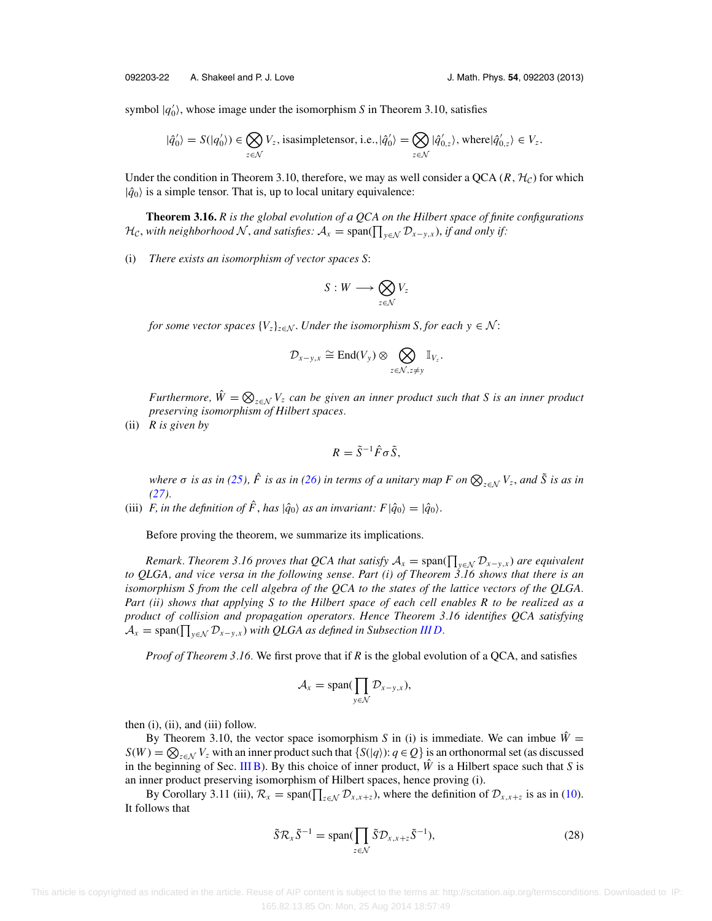symbol $|q_0'\rangle$, whose image under the isomorphism $S$ in Theorem 3.10, satisfies

$$|\hat{q}_0'\rangle = S(|q_0'\rangle) \in \bigotimes_{z\in\mathcal{N}} V_z, \text{ isasimpletensor, i.e.,} |\hat{q}_0'\rangle = \bigotimes_{z\in\mathcal{N}} |\hat{q}_{0,z}'\rangle, \text{ where} |\hat{q}_{0,z}'\rangle \in V_z.$$

Under the condition in Theorem 3.10, therefore, we may as well consider a QCA $(R, \mathcal{H}_\mathcal{C})$ for which $|\hat{q}_0\rangle$ is a simple tensor. That is, up to local unitary equivalence:

**Theorem 3.16.** *$R$ is the global evolution of a QCA on the Hilbert space of finite configurations $\mathcal{H}_\mathcal{C}$, with neighborhood $\mathcal{N}$, and satisfies: $\mathcal{A}_x = \mathrm{span}(\prod_{y\in\mathcal{N}} \mathcal{D}_{x-y,x})$, if and only if:*

(i) *There exists an isomorphism of vector spaces $S$:*

$$S : W \longrightarrow \bigotimes_{z\in\mathcal{N}} V_z$$

*for some vector spaces $\{V_z\}_{z\in\mathcal{N}}$. Under the isomorphism $S$, for each $y \in \mathcal{N}$:*

$$\mathcal{D}_{x-y,x} \cong \mathrm{End}(V_y) \otimes \bigotimes_{z\in\mathcal{N}, z\neq y} \mathbb{I}_{V_z}.$$

*Furthermore, $\hat{W} = \bigotimes_{z\in\mathcal{N}} V_z$ can be given an inner product such that $S$ is an inner product preserving isomorphism of Hilbert spaces.*

(ii) *$R$ is given by*

$$R = \tilde{S}^{-1} \hat{F} \sigma \tilde{S},$$

*where $\sigma$ is as in (25), $\hat{F}$ is as in (26) in terms of a unitary map $F$ on $\bigotimes_{z\in\mathcal{N}} V_z$, and $\tilde{S}$ is as in (27).*

(iii) *$F$, in the definition of $\hat{F}$, has $|\hat{q}_0\rangle$ as an invariant: $F|\hat{q}_0\rangle = |\hat{q}_0\rangle$.*

Before proving the theorem, we summarize its implications.

*Remark. Theorem 3.16 proves that QCA that satisfy $\mathcal{A}_x = \mathrm{span}(\prod_{y\in\mathcal{N}} \mathcal{D}_{x-y,x})$ are equivalent to QLGA, and vice versa in the following sense. Part (i) of Theorem 3.16 shows that there is an isomorphism $S$ from the cell algebra of the QCA to the states of the lattice vectors of the QLGA. Part (ii) shows that applying $S$ to the Hilbert space of each cell enables $R$ to be realized as a product of collision and propagation operators. Hence Theorem 3.16 identifies QCA satisfying $\mathcal{A}_x = \mathrm{span}(\prod_{y\in\mathcal{N}} \mathcal{D}_{x-y,x})$ with QLGA as defined in Subsection III D.*

*Proof of Theorem 3.16.* We first prove that if $R$ is the global evolution of a QCA, and satisfies

$$\mathcal{A}_x = \mathrm{span}(\prod_{y\in\mathcal{N}} \mathcal{D}_{x-y,x}),$$

then (i), (ii), and (iii) follow.

By Theorem 3.10, the vector space isomorphism $S$ in (i) is immediate. We can imbue $\hat{W} = S(W) = \bigotimes_{z\in\mathcal{N}} V_z$ with an inner product such that $\{S(|q\rangle) : q \in Q\}$ is an orthonormal set (as discussed in the beginning of Sec. III B). By this choice of inner product, $\hat{W}$ is a Hilbert space such that $S$ is an inner product preserving isomorphism of Hilbert spaces, hence proving (i).

By Corollary 3.11 (iii), $\mathcal{R}_x = \mathrm{span}(\prod_{z\in\mathcal{N}} \mathcal{D}_{x,x+z})$, where the definition of $\mathcal{D}_{x,x+z}$ is as in (10). It follows that

$$\tilde{S}\mathcal{R}_x\tilde{S}^{-1} = \mathrm{span}(\prod_{z\in\mathcal{N}} \tilde{S}\mathcal{D}_{x,x+z}\tilde{S}^{-1}), \tag{28}$$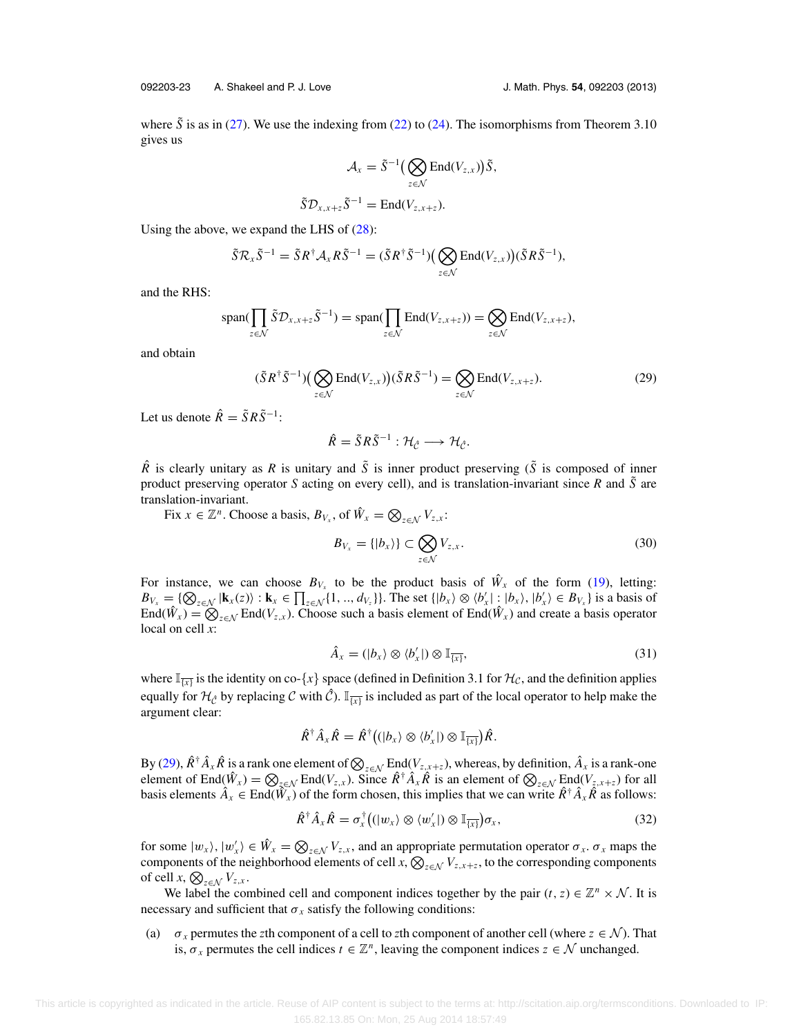where $\tilde{S}$ is as in (27). We use the indexing from (22) to (24). The isomorphisms from Theorem 3.10 gives us

$$\mathcal{A}_x = \tilde{S}^{-1}\big(\bigotimes_{z\in\mathcal{N}} \mathrm{End}(V_{z,x})\big)\tilde{S},$$

$$\tilde{S}\mathcal{D}_{x,x+z}\tilde{S}^{-1} = \mathrm{End}(V_{z,x+z}).$$

Using the above, we expand the LHS of (28):

$$\tilde{S}\mathcal{R}_x\tilde{S}^{-1} = \tilde{S}R^{\dagger}\mathcal{A}_x R\tilde{S}^{-1} = (\tilde{S}R^{\dagger}\tilde{S}^{-1})\big(\bigotimes_{z\in\mathcal{N}} \mathrm{End}(V_{z,x})\big)(\tilde{S}R\tilde{S}^{-1}),$$

and the RHS:

$$\mathrm{span}\big(\prod_{z\in\mathcal{N}} \tilde{S}\mathcal{D}_{x,x+z}\tilde{S}^{-1}\big) = \mathrm{span}\big(\prod_{z\in\mathcal{N}} \mathrm{End}(V_{z,x+z})\big) = \bigotimes_{z\in\mathcal{N}} \mathrm{End}(V_{z,x+z}),$$

and obtain

$$(\tilde{S}R^{\dagger}\tilde{S}^{-1})\big(\bigotimes_{z\in\mathcal{N}} \mathrm{End}(V_{z,x})\big)(\tilde{S}R\tilde{S}^{-1}) = \bigotimes_{z\in\mathcal{N}} \mathrm{End}(V_{z,x+z}). \tag{29}$$

Let us denote $\hat{R} = \tilde{S}R\tilde{S}^{-1}$:

$$\hat{R} = \tilde{S}R\tilde{S}^{-1} : \mathcal{H}_{\hat{\mathcal{C}}} \longrightarrow \mathcal{H}_{\hat{\mathcal{C}}}.$$

$\hat{R}$ is clearly unitary as $R$ is unitary and $\tilde{S}$ is inner product preserving ($\tilde{S}$ is composed of inner product preserving operator $S$ acting on every cell), and is translation-invariant since $R$ and $\tilde{S}$ are translation-invariant.

Fix $x \in \mathbb{Z}^n$. Choose a basis, $B_{V_x}$, of $\hat{W}_x = \bigotimes_{z\in\mathcal{N}} V_{z,x}$:

$$B_{V_x} = \{|b_x\rangle\} \subset \bigotimes_{z\in\mathcal{N}} V_{z,x}. \tag{30}$$

For instance, we can choose $B_{V_x}$ to be the product basis of $\hat{W}_x$ of the form (19), letting: $B_{V_x} = \{\bigotimes_{z\in\mathcal{N}} |\mathbf{k}_x(z)\rangle : \mathbf{k}_x \in \prod_{z\in\mathcal{N}}\{1, .., d_{V_z}\}\}$. The set $\{|b_x\rangle \otimes \langle b'_x| : |b_x\rangle, |b'_x\rangle \in B_{V_x}\}$ is a basis of $\mathrm{End}(\hat{W}_x) = \bigotimes_{z\in\mathcal{N}} \mathrm{End}(V_{z,x})$. Choose such a basis element of $\mathrm{End}(\hat{W}_x)$ and create a basis operator local on cell $x$:

$$\hat{A}_x = (|b_x\rangle \otimes \langle b'_x|) \otimes \mathbb{I}_{\overline{\{x\}}}, \tag{31}$$

where $\mathbb{I}_{\overline{\{x\}}}$ is the identity on co-$\{x\}$ space (defined in Definition 3.1 for $\mathcal{H}_{\mathcal{C}}$, and the definition applies equally for $\mathcal{H}_{\hat{\mathcal{C}}}$ by replacing $\mathcal{C}$ with $\hat{\mathcal{C}}$). $\mathbb{I}_{\overline{\{x\}}}$ is included as part of the local operator to help make the argument clear:

$$\hat{R}^{\dagger}\hat{A}_x\hat{R} = \hat{R}^{\dagger}\big((|b_x\rangle \otimes \langle b'_x|) \otimes \mathbb{I}_{\overline{\{x\}}}\big)\hat{R}.$$

By (29), $\hat{R}^{\dagger}\hat{A}_x\hat{R}$ is a rank one element of $\bigotimes_{z\in\mathcal{N}} \mathrm{End}(V_{z,x+z})$, whereas, by definition, $\hat{A}_x$ is a rank-one element of $\mathrm{End}(\hat{W}_x) = \bigotimes_{z\in\mathcal{N}} \mathrm{End}(V_{z,x})$. Since $\hat{R}^{\dagger}\hat{A}_x\hat{R}$ is an element of $\bigotimes_{z\in\mathcal{N}} \mathrm{End}(V_{z,x+z})$ for all basis elements $\hat{A}_x \in \mathrm{End}(\hat{W}_x)$ of the form chosen, this implies that we can write $\hat{R}^{\dagger}\hat{A}_x\hat{R}$ as follows:

$$\hat{R}^{\dagger}\hat{A}_x\hat{R} = \sigma_x^{\dagger}\big((|w_x\rangle \otimes \langle w'_x|) \otimes \mathbb{I}_{\overline{\{x\}}}\big)\sigma_x, \tag{32}$$

for some $|w_x\rangle, |w'_x\rangle \in \hat{W}_x = \bigotimes_{z\in\mathcal{N}} V_{z,x}$, and an appropriate permutation operator $\sigma_x$. $\sigma_x$ maps the components of the neighborhood elements of cell $x$, $\bigotimes_{z\in\mathcal{N}} V_{z,x+z}$, to the corresponding components of cell $x$, $\bigotimes_{z\in\mathcal{N}} V_{z,x}$.

We label the combined cell and component indices together by the pair $(t, z) \in \mathbb{Z}^n \times \mathcal{N}$. It is necessary and sufficient that $\sigma_x$ satisfy the following conditions:

(a) $\sigma_x$ permutes the $z$th component of a cell to $z$th component of another cell (where $z \in \mathcal{N}$). That is, $\sigma_x$ permutes the cell indices $t \in \mathbb{Z}^n$, leaving the component indices $z \in \mathcal{N}$ unchanged.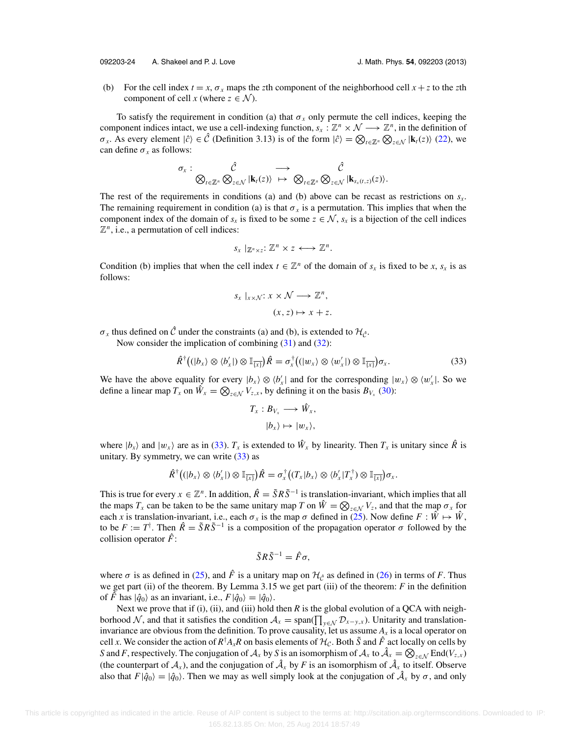(b) For the cell index $t = x$, $\sigma_x$ maps the $z$th component of the neighborhood cell $x + z$ to the $z$th component of cell $x$ (where $z \in \mathcal{N}$).

To satisfy the requirement in condition (a) that $\sigma_x$ only permute the cell indices, keeping the component indices intact, we use a cell-indexing function, $s_x : \mathbb{Z}^n \times \mathcal{N} \longrightarrow \mathbb{Z}^n$, in the definition of $\sigma_x$. As every element $|\hat{c}\rangle \in \hat{\mathcal{C}}$ (Definition 3.13) is of the form $|\hat{c}\rangle = \bigotimes_{t\in\mathbb{Z}^n} \bigotimes_{z\in\mathcal{N}} |\mathbf{k}_t(z)\rangle$ (22), we can define $\sigma_x$ as follows:

$$\sigma_x : \begin{array}{ccc} \hat{\mathcal{C}} & \longrightarrow & \hat{\mathcal{C}} \\ \bigotimes_{t\in\mathbb{Z}^n} \bigotimes_{z\in\mathcal{N}} |\mathbf{k}_t(z)\rangle & \mapsto & \bigotimes_{t\in\mathbb{Z}^n} \bigotimes_{z\in\mathcal{N}} |\mathbf{k}_{s_x(t,z)}(z)\rangle. \end{array}$$

The rest of the requirements in conditions (a) and (b) above can be recast as restrictions on $s_x$. The remaining requirement in condition (a) is that $\sigma_x$ is a permutation. This implies that when the component index of the domain of $s_x$ is fixed to be some $z \in \mathcal{N}$, $s_x$ is a bijection of the cell indices $\mathbb{Z}^n$, i.e., a permutation of cell indices:

$$s_x \mid_{\mathbb{Z}^n \times z} : \mathbb{Z}^n \times z \longleftrightarrow \mathbb{Z}^n.$$

Condition (b) implies that when the cell index $t \in \mathbb{Z}^n$ of the domain of $s_x$ is fixed to be $x$, $s_x$ is as follows:

$$\begin{aligned} s_x \mid_{x\times\mathcal{N}} : x \times \mathcal{N} &\longrightarrow \mathbb{Z}^n, \\ (x, z) &\mapsto x + z. \end{aligned}$$

$\sigma_x$ thus defined on $\hat{\mathcal{C}}$ under the constraints (a) and (b), is extended to $\mathcal{H}_{\hat{\mathcal{C}}}$.

Now consider the implication of combining (31) and (32):

$$\hat{R}^\dagger\big((|b_x\rangle \otimes \langle b'_x|) \otimes \mathbb{I}_{\overline{\{x\}}}\big)\hat{R} = \sigma_x^\dagger\big((|w_x\rangle \otimes \langle w'_x|) \otimes \mathbb{I}_{\overline{\{x\}}}\big)\sigma_x. \tag{33}$$

We have the above equality for every $|b_x\rangle \otimes \langle b'_x|$ and for the corresponding $|w_x\rangle \otimes \langle w'_x|$. So we define a linear map $T_x$ on $\hat{W}_x = \bigotimes_{z\in\mathcal{N}} V_{z,x}$, by defining it on the basis $B_{V_x}$ (30):

$$\begin{aligned} T_x : B_{V_x} &\longrightarrow \hat{W}_x, \\ |b_x\rangle &\mapsto |w_x\rangle, \end{aligned}$$

where $|b_x\rangle$ and $|w_x\rangle$ are as in (33). $T_x$ is extended to $\hat{W}_x$ by linearity. Then $T_x$ is unitary since $\hat{R}$ is unitary. By symmetry, we can write (33) as

$$\hat{R}^\dagger\big((|b_x\rangle \otimes \langle b'_x|) \otimes \mathbb{I}_{\overline{\{x\}}}\big)\hat{R} = \sigma_x^\dagger\big((T_x|b_x\rangle \otimes \langle b'_x|T_x^\dagger) \otimes \mathbb{I}_{\overline{\{x\}}}\big)\sigma_x.$$

This is true for every $x \in \mathbb{Z}^n$. In addition, $\hat{R} = \tilde{S}R\tilde{S}^{-1}$ is translation-invariant, which implies that all the maps $T_x$ can be taken to be the same unitary map $T$ on $\hat{W} = \bigotimes_{z\in\mathcal{N}} V_z$, and that the map $\sigma_x$ for each $x$ is translation-invariant, i.e., each $\sigma_x$ is the map $\sigma$ defined in (25). Now define $F : \hat{W} \mapsto \hat{W}$, to be $F := T^\dagger$. Then $\hat{R} = \tilde{S}R\tilde{S}^{-1}$ is a composition of the propagation operator $\sigma$ followed by the collision operator $\hat{F}$:

$$\tilde{S}R\tilde{S}^{-1} = \hat{F}\sigma,$$

where $\sigma$ is as defined in (25), and $\hat{F}$ is a unitary map on $\mathcal{H}_{\hat{\mathcal{C}}}$ as defined in (26) in terms of $F$. Thus we get part (ii) of the theorem. By Lemma 3.15 we get part (iii) of the theorem: $F$ in the definition of $\hat{F}$ has $|\hat{q}_0\rangle$ as an invariant, i.e., $F|\hat{q}_0\rangle = |\hat{q}_0\rangle$.

Next we prove that if (i), (ii), and (iii) hold then $R$ is the global evolution of a QCA with neighborhood $\mathcal{N}$, and that it satisfies the condition $\mathcal{A}_x = \text{span}(\prod_{y\in\mathcal{N}} \mathcal{D}_{x-y,x})$. Unitarity and translation-invariance are obvious from the definition. To prove causality, let us assume $A_x$ is a local operator on cell $x$. We consider the action of $R^\dagger A_x R$ on basis elements of $\mathcal{H}_{\mathcal{C}}$. Both $\tilde{S}$ and $\hat{F}$ act locally on cells by $S$ and $F$, respectively. The conjugation of $\mathcal{A}_x$ by $S$ is an isomorphism of $\mathcal{A}_x$ to $\hat{\mathcal{A}}_x = \bigotimes_{z\in\mathcal{N}} \text{End}(V_{z,x})$ (the counterpart of $\mathcal{A}_x$), and the conjugation of $\hat{\mathcal{A}}_x$ by $F$ is an isomorphism of $\hat{\mathcal{A}}_x$ to itself. Observe also that $F|\hat{q}_0\rangle = |\hat{q}_0\rangle$. Then we may as well simply look at the conjugation of $\hat{\mathcal{A}}_x$ by $\sigma$, and only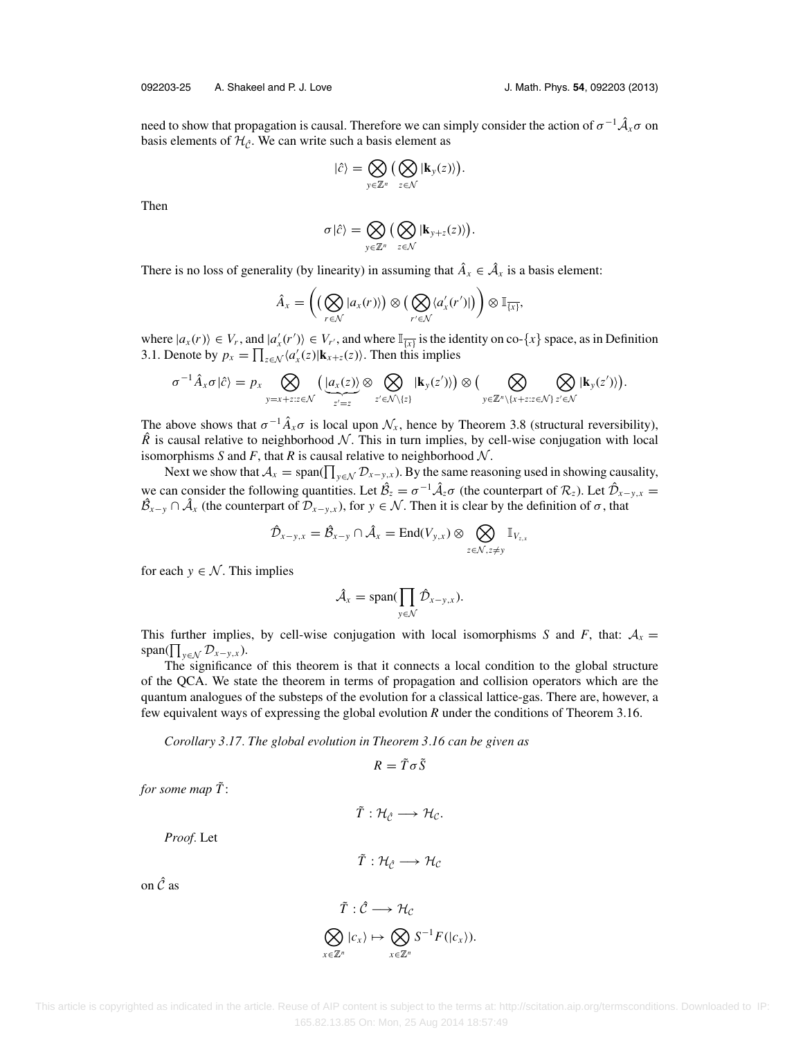need to show that propagation is causal. Therefore we can simply consider the action of $\sigma^{-1}\hat{\mathcal{A}}_x\sigma$ on basis elements of $\mathcal{H}_{\hat{\mathcal{C}}}$. We can write such a basis element as

$$|\hat{c}\rangle = \bigotimes_{y\in\mathbb{Z}^n}\big(\bigotimes_{z\in\mathcal{N}}|\mathbf{k}_y(z)\rangle\big).$$

Then

$$\sigma|\hat{c}\rangle = \bigotimes_{y\in\mathbb{Z}^n}\big(\bigotimes_{z\in\mathcal{N}}|\mathbf{k}_{y+z}(z)\rangle\big).$$

There is no loss of generality (by linearity) in assuming that $\hat{A}_x \in \hat{\mathcal{A}}_x$ is a basis element:

$$\hat{A}_x = \left(\big(\bigotimes_{r\in\mathcal{N}}|a_x(r)\rangle\big)\otimes\big(\bigotimes_{r'\in\mathcal{N}}\langle a'_x(r')|\big)\right)\otimes\mathbb{I}_{\overline{\{x\}}},$$

where $|a_x(r)\rangle \in V_r$, and $|a'_x(r')\rangle \in V_{r'}$, and where $\mathbb{I}_{\overline{\{x\}}}$ is the identity on co-$\{x\}$ space, as in Definition 3.1. Denote by $p_x = \prod_{z\in\mathcal{N}}\langle a'_x(z)|\mathbf{k}_{x+z}(z)\rangle$. Then this implies

$$\sigma^{-1}\hat{A}_x\sigma|\hat{c}\rangle = p_x\bigotimes_{y=x+z:z\in\mathcal{N}}\big(\underbrace{|a_x(z)\rangle}_{z'=z}\otimes\bigotimes_{z'\in\mathcal{N}\setminus\{z\}}|\mathbf{k}_y(z')\rangle\big)\otimes\big(\bigotimes_{y\in\mathbb{Z}^n\setminus\{x+z:z\in\mathcal{N}\}}\bigotimes_{z'\in\mathcal{N}}|\mathbf{k}_y(z')\rangle\big).$$

The above shows that $\sigma^{-1}\hat{A}_x\sigma$ is local upon $\mathcal{N}_x$, hence by Theorem 3.8 (structural reversibility), $\hat{R}$ is causal relative to neighborhood $\mathcal{N}$. This in turn implies, by cell-wise conjugation with local isomorphisms $S$ and $F$, that $R$ is causal relative to neighborhood $\mathcal{N}$.

Next we show that $\mathcal{A}_x = \mathrm{span}(\prod_{y\in\mathcal{N}}\mathcal{D}_{x-y,x})$. By the same reasoning used in showing causality, we can consider the following quantities. Let $\hat{\mathcal{B}}_z = \sigma^{-1}\hat{\mathcal{A}}_z\sigma$ (the counterpart of $\mathcal{R}_z$). Let $\hat{\mathcal{D}}_{x-y,x} = \hat{\mathcal{B}}_{x-y}\cap\hat{\mathcal{A}}_x$ (the counterpart of $\mathcal{D}_{x-y,x}$), for $y\in\mathcal{N}$. Then it is clear by the definition of $\sigma$, that

$$\hat{\mathcal{D}}_{x-y,x} = \hat{\mathcal{B}}_{x-y}\cap\hat{\mathcal{A}}_x = \mathrm{End}(V_{y,x})\otimes\bigotimes_{z\in\mathcal{N},z\neq y}\mathbb{I}_{V_{z,x}}$$

for each $y\in\mathcal{N}$. This implies

$$\hat{\mathcal{A}}_x = \mathrm{span}(\prod_{y\in\mathcal{N}}\hat{\mathcal{D}}_{x-y,x}).$$

This further implies, by cell-wise conjugation with local isomorphisms $S$ and $F$, that: $\mathcal{A}_x = \mathrm{span}(\prod_{y\in\mathcal{N}}\mathcal{D}_{x-y,x})$.

The significance of this theorem is that it connects a local condition to the global structure of the QCA. We state the theorem in terms of propagation and collision operators which are the quantum analogues of the substeps of the evolution for a classical lattice-gas. There are, however, a few equivalent ways of expressing the global evolution $R$ under the conditions of Theorem 3.16.

*Corollary 3.17. The global evolution in Theorem 3.16 can be given as*

$$R = \tilde{T}\sigma\tilde{S}$$

*for some map* $\tilde{T}$:

$$\tilde{T}:\mathcal{H}_{\hat{\mathcal{C}}}\longrightarrow\mathcal{H}_{\mathcal{C}}.$$

*Proof.* Let

$$\tilde{T}:\mathcal{H}_{\hat{\mathcal{C}}}\longrightarrow\mathcal{H}_{\mathcal{C}}$$

on $\hat{\mathcal{C}}$ as

$$\tilde{T}:\hat{\mathcal{C}}\longrightarrow\mathcal{H}_{\mathcal{C}}$$

$$\bigotimes_{x\in\mathbb{Z}^n}|c_x\rangle\mapsto\bigotimes_{x\in\mathbb{Z}^n}S^{-1}F(|c_x\rangle).$$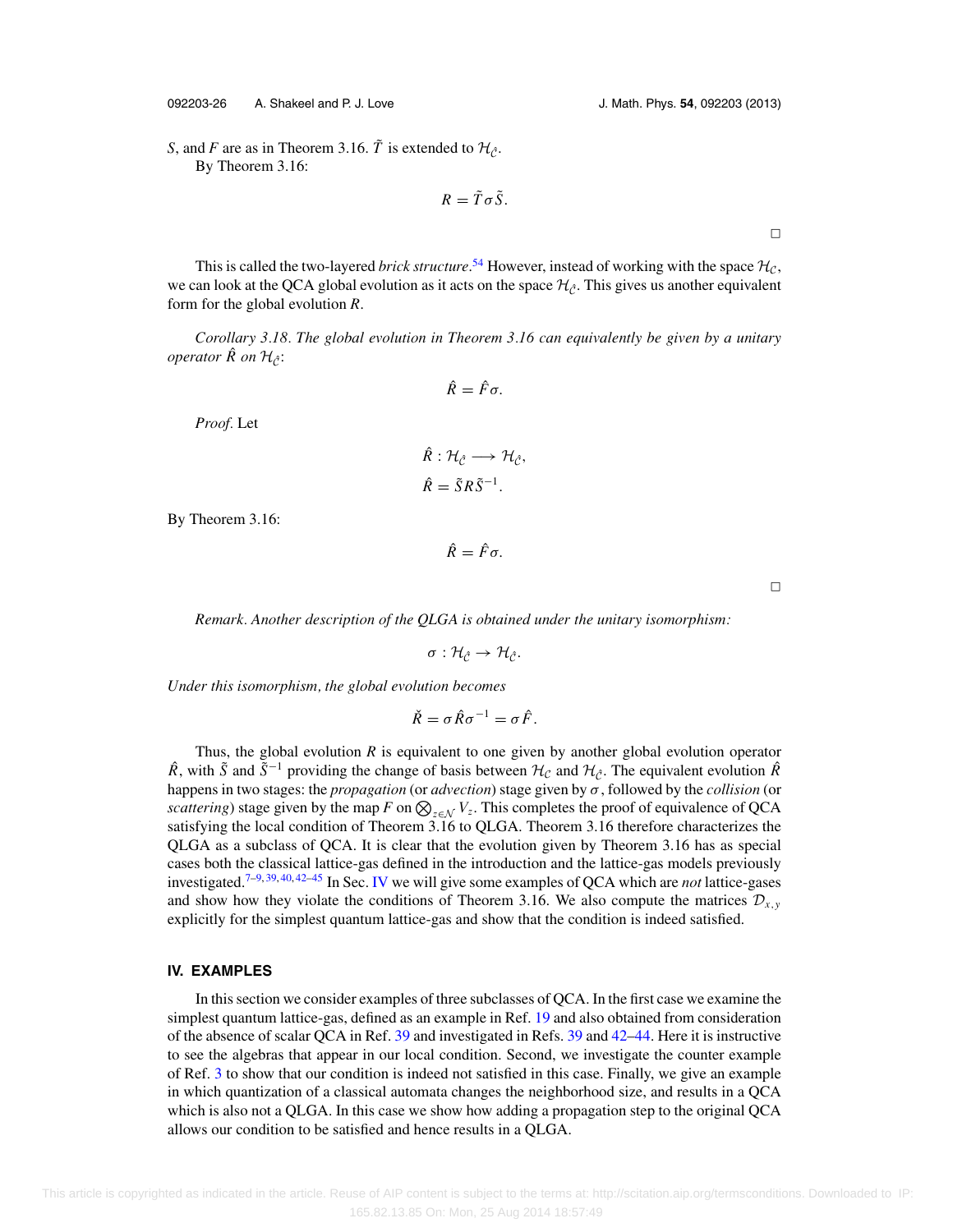$S$, and $F$ are as in Theorem 3.16. $\tilde{T}$ is extended to $\mathcal{H}_{\hat{\mathcal{C}}}$.

By Theorem 3.16:

$$R = \tilde{T}\sigma\tilde{S}.$$

□

This is called the two-layered *brick structure*.[54] However, instead of working with the space $\mathcal{H}_{\mathcal{C}}$, we can look at the QCA global evolution as it acts on the space $\mathcal{H}_{\hat{\mathcal{C}}}$. This gives us another equivalent form for the global evolution $R$.

*Corollary 3.18. The global evolution in Theorem 3.16 can equivalently be given by a unitary operator $\hat{R}$ on $\mathcal{H}_{\hat{\mathcal{C}}}$:*

$$\hat{R} = \hat{F}\sigma.$$

*Proof.* Let

$$\hat{R} : \mathcal{H}_{\hat{\mathcal{C}}} \longrightarrow \mathcal{H}_{\hat{\mathcal{C}}},$$

$$\hat{R} = \tilde{S}R\tilde{S}^{-1}.$$

By Theorem 3.16:

$$\hat{R} = \hat{F}\sigma.$$

□

*Remark. Another description of the QLGA is obtained under the unitary isomorphism:*

$$\sigma : \mathcal{H}_{\hat{\mathcal{C}}} \rightarrow \mathcal{H}_{\hat{\mathcal{C}}}.$$

*Under this isomorphism, the global evolution becomes*

$$\check{R} = \sigma\hat{R}\sigma^{-1} = \sigma\hat{F}.$$

Thus, the global evolution $R$ is equivalent to one given by another global evolution operator $\hat{R}$, with $\tilde{S}$ and $\tilde{S}^{-1}$ providing the change of basis between $\mathcal{H}_{\mathcal{C}}$ and $\mathcal{H}_{\hat{\mathcal{C}}}$. The equivalent evolution $\hat{R}$ happens in two stages: the *propagation* (or *advection*) stage given by $\sigma$, followed by the *collision* (or *scattering*) stage given by the map $F$ on $\bigotimes_{z\in\mathcal{N}} V_z$. This completes the proof of equivalence of QCA satisfying the local condition of Theorem 3.16 to QLGA. Theorem 3.16 therefore characterizes the QLGA as a subclass of QCA. It is clear that the evolution given by Theorem 3.16 has as special cases both the classical lattice-gas defined in the introduction and the lattice-gas models previously investigated.[7–9,39,40,42–45] In Sec. IV we will give some examples of QCA which are *not* lattice-gases and show how they violate the conditions of Theorem 3.16. We also compute the matrices $\mathcal{D}_{x,y}$ explicitly for the simplest quantum lattice-gas and show that the condition is indeed satisfied.

## IV. EXAMPLES

In this section we consider examples of three subclasses of QCA. In the first case we examine the simplest quantum lattice-gas, defined as an example in Ref. 19 and also obtained from consideration of the absence of scalar QCA in Ref. 39 and investigated in Refs. 39 and 42–44. Here it is instructive to see the algebras that appear in our local condition. Second, we investigate the counter example of Ref. 3 to show that our condition is indeed not satisfied in this case. Finally, we give an example in which quantization of a classical automata changes the neighborhood size, and results in a QCA which is also not a QLGA. In this case we show how adding a propagation step to the original QCA allows our condition to be satisfied and hence results in a QLGA.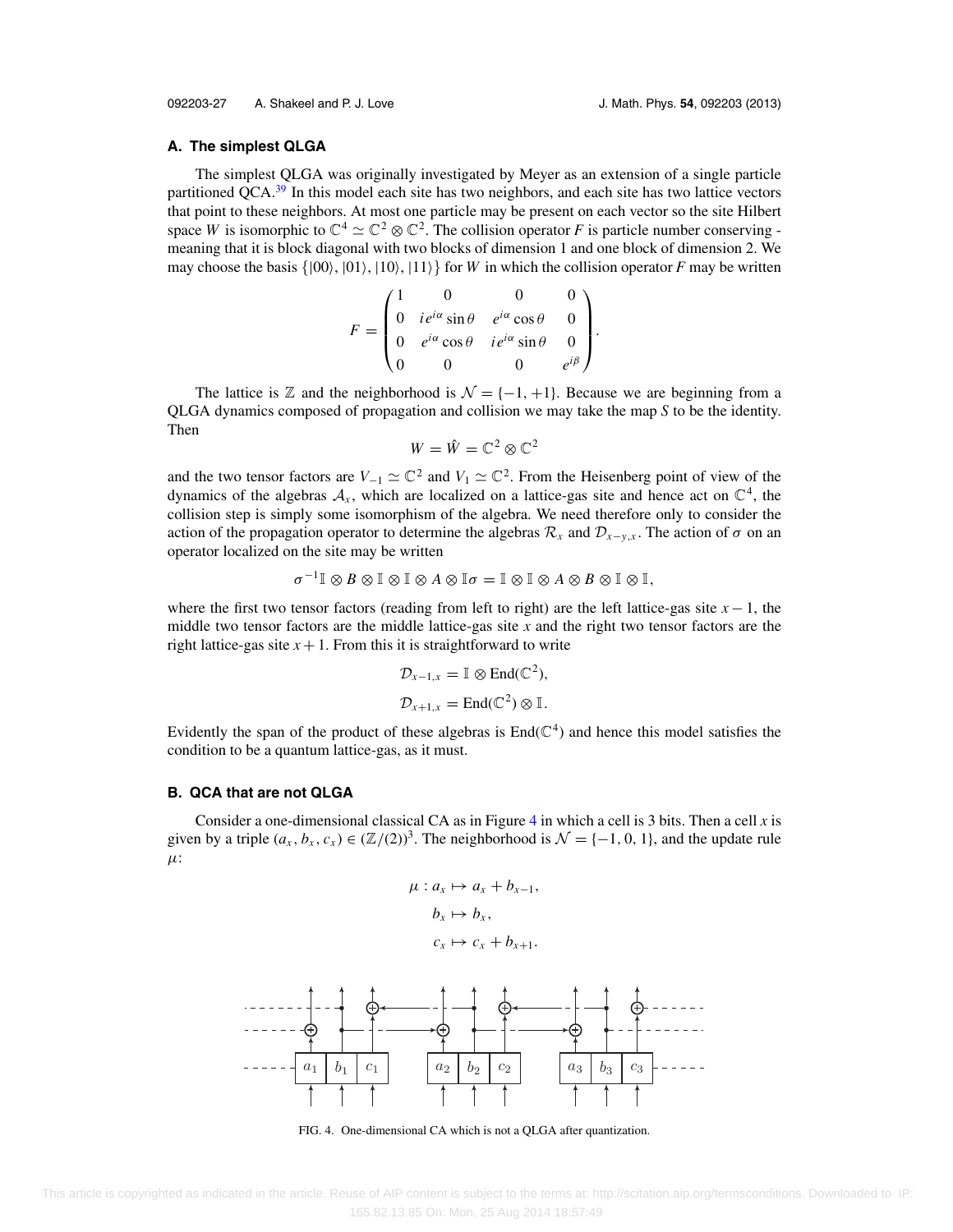### A. The simplest QLGA

The simplest QLGA was originally investigated by Meyer as an extension of a single particle partitioned QCA.[39] In this model each site has two neighbors, and each site has two lattice vectors that point to these neighbors. At most one particle may be present on each vector so the site Hilbert space $W$ is isomorphic to $\mathbb{C}^4 \simeq \mathbb{C}^2 \otimes \mathbb{C}^2$. The collision operator $F$ is particle number conserving - meaning that it is block diagonal with two blocks of dimension 1 and one block of dimension 2. We may choose the basis $\{|00\rangle, |01\rangle, |10\rangle, |11\rangle\}$ for $W$ in which the collision operator $F$ may be written

$$F = \begin{pmatrix} 1 & 0 & 0 & 0 \\ 0 & ie^{i\alpha}\sin\theta & e^{i\alpha}\cos\theta & 0 \\ 0 & e^{i\alpha}\cos\theta & ie^{i\alpha}\sin\theta & 0 \\ 0 & 0 & 0 & e^{i\beta} \end{pmatrix}.$$

The lattice is $\mathbb{Z}$ and the neighborhood is $\mathcal{N} = \{-1, +1\}$. Because we are beginning from a QLGA dynamics composed of propagation and collision we may take the map $S$ to be the identity. Then

$$W = \hat{W} = \mathbb{C}^2 \otimes \mathbb{C}^2$$

and the two tensor factors are $V_{-1} \simeq \mathbb{C}^2$ and $V_1 \simeq \mathbb{C}^2$. From the Heisenberg point of view of the dynamics of the algebras $\mathcal{A}_x$, which are localized on a lattice-gas site and hence act on $\mathbb{C}^4$, the collision step is simply some isomorphism of the algebra. We need therefore only to consider the action of the propagation operator to determine the algebras $\mathcal{R}_x$ and $\mathcal{D}_{x-y,x}$. The action of $\sigma$ on an operator localized on the site may be written

$$\sigma^{-1}\mathbb{I} \otimes B \otimes \mathbb{I} \otimes \mathbb{I} \otimes A \otimes \mathbb{I}\sigma = \mathbb{I} \otimes \mathbb{I} \otimes A \otimes B \otimes \mathbb{I} \otimes \mathbb{I},$$

where the first two tensor factors (reading from left to right) are the left lattice-gas site $x - 1$, the middle two tensor factors are the middle lattice-gas site $x$ and the right two tensor factors are the right lattice-gas site $x + 1$. From this it is straightforward to write

$$\mathcal{D}_{x-1,x} = \mathbb{I} \otimes \mathrm{End}(\mathbb{C}^2),$$

$$\mathcal{D}_{x+1,x} = \mathrm{End}(\mathbb{C}^2) \otimes \mathbb{I}.$$

Evidently the span of the product of these algebras is $\mathrm{End}(\mathbb{C}^4)$ and hence this model satisfies the condition to be a quantum lattice-gas, as it must.

### B. QCA that are not QLGA

Consider a one-dimensional classical CA as in Figure 4 in which a cell is 3 bits. Then a cell $x$ is given by a triple $(a_x, b_x, c_x) \in (\mathbb{Z}/(2))^3$. The neighborhood is $\mathcal{N} = \{-1, 0, 1\}$, and the update rule $\mu$:

$$\mu : a_x \mapsto a_x + b_{x-1},$$

$$b_x \mapsto b_x,$$

$$c_x \mapsto c_x + b_{x+1}.$$

FIG. 4. One-dimensional CA which is not a QLGA after quantization.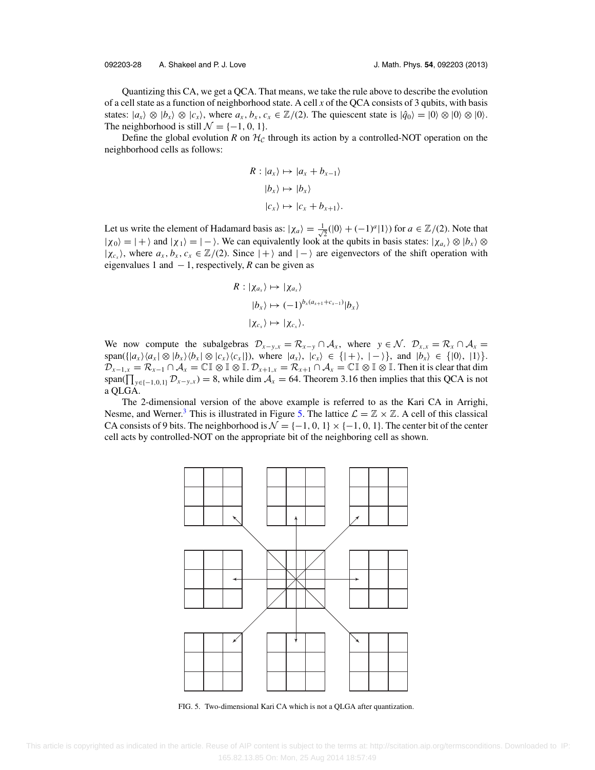Quantizing this CA, we get a QCA. That means, we take the rule above to describe the evolution of a cell state as a function of neighborhood state. A cell $x$ of the QCA consists of 3 qubits, with basis states: $|a_x\rangle \otimes |b_x\rangle \otimes |c_x\rangle$, where $a_x, b_x, c_x \in \mathbb{Z}/(2)$. The quiescent state is $|\hat{q}_0\rangle = |0\rangle \otimes |0\rangle \otimes |0\rangle$. The neighborhood is still $\mathcal{N} = \{-1, 0, 1\}$.

Define the global evolution $R$ on $\mathcal{H}_\mathcal{C}$ through its action by a controlled-NOT operation on the neighborhood cells as follows:

$$
\begin{aligned}
R : |a_x\rangle &\mapsto |a_x + b_{x-1}\rangle \\
|b_x\rangle &\mapsto |b_x\rangle \\
|c_x\rangle &\mapsto |c_x + b_{x+1}\rangle.
\end{aligned}
$$

Let us write the element of Hadamard basis as: $|\chi_a\rangle = \frac{1}{\sqrt{2}}(|0\rangle + (-1)^a|1\rangle)$ for $a \in \mathbb{Z}/(2)$. Note that $|\chi_0\rangle = |+\rangle$ and $|\chi_1\rangle = |-\rangle$. We can equivalently look at the qubits in basis states: $|\chi_{a_x}\rangle \otimes |b_x\rangle \otimes |\chi_{c_x}\rangle$, where $a_x, b_x, c_x \in \mathbb{Z}/(2)$. Since $|+\rangle$ and $|-\rangle$ are eigenvectors of the shift operation with eigenvalues 1 and $-1$, respectively, $R$ can be given as

$$
\begin{aligned}
R : |\chi_{a_x}\rangle &\mapsto |\chi_{a_x}\rangle \\
|b_x\rangle &\mapsto (-1)^{b_x(a_{x+1}+c_{x-1})}|b_x\rangle \\
|\chi_{c_x}\rangle &\mapsto |\chi_{c_x}\rangle.
\end{aligned}
$$

We now compute the subalgebras $\mathcal{D}_{x-y,x} = \mathcal{R}_{x-y} \cap \mathcal{A}_x$, where $y \in \mathcal{N}$. $\mathcal{D}_{x,x} = \mathcal{R}_x \cap \mathcal{A}_x = \text{span}(\{|a_x\rangle\langle a_x| \otimes |b_x\rangle\langle b_x| \otimes |c_x\rangle\langle c_x|\})$, where $|a_x\rangle, |c_x\rangle \in \{|+\rangle, |-\rangle\}$, and $|b_x\rangle \in \{|0\rangle, |1\rangle\}$. $\mathcal{D}_{x-1,x} = \mathcal{R}_{x-1} \cap \mathcal{A}_x = \mathbb{C}\mathbb{I} \otimes \mathbb{I} \otimes \mathbb{I}$. $\mathcal{D}_{x+1,x} = \mathcal{R}_{x+1} \cap \mathcal{A}_x = \mathbb{C}\mathbb{I} \otimes \mathbb{I} \otimes \mathbb{I}$. Then it is clear that dim $\text{span}(\prod_{y\in\{-1,0,1\}} \mathcal{D}_{x-y,x}) = 8$, while dim $\mathcal{A}_x = 64$. Theorem 3.16 then implies that this QCA is not a QLGA.

The 2-dimensional version of the above example is referred to as the Kari CA in Arrighi, Nesme, and Werner.[3] This is illustrated in Figure 5. The lattice $\mathcal{L} = \mathbb{Z} \times \mathbb{Z}$. A cell of this classical CA consists of 9 bits. The neighborhood is $\mathcal{N} = \{-1, 0, 1\} \times \{-1, 0, 1\}$. The center bit of the center cell acts by controlled-NOT on the appropriate bit of the neighboring cell as shown.

FIG. 5. Two-dimensional Kari CA which is not a QLGA after quantization.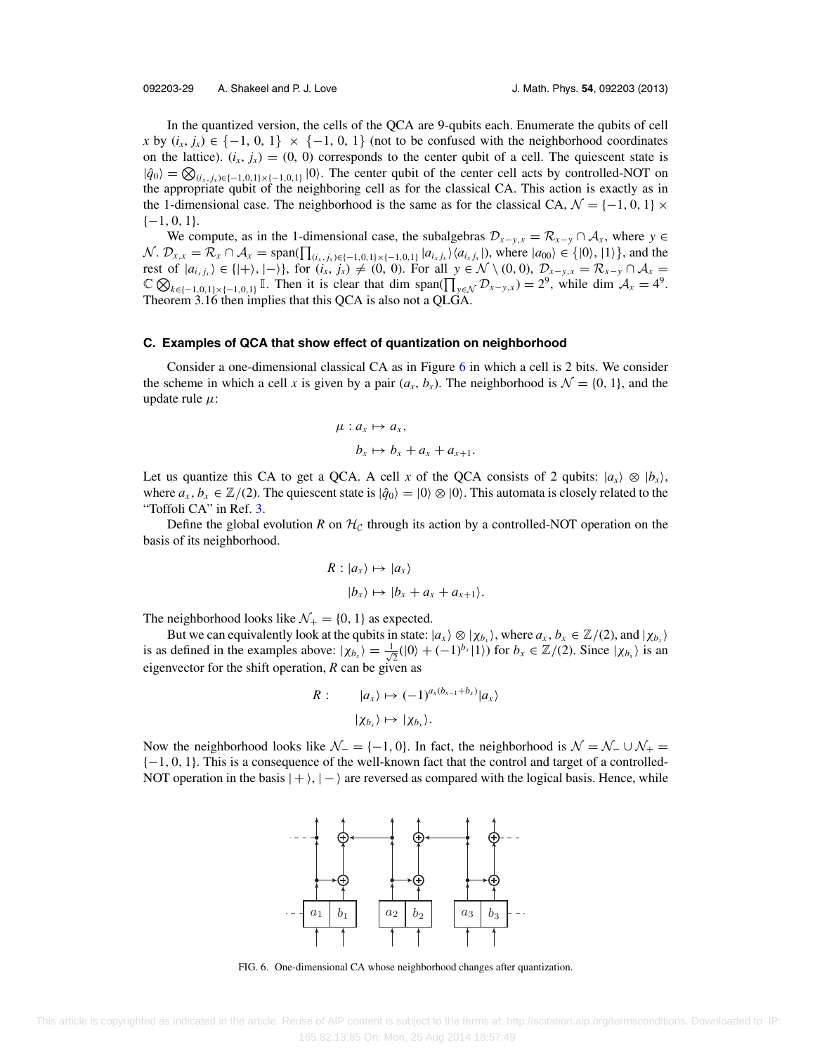In the quantized version, the cells of the QCA are 9-qubits each. Enumerate the qubits of cell $x$ by $(i_x, j_x) \in \{-1, 0, 1\} \times \{-1, 0, 1\}$ (not to be confused with the neighborhood coordinates on the lattice). $(i_x, j_x) = (0, 0)$ corresponds to the center qubit of a cell. The quiescent state is $|\hat{q}_0\rangle = \bigotimes_{(i_x, j_x)\in\{-1,0,1\}\times\{-1,0,1\}} |0\rangle$. The center qubit of the center cell acts by controlled-NOT on the appropriate qubit of the neighboring cell as for the classical CA. This action is exactly as in the 1-dimensional case. The neighborhood is the same as for the classical CA, $\mathcal{N} = \{-1, 0, 1\} \times \{-1, 0, 1\}$.

We compute, as in the 1-dimensional case, the subalgebras $\mathcal{D}_{x-y,x} = \mathcal{R}_{x-y} \cap \mathcal{A}_x$, where $y \in \mathcal{N}$. $\mathcal{D}_{x,x} = \mathcal{R}_x \cap \mathcal{A}_x = \text{span}(\prod_{(i_x, j_x)\in\{-1,0,1\}\times\{-1,0,1\}} |a_{i_x j_x}\rangle\langle a_{i_x j_x}|)$, where $|a_{00}\rangle \in \{|0\rangle, |1\rangle\}$, and the rest of $|a_{i_x j_x}\rangle \in \{|+\rangle, |-\rangle\}$, for $(i_x, j_x) \neq (0, 0)$. For all $y \in \mathcal{N} \setminus (0, 0)$, $\mathcal{D}_{x-y,x} = \mathcal{R}_{x-y} \cap \mathcal{A}_x = \mathbb{C} \bigotimes_{k\in\{-1,0,1\}\times\{-1,0,1\}} \mathbb{I}$. Then it is clear that $\dim \text{span}(\prod_{y\in\mathcal{N}} \mathcal{D}_{x-y,x}) = 2^9$, while $\dim \mathcal{A}_x = 4^9$. Theorem 3.16 then implies that this QCA is also not a QLGA.

### C. Examples of QCA that show effect of quantization on neighborhood

Consider a one-dimensional classical CA as in Figure 6 in which a cell is 2 bits. We consider the scheme in which a cell $x$ is given by a pair $(a_x, b_x)$. The neighborhood is $\mathcal{N} = \{0, 1\}$, and the update rule $\mu$:

$$\mu : a_x \mapsto a_x,$$

$$b_x \mapsto b_x + a_x + a_{x+1}.$$

Let us quantize this CA to get a QCA. A cell $x$ of the QCA consists of 2 qubits: $|a_x\rangle \otimes |b_x\rangle$, where $a_x, b_x \in \mathbb{Z}/(2)$. The quiescent state is $|\hat{q}_0\rangle = |0\rangle \otimes |0\rangle$. This automata is closely related to the "Toffoli CA" in Ref. 3.

Define the global evolution $R$ on $\mathcal{H}_{\mathcal{C}}$ through its action by a controlled-NOT operation on the basis of its neighborhood.

$$R : |a_x\rangle \mapsto |a_x\rangle$$

$$|b_x\rangle \mapsto |b_x + a_x + a_{x+1}\rangle.$$

The neighborhood looks like $\mathcal{N}_+ = \{0, 1\}$ as expected.

But we can equivalently look at the qubits in state: $|a_x\rangle \otimes |\chi_{b_x}\rangle$, where $a_x, b_x \in \mathbb{Z}/(2)$, and $|\chi_{b_x}\rangle$ is as defined in the examples above: $|\chi_{b_x}\rangle = \frac{1}{\sqrt{2}}(|0\rangle + (-1)^{b_x}|1\rangle)$ for $b_x \in \mathbb{Z}/(2)$. Since $|\chi_{b_x}\rangle$ is an eigenvector for the shift operation, $R$ can be given as

$$R : \qquad |a_x\rangle \mapsto (-1)^{a_x(b_{x-1}+b_x)}|a_x\rangle$$

$$|\chi_{b_x}\rangle \mapsto |\chi_{b_x}\rangle.$$

Now the neighborhood looks like $\mathcal{N}_- = \{-1, 0\}$. In fact, the neighborhood is $\mathcal{N} = \mathcal{N}_- \cup \mathcal{N}_+ = \{-1, 0, 1\}$. This is a consequence of the well-known fact that the control and target of a controlled-NOT operation in the basis $|+\rangle, |-\rangle$ are reversed as compared with the logical basis. Hence, while

FIG. 6. One-dimensional CA whose neighborhood changes after quantization.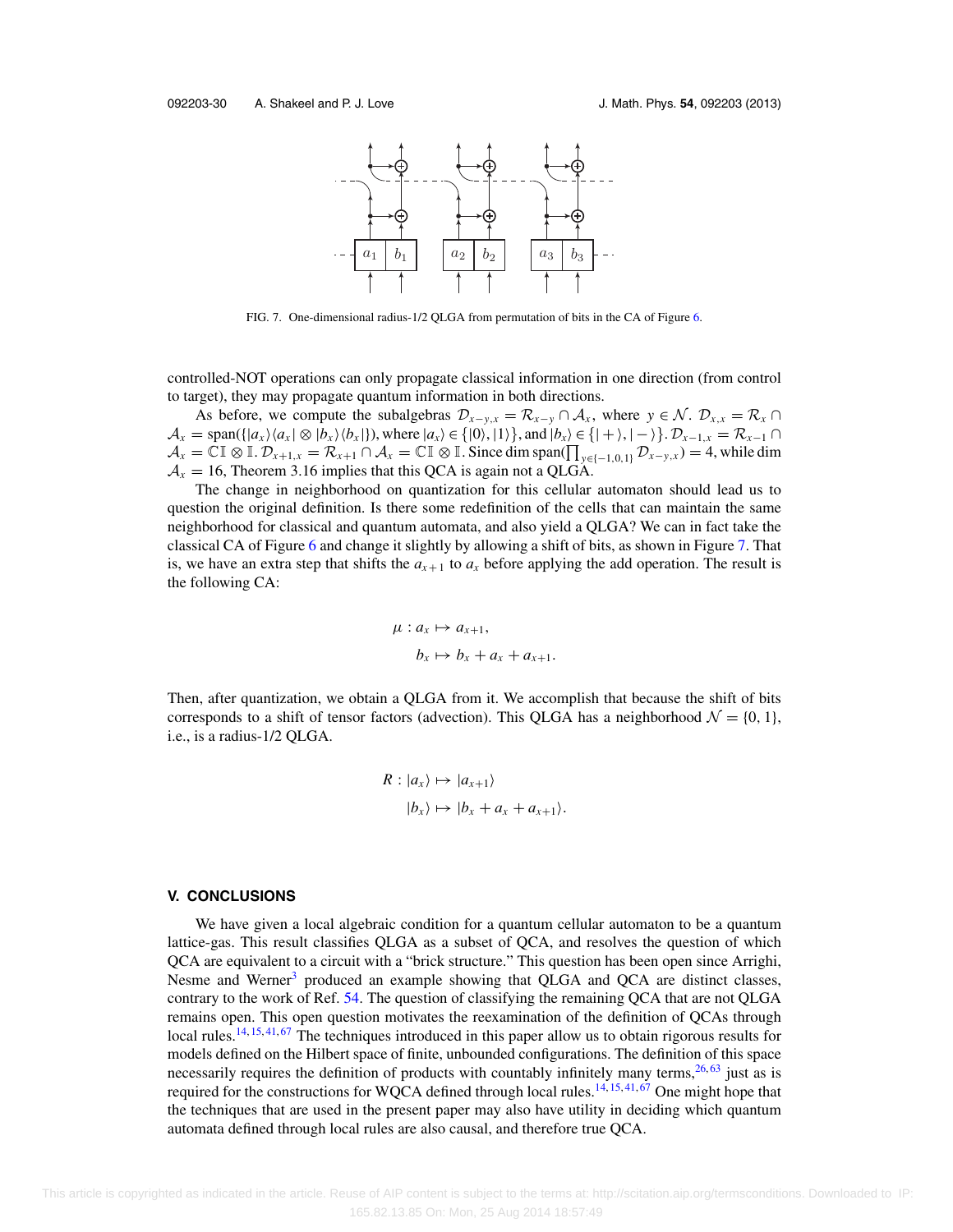FIG. 7. One-dimensional radius-1/2 QLGA from permutation of bits in the CA of Figure 6.

controlled-NOT operations can only propagate classical information in one direction (from control to target), they may propagate quantum information in both directions.

As before, we compute the subalgebras $\mathcal{D}_{x-y,x} = \mathcal{R}_{x-y} \cap \mathcal{A}_x$, where $y \in \mathcal{N}$. $\mathcal{D}_{x,x} = \mathcal{R}_x \cap \mathcal{A}_x = \text{span}(\{|a_x\rangle\langle a_x| \otimes |b_x\rangle\langle b_x|\})$, where $|a_x\rangle \in \{|0\rangle, |1\rangle\}$, and $|b_x\rangle \in \{|+\rangle, |-\rangle\}$. $\mathcal{D}_{x-1,x} = \mathcal{R}_{x-1} \cap \mathcal{A}_x = \mathbb{C}\mathbb{I} \otimes \mathbb{I}$. $\mathcal{D}_{x+1,x} = \mathcal{R}_{x+1} \cap \mathcal{A}_x = \mathbb{C}\mathbb{I} \otimes \mathbb{I}$. Since dim span$(\prod_{y \in \{-1,0,1\}} \mathcal{D}_{x-y,x}) = 4$, while dim $\mathcal{A}_x = 16$, Theorem 3.16 implies that this QCA is again not a QLGA.

The change in neighborhood on quantization for this cellular automaton should lead us to question the original definition. Is there some redefinition of the cells that can maintain the same neighborhood for classical and quantum automata, and also yield a QLGA? We can in fact take the classical CA of Figure 6 and change it slightly by allowing a shift of bits, as shown in Figure 7. That is, we have an extra step that shifts the $a_{x+1}$ to $a_x$ before applying the add operation. The result is the following CA:

$$\mu : a_x \mapsto a_{x+1},$$
$$b_x \mapsto b_x + a_x + a_{x+1}.$$

Then, after quantization, we obtain a QLGA from it. We accomplish that because the shift of bits corresponds to a shift of tensor factors (advection). This QLGA has a neighborhood $\mathcal{N} = \{0, 1\}$, i.e., is a radius-1/2 QLGA.

$$R : |a_x\rangle \mapsto |a_{x+1}\rangle$$
$$|b_x\rangle \mapsto |b_x + a_x + a_{x+1}\rangle.$$

## V. CONCLUSIONS

We have given a local algebraic condition for a quantum cellular automaton to be a quantum lattice-gas. This result classifies QLGA as a subset of QCA, and resolves the question of which QCA are equivalent to a circuit with a "brick structure." This question has been open since Arrighi, Nesme and Werner[3] produced an example showing that QLGA and QCA are distinct classes, contrary to the work of Ref. 54. The question of classifying the remaining QCA that are not QLGA remains open. This open question motivates the reexamination of the definition of QCAs through local rules.[14,15,41,67] The techniques introduced in this paper allow us to obtain rigorous results for models defined on the Hilbert space of finite, unbounded configurations. The definition of this space necessarily requires the definition of products with countably infinitely many terms,[26,63] just as is required for the constructions for WQCA defined through local rules.[14,15,41,67] One might hope that the techniques that are used in the present paper may also have utility in deciding which quantum automata defined through local rules are also causal, and therefore true QCA.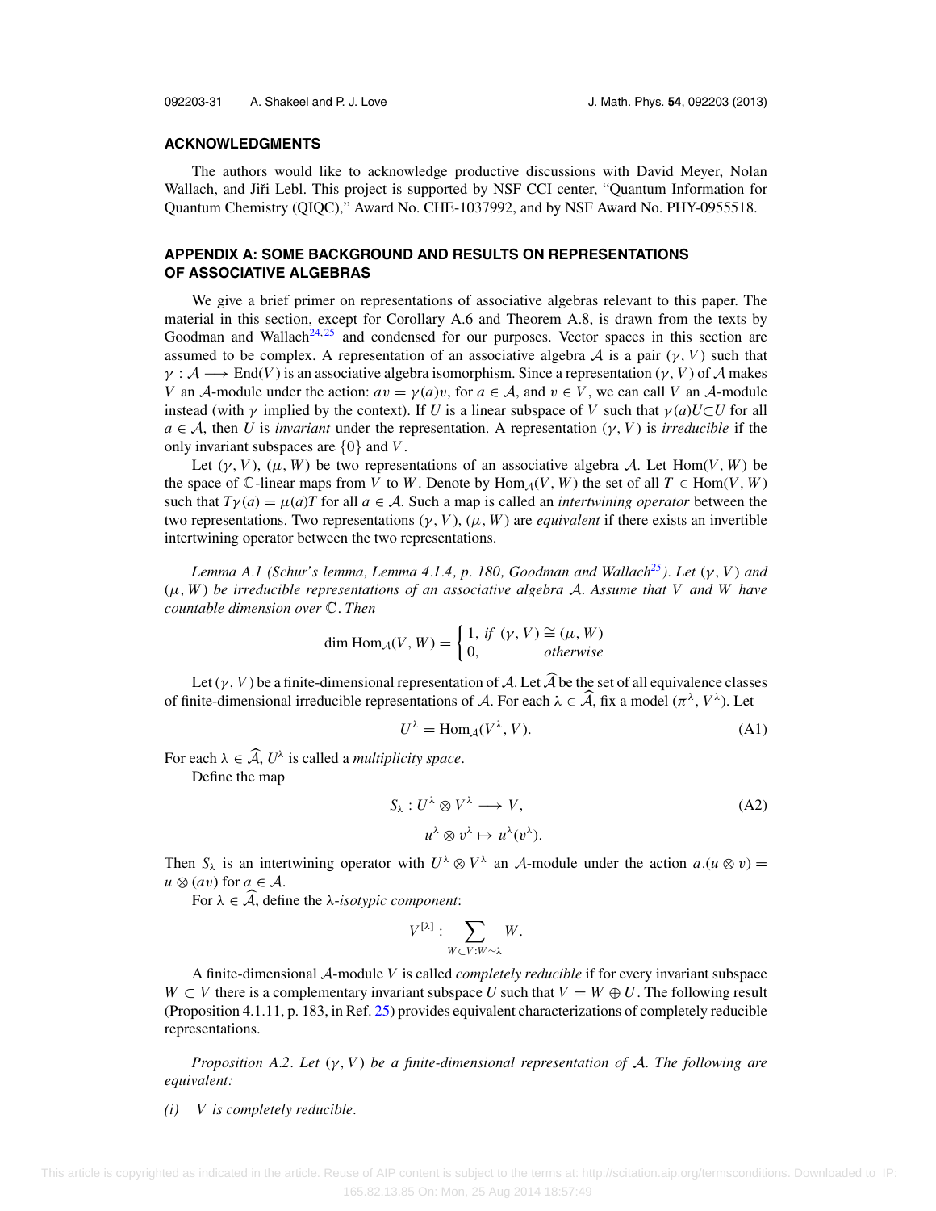## ACKNOWLEDGMENTS

The authors would like to acknowledge productive discussions with David Meyer, Nolan Wallach, and Jiří Lebl. This project is supported by NSF CCI center, "Quantum Information for Quantum Chemistry (QIQC)," Award No. CHE-1037992, and by NSF Award No. PHY-0955518.

## APPENDIX A: SOME BACKGROUND AND RESULTS ON REPRESENTATIONS OF ASSOCIATIVE ALGEBRAS

We give a brief primer on representations of associative algebras relevant to this paper. The material in this section, except for Corollary A.6 and Theorem A.8, is drawn from the texts by Goodman and Wallach[24,25] and condensed for our purposes. Vector spaces in this section are assumed to be complex. A representation of an associative algebra $\mathcal{A}$ is a pair $(\gamma, V)$ such that $\gamma : \mathcal{A} \longrightarrow \mathrm{End}(V)$ is an associative algebra isomorphism. Since a representation $(\gamma, V)$ of $\mathcal{A}$ makes $V$ an $\mathcal{A}$-module under the action: $av = \gamma(a)v$, for $a \in \mathcal{A}$, and $v \in V$, we can call $V$ an $\mathcal{A}$-module instead (with $\gamma$ implied by the context). If $U$ is a linear subspace of $V$ such that $\gamma(a)U \subset U$ for all $a \in \mathcal{A}$, then $U$ is *invariant* under the representation. A representation $(\gamma, V)$ is *irreducible* if the only invariant subspaces are $\{0\}$ and $V$.

Let $(\gamma, V)$, $(\mu, W)$ be two representations of an associative algebra $\mathcal{A}$. Let $\mathrm{Hom}(V, W)$ be the space of $\mathbb{C}$-linear maps from $V$ to $W$. Denote by $\mathrm{Hom}_{\mathcal{A}}(V, W)$ the set of all $T \in \mathrm{Hom}(V, W)$ such that $T\gamma(a) = \mu(a)T$ for all $a \in \mathcal{A}$. Such a map is called an *intertwining operator* between the two representations. Two representations $(\gamma, V)$, $(\mu, W)$ are *equivalent* if there exists an invertible intertwining operator between the two representations.

*Lemma A.1 (Schur's lemma, Lemma 4.1.4, p. 180, Goodman and Wallach[25]). Let $(\gamma, V)$ and $(\mu, W)$ be irreducible representations of an associative algebra $\mathcal{A}$. Assume that $V$ and $W$ have countable dimension over $\mathbb{C}$. Then*

$$\dim \mathrm{Hom}_{\mathcal{A}}(V, W) = \begin{cases} 1, & \textit{if } (\gamma, V) \cong (\mu, W) \\ 0, & \textit{otherwise} \end{cases}$$

Let $(\gamma, V)$ be a finite-dimensional representation of $\mathcal{A}$. Let $\widehat{\mathcal{A}}$ be the set of all equivalence classes of finite-dimensional irreducible representations of $\mathcal{A}$. For each $\lambda \in \widehat{\mathcal{A}}$, fix a model $(\pi^\lambda, V^\lambda)$. Let

$$U^\lambda = \mathrm{Hom}_{\mathcal{A}}(V^\lambda, V). \tag{A1}$$

For each $\lambda \in \widehat{\mathcal{A}}$, $U^\lambda$ is called a *multiplicity space*.

Define the map

$$S_\lambda : U^\lambda \otimes V^\lambda \longrightarrow V, \qquad u^\lambda \otimes v^\lambda \mapsto u^\lambda(v^\lambda). \tag{A2}$$

Then $S_\lambda$ is an intertwining operator with $U^\lambda \otimes V^\lambda$ an $\mathcal{A}$-module under the action $a.(u \otimes v) = u \otimes (av)$ for $a \in \mathcal{A}$.

For $\lambda \in \widehat{\mathcal{A}}$, define the $\lambda$-*isotypic component*:

$$V^{[\lambda]} : \sum_{W \subset V : W \sim \lambda} W.$$

A finite-dimensional $\mathcal{A}$-module $V$ is called *completely reducible* if for every invariant subspace $W \subset V$ there is a complementary invariant subspace $U$ such that $V = W \oplus U$. The following result (Proposition 4.1.11, p. 183, in Ref. 25) provides equivalent characterizations of completely reducible representations.

*Proposition A.2. Let $(\gamma, V)$ be a finite-dimensional representation of $\mathcal{A}$. The following are equivalent:*

*(i) $V$ is completely reducible.*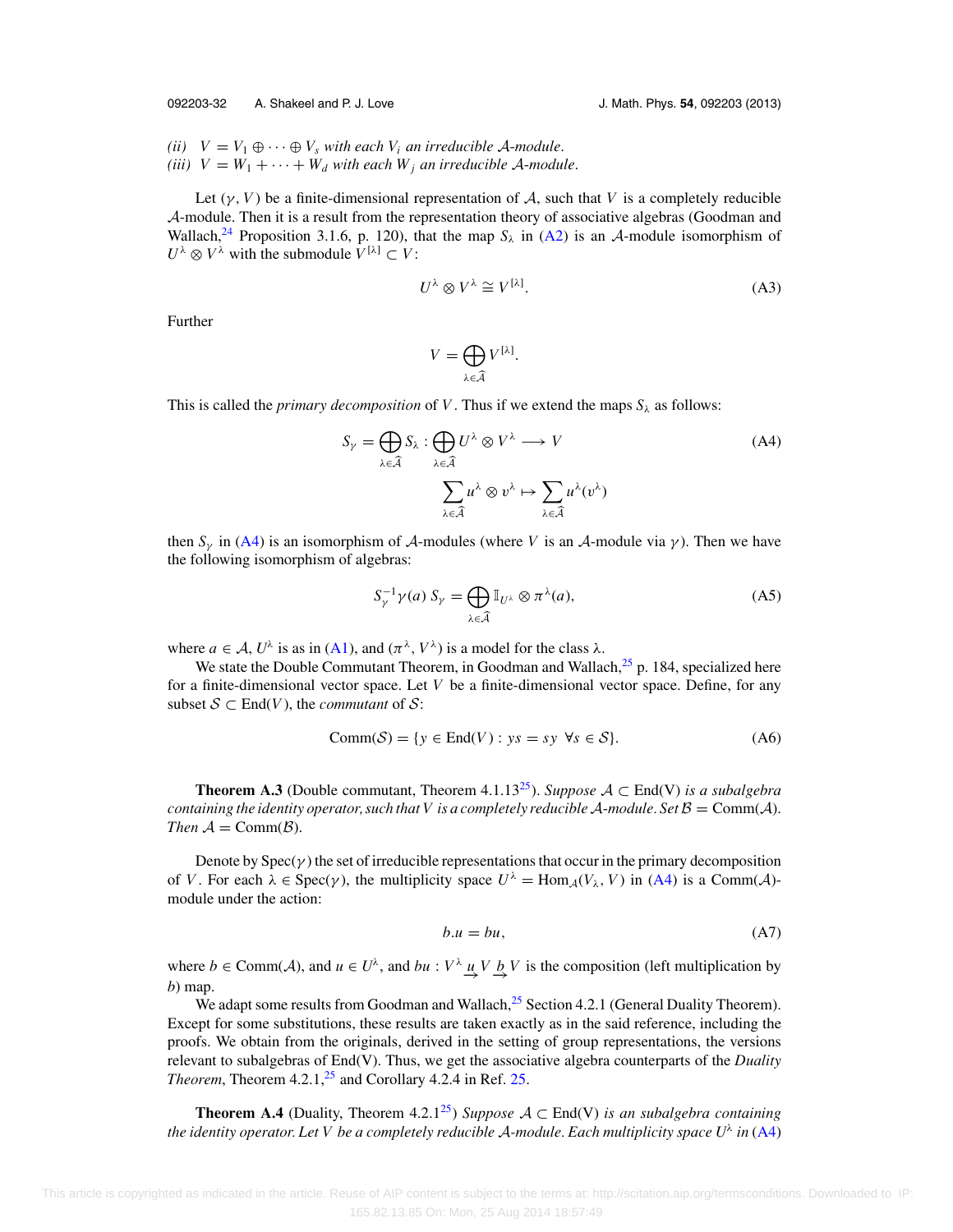*(ii)* $V = V_1 \oplus \cdots \oplus V_s$ *with each* $V_i$ *an irreducible* $\mathcal{A}$*-module.*
*(iii)* $V = W_1 + \cdots + W_d$ *with each* $W_j$ *an irreducible* $\mathcal{A}$*-module.*

Let $(\gamma, V)$ be a finite-dimensional representation of $\mathcal{A}$, such that $V$ is a completely reducible $\mathcal{A}$-module. Then it is a result from the representation theory of associative algebras (Goodman and Wallach,[24] Proposition 3.1.6, p. 120), that the map $S_\lambda$ in (A2) is an $\mathcal{A}$-module isomorphism of $U^\lambda \otimes V^\lambda$ with the submodule $V^{[\lambda]} \subset V$:

$$U^\lambda \otimes V^\lambda \cong V^{[\lambda]}. \tag{A3}$$

Further

$$V = \bigoplus_{\lambda \in \widehat{\mathcal{A}}} V^{[\lambda]}.$$

This is called the *primary decomposition* of $V$. Thus if we extend the maps $S_\lambda$ as follows:

$$S_\gamma = \bigoplus_{\lambda \in \widehat{\mathcal{A}}} S_\lambda : \bigoplus_{\lambda \in \widehat{\mathcal{A}}} U^\lambda \otimes V^\lambda \longrightarrow V \tag{A4}$$
$$\sum_{\lambda \in \widehat{\mathcal{A}}} u^\lambda \otimes v^\lambda \mapsto \sum_{\lambda \in \widehat{\mathcal{A}}} u^\lambda(v^\lambda)$$

then $S_\gamma$ in (A4) is an isomorphism of $\mathcal{A}$-modules (where $V$ is an $\mathcal{A}$-module via $\gamma$). Then we have the following isomorphism of algebras:

$$S_\gamma^{-1} \gamma(a)\, S_\gamma = \bigoplus_{\lambda \in \widehat{\mathcal{A}}} \mathbb{I}_{U^\lambda} \otimes \pi^\lambda(a), \tag{A5}$$

where $a \in \mathcal{A}$, $U^\lambda$ is as in (A1), and $(\pi^\lambda, V^\lambda)$ is a model for the class $\lambda$.

We state the Double Commutant Theorem, in Goodman and Wallach,[25] p. 184, specialized here for a finite-dimensional vector space. Let $V$ be a finite-dimensional vector space. Define, for any subset $\mathcal{S} \subset \mathrm{End}(V)$, the *commutant* of $\mathcal{S}$:

$$\mathrm{Comm}(\mathcal{S}) = \{y \in \mathrm{End}(V) : ys = sy \ \ \forall s \in \mathcal{S}\}. \tag{A6}$$

**Theorem A.3** (Double commutant, Theorem 4.1.13[25]). *Suppose* $\mathcal{A} \subset \mathrm{End(V)}$ *is a subalgebra containing the identity operator, such that* $V$ *is a completely reducible* $\mathcal{A}$*-module. Set* $\mathcal{B} = \mathrm{Comm}(\mathcal{A})$*. Then* $\mathcal{A} = \mathrm{Comm}(\mathcal{B})$*.*

Denote by $\mathrm{Spec}(\gamma)$ the set of irreducible representations that occur in the primary decomposition of $V$. For each $\lambda \in \mathrm{Spec}(\gamma)$, the multiplicity space $U^\lambda = \mathrm{Hom}_{\mathcal{A}}(V_\lambda, V)$ in (A4) is a $\mathrm{Comm}(\mathcal{A})$-module under the action:

$$b.u = bu, \tag{A7}$$

where $b \in \mathrm{Comm}(\mathcal{A})$, and $u \in U^\lambda$, and $bu : V^\lambda \underset{\rightarrow}{u} V \underset{\rightarrow}{b} V$ is the composition (left multiplication by $b$) map.

We adapt some results from Goodman and Wallach,[25] Section 4.2.1 (General Duality Theorem). Except for some substitutions, these results are taken exactly as in the said reference, including the proofs. We obtain from the originals, derived in the setting of group representations, the versions relevant to subalgebras of End(V). Thus, we get the associative algebra counterparts of the *Duality Theorem*, Theorem 4.2.1,[25] and Corollary 4.2.4 in Ref. 25.

**Theorem A.4** (Duality, Theorem 4.2.1[25]) *Suppose* $\mathcal{A} \subset \mathrm{End(V)}$ *is an subalgebra containing the identity operator. Let* $V$ *be a completely reducible* $\mathcal{A}$*-module. Each multiplicity space* $U^\lambda$ *in* (A4)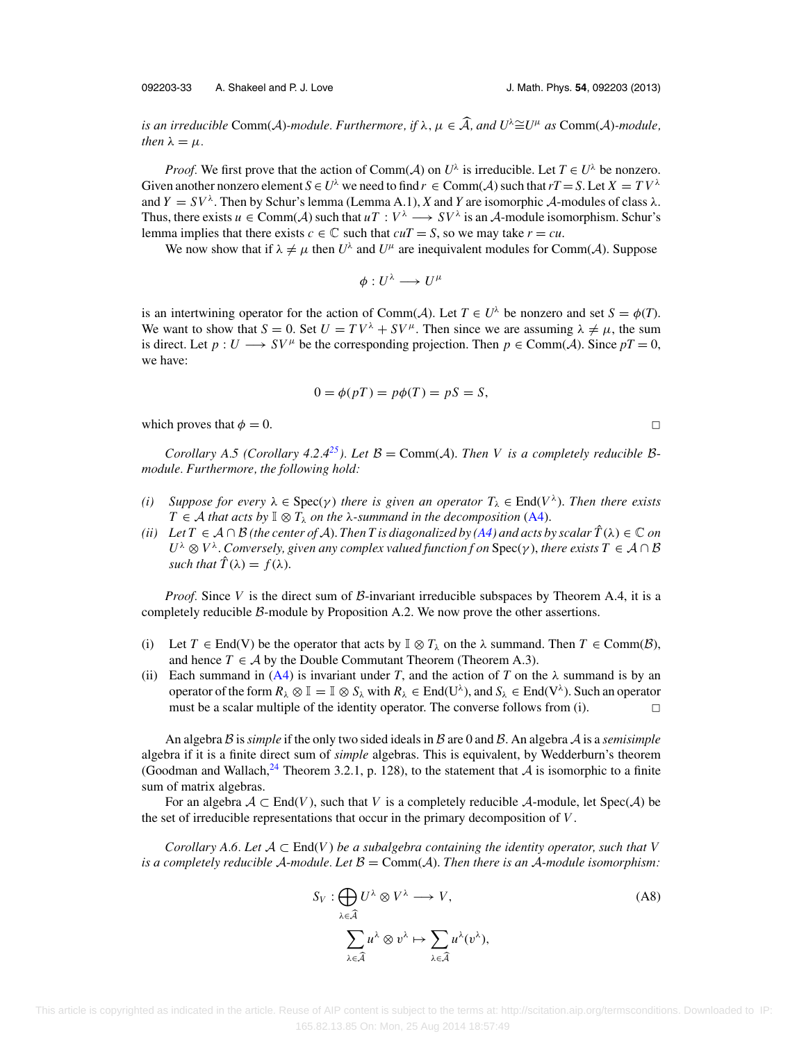*is an irreducible* Comm($\mathcal{A}$)*-module. Furthermore, if* $\lambda, \mu \in \widehat{\mathcal{A}}$*, and* $U^\lambda \cong U^\mu$ *as* Comm($\mathcal{A}$)*-module, then* $\lambda = \mu$.

*Proof.* We first prove that the action of Comm($\mathcal{A}$) on $U^\lambda$ is irreducible. Let $T \in U^\lambda$ be nonzero. Given another nonzero element $S \in U^\lambda$ we need to find $r \in$ Comm($\mathcal{A}$) such that $rT = S$. Let $X = TV^\lambda$ and $Y = SV^\lambda$. Then by Schur's lemma (Lemma A.1), $X$ and $Y$ are isomorphic $\mathcal{A}$-modules of class $\lambda$. Thus, there exists $u \in$ Comm($\mathcal{A}$) such that $uT : V^\lambda \longrightarrow SV^\lambda$ is an $\mathcal{A}$-module isomorphism. Schur's lemma implies that there exists $c \in \mathbb{C}$ such that $cuT = S$, so we may take $r = cu$.

We now show that if $\lambda \neq \mu$ then $U^\lambda$ and $U^\mu$ are inequivalent modules for Comm($\mathcal{A}$). Suppose

$$\phi : U^\lambda \longrightarrow U^\mu$$

is an intertwining operator for the action of Comm($\mathcal{A}$). Let $T \in U^\lambda$ be nonzero and set $S = \phi(T)$. We want to show that $S = 0$. Set $U = TV^\lambda + SV^\mu$. Then since we are assuming $\lambda \neq \mu$, the sum is direct. Let $p : U \longrightarrow SV^\mu$ be the corresponding projection. Then $p \in$ Comm($\mathcal{A}$). Since $pT = 0$, we have:

$$0 = \phi(pT) = p\phi(T) = pS = S,$$

which proves that $\phi = 0$. □

*Corollary A.5 (Corollary 4.2.4[25]). Let* $\mathcal{B} =$ Comm($\mathcal{A}$)*. Then* $V$ *is a completely reducible* $\mathcal{B}$*-module. Furthermore, the following hold:*

*(i) Suppose for every* $\lambda \in$ Spec($\gamma$) *there is given an operator* $T_\lambda \in$ End($V^\lambda$)*. Then there exists* $T \in \mathcal{A}$ *that acts by* $\mathbb{I} \otimes T_\lambda$ *on the* $\lambda$*-summand in the decomposition* (A4)*.*

*(ii) Let* $T \in \mathcal{A} \cap \mathcal{B}$ *(the center of* $\mathcal{A}$*). Then* $T$ *is diagonalized by (A4) and acts by scalar* $\hat{T}(\lambda) \in \mathbb{C}$ *on* $U^\lambda \otimes V^\lambda$*. Conversely, given any complex valued function* $f$ *on* Spec($\gamma$)*, there exists* $T \in \mathcal{A} \cap \mathcal{B}$ *such that* $\hat{T}(\lambda) = f(\lambda)$*.*

*Proof.* Since $V$ is the direct sum of $\mathcal{B}$-invariant irreducible subspaces by Theorem A.4, it is a completely reducible $\mathcal{B}$-module by Proposition A.2. We now prove the other assertions.

(i) Let $T \in$ End(V) be the operator that acts by $\mathbb{I} \otimes T_\lambda$ on the $\lambda$ summand. Then $T \in$ Comm($\mathcal{B}$), and hence $T \in \mathcal{A}$ by the Double Commutant Theorem (Theorem A.3).

(ii) Each summand in (A4) is invariant under $T$, and the action of $T$ on the $\lambda$ summand is by an operator of the form $R_\lambda \otimes \mathbb{I} = \mathbb{I} \otimes S_\lambda$ with $R_\lambda \in$ End($U^\lambda$), and $S_\lambda \in$ End($V^\lambda$). Such an operator must be a scalar multiple of the identity operator. The converse follows from (i). □

An algebra $\mathcal{B}$ is *simple* if the only two sided ideals in $\mathcal{B}$ are 0 and $\mathcal{B}$. An algebra $\mathcal{A}$ is a *semisimple* algebra if it is a finite direct sum of *simple* algebras. This is equivalent, by Wedderburn's theorem (Goodman and Wallach,[24] Theorem 3.2.1, p. 128), to the statement that $\mathcal{A}$ is isomorphic to a finite sum of matrix algebras.

For an algebra $\mathcal{A} \subset$ End($V$), such that $V$ is a completely reducible $\mathcal{A}$-module, let Spec($\mathcal{A}$) be the set of irreducible representations that occur in the primary decomposition of $V$.

*Corollary A.6. Let* $\mathcal{A} \subset$ End($V$) *be a subalgebra containing the identity operator, such that* $V$ *is a completely reducible* $\mathcal{A}$*-module. Let* $\mathcal{B} =$ Comm($\mathcal{A}$)*. Then there is an* $\mathcal{A}$*-module isomorphism:*

$$S_V : \bigoplus_{\lambda \in \widehat{\mathcal{A}}} U^\lambda \otimes V^\lambda \longrightarrow V, \tag{A8}$$

$$\sum_{\lambda \in \widehat{\mathcal{A}}} u^\lambda \otimes v^\lambda \mapsto \sum_{\lambda \in \widehat{\mathcal{A}}} u^\lambda(v^\lambda),$$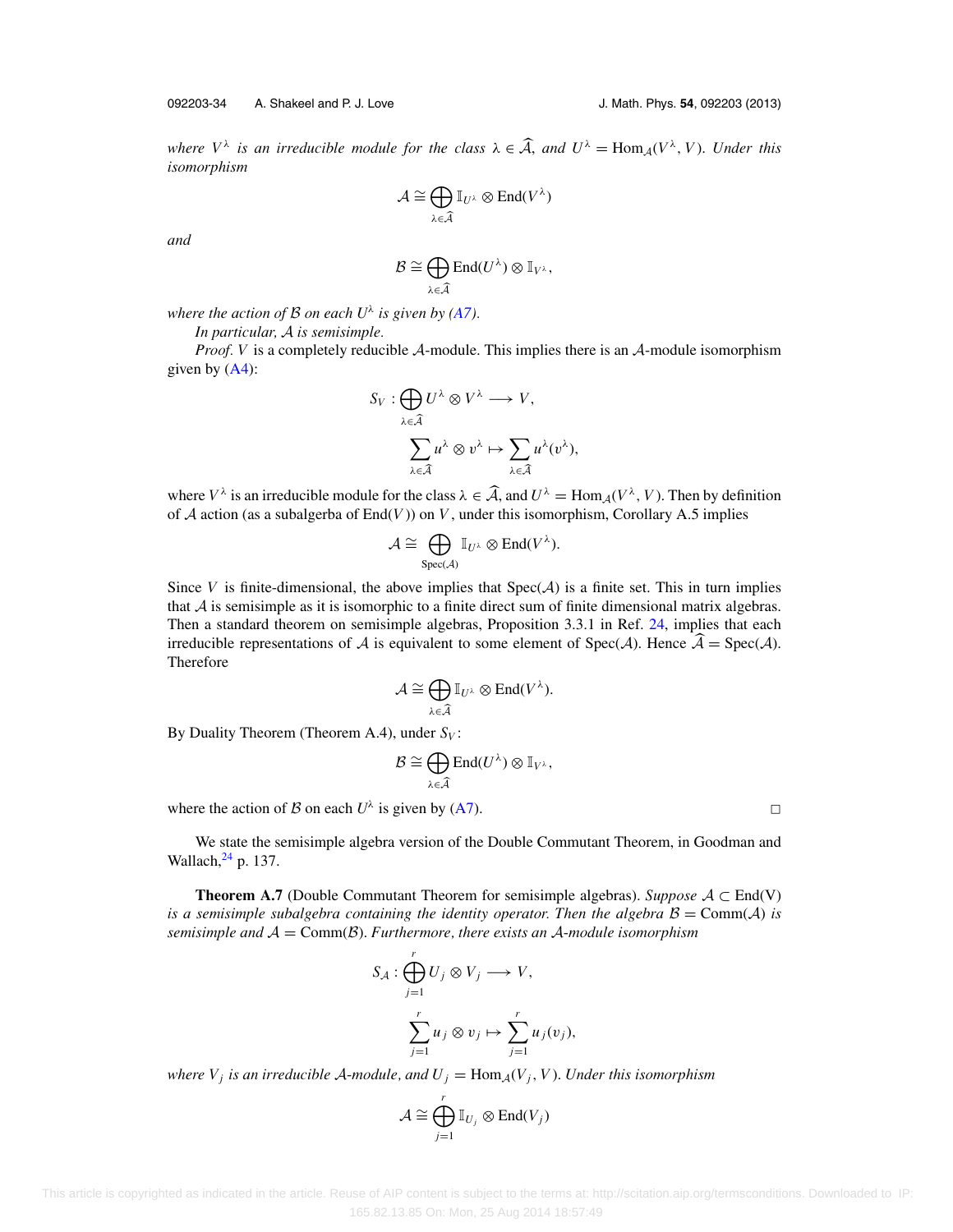*where $V^\lambda$ is an irreducible module for the class $\lambda \in \widehat{\mathcal{A}}$, and $U^\lambda = \mathrm{Hom}_{\mathcal{A}}(V^\lambda, V)$. Under this isomorphism*

$$\mathcal{A} \cong \bigoplus_{\lambda \in \widehat{\mathcal{A}}} \mathbb{I}_{U^\lambda} \otimes \mathrm{End}(V^\lambda)$$

*and*

$$\mathcal{B} \cong \bigoplus_{\lambda \in \widehat{\mathcal{A}}} \mathrm{End}(U^\lambda) \otimes \mathbb{I}_{V^\lambda},$$

*where the action of $\mathcal{B}$ on each $U^\lambda$ is given by (A7).*

*In particular, $\mathcal{A}$ is semisimple.*

*Proof.* $V$ is a completely reducible $\mathcal{A}$-module. This implies there is an $\mathcal{A}$-module isomorphism given by (A4):

$$S_V : \bigoplus_{\lambda \in \widehat{\mathcal{A}}} U^\lambda \otimes V^\lambda \longrightarrow V,$$

$$\sum_{\lambda \in \widehat{\mathcal{A}}} u^\lambda \otimes v^\lambda \mapsto \sum_{\lambda \in \widehat{\mathcal{A}}} u^\lambda(v^\lambda),$$

where $V^\lambda$ is an irreducible module for the class $\lambda \in \widehat{\mathcal{A}}$, and $U^\lambda = \mathrm{Hom}_{\mathcal{A}}(V^\lambda, V)$. Then by definition of $\mathcal{A}$ action (as a subalgerba of $\mathrm{End}(V)$) on $V$, under this isomorphism, Corollary A.5 implies

$$\mathcal{A} \cong \bigoplus_{\mathrm{Spec}(\mathcal{A})} \mathbb{I}_{U^\lambda} \otimes \mathrm{End}(V^\lambda).$$

Since $V$ is finite-dimensional, the above implies that $\mathrm{Spec}(\mathcal{A})$ is a finite set. This in turn implies that $\mathcal{A}$ is semisimple as it is isomorphic to a finite direct sum of finite dimensional matrix algebras. Then a standard theorem on semisimple algebras, Proposition 3.3.1 in Ref. 24, implies that each irreducible representations of $\mathcal{A}$ is equivalent to some element of $\mathrm{Spec}(\mathcal{A})$. Hence $\widehat{\mathcal{A}} = \mathrm{Spec}(\mathcal{A})$. Therefore

$$\mathcal{A} \cong \bigoplus_{\lambda \in \widehat{\mathcal{A}}} \mathbb{I}_{U^\lambda} \otimes \mathrm{End}(V^\lambda).$$

By Duality Theorem (Theorem A.4), under $S_V$:

$$\mathcal{B} \cong \bigoplus_{\lambda \in \widehat{\mathcal{A}}} \mathrm{End}(U^\lambda) \otimes \mathbb{I}_{V^\lambda},$$

where the action of $\mathcal{B}$ on each $U^\lambda$ is given by (A7). □

We state the semisimple algebra version of the Double Commutant Theorem, in Goodman and Wallach,[24] p. 137.

**Theorem A.7** (Double Commutant Theorem for semisimple algebras). *Suppose $\mathcal{A} \subset \mathrm{End(V)}$ is a semisimple subalgebra containing the identity operator. Then the algebra $\mathcal{B} = \mathrm{Comm}(\mathcal{A})$ is semisimple and $\mathcal{A} = \mathrm{Comm}(\mathcal{B})$. Furthermore, there exists an $\mathcal{A}$-module isomorphism*

$$S_{\mathcal{A}} : \bigoplus_{j=1}^{r} U_j \otimes V_j \longrightarrow V,$$

$$\sum_{j=1}^{r} u_j \otimes v_j \mapsto \sum_{j=1}^{r} u_j(v_j),$$

*where $V_j$ is an irreducible $\mathcal{A}$-module, and $U_j = \mathrm{Hom}_{\mathcal{A}}(V_j, V)$. Under this isomorphism*

$$\mathcal{A} \cong \bigoplus_{j=1}^{r} \mathbb{I}_{U_j} \otimes \mathrm{End}(V_j)$$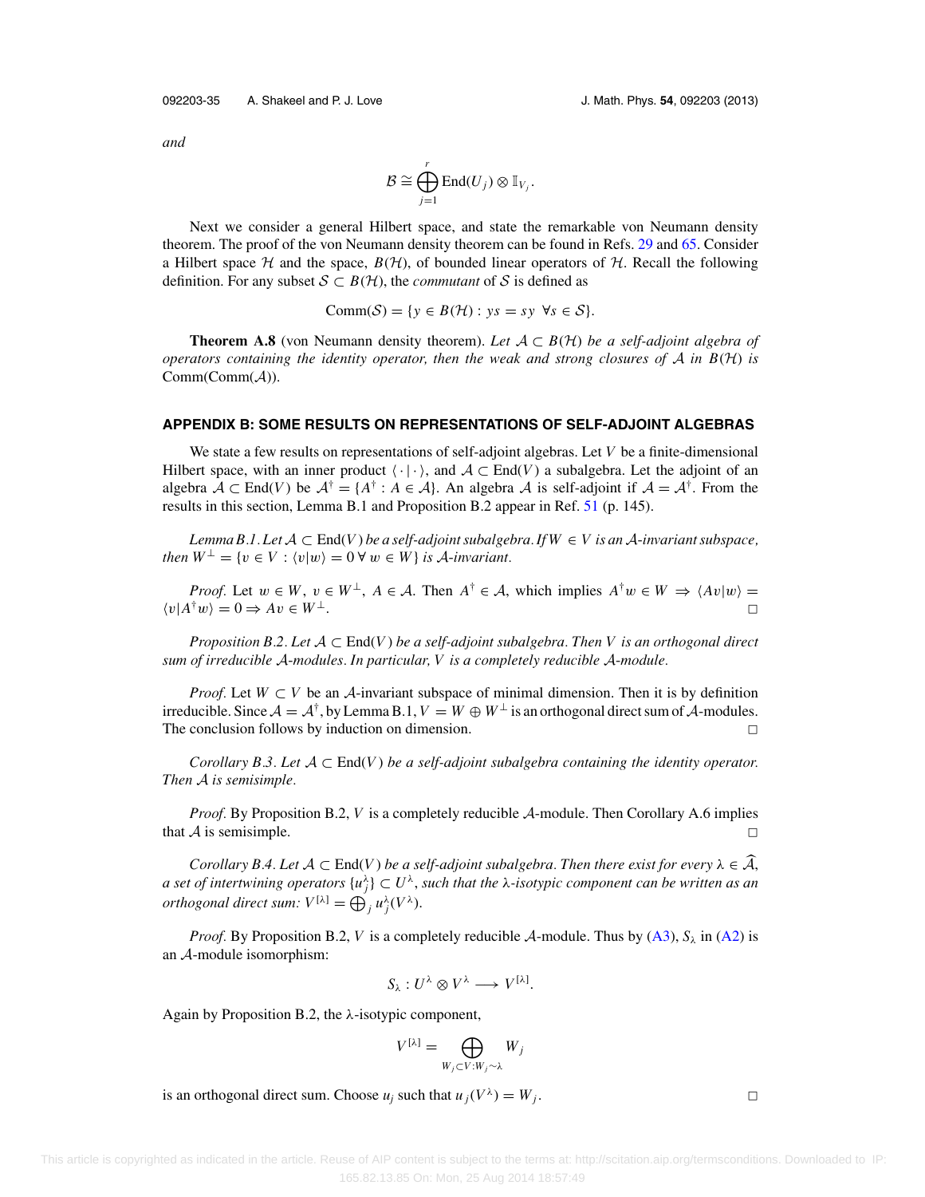and

$$\mathcal{B} \cong \bigoplus_{j=1}^{r} \mathrm{End}(U_j) \otimes \mathbb{I}_{V_j}.$$

Next we consider a general Hilbert space, and state the remarkable von Neumann density theorem. The proof of the von Neumann density theorem can be found in Refs. 29 and 65. Consider a Hilbert space $\mathcal{H}$ and the space, $B(\mathcal{H})$, of bounded linear operators of $\mathcal{H}$. Recall the following definition. For any subset $\mathcal{S} \subset B(\mathcal{H})$, the *commutant* of $\mathcal{S}$ is defined as

$$\mathrm{Comm}(\mathcal{S}) = \{y \in B(\mathcal{H}) : ys = sy \ \ \forall s \in \mathcal{S}\}.$$

**Theorem A.8** (von Neumann density theorem). *Let $\mathcal{A} \subset B(\mathcal{H})$ be a self-adjoint algebra of operators containing the identity operator, then the weak and strong closures of $\mathcal{A}$ in $B(\mathcal{H})$ is* $\mathrm{Comm}(\mathrm{Comm}(\mathcal{A}))$.

## APPENDIX B: SOME RESULTS ON REPRESENTATIONS OF SELF-ADJOINT ALGEBRAS

We state a few results on representations of self-adjoint algebras. Let $V$ be a finite-dimensional Hilbert space, with an inner product $\langle \cdot | \cdot \rangle$, and $\mathcal{A} \subset \mathrm{End}(V)$ a subalgebra. Let the adjoint of an algebra $\mathcal{A} \subset \mathrm{End}(V)$ be $\mathcal{A}^\dagger = \{A^\dagger : A \in \mathcal{A}\}$. An algebra $\mathcal{A}$ is self-adjoint if $\mathcal{A} = \mathcal{A}^\dagger$. From the results in this section, Lemma B.1 and Proposition B.2 appear in Ref. 51 (p. 145).

*Lemma B.1. Let $\mathcal{A} \subset \mathrm{End}(V)$ be a self-adjoint subalgebra. If $W \in V$ is an $\mathcal{A}$-invariant subspace, then $W^\perp = \{v \in V : \langle v|w\rangle = 0 \, \forall \, w \in W\}$ is $\mathcal{A}$-invariant.*

*Proof.* Let $w \in W$, $v \in W^\perp$, $A \in \mathcal{A}$. Then $A^\dagger \in \mathcal{A}$, which implies $A^\dagger w \in W \Rightarrow \langle Av|w\rangle = \langle v|A^\dagger w\rangle = 0 \Rightarrow Av \in W^\perp$. □

*Proposition B.2. Let $\mathcal{A} \subset \mathrm{End}(V)$ be a self-adjoint subalgebra. Then $V$ is an orthogonal direct sum of irreducible $\mathcal{A}$-modules. In particular, $V$ is a completely reducible $\mathcal{A}$-module.*

*Proof.* Let $W \subset V$ be an $\mathcal{A}$-invariant subspace of minimal dimension. Then it is by definition irreducible. Since $\mathcal{A} = \mathcal{A}^\dagger$, by Lemma B.1, $V = W \oplus W^\perp$ is an orthogonal direct sum of $\mathcal{A}$-modules. The conclusion follows by induction on dimension. □

*Corollary B.3. Let $\mathcal{A} \subset \mathrm{End}(V)$ be a self-adjoint subalgebra containing the identity operator. Then $\mathcal{A}$ is semisimple.*

*Proof.* By Proposition B.2, $V$ is a completely reducible $\mathcal{A}$-module. Then Corollary A.6 implies that $\mathcal{A}$ is semisimple. □

*Corollary B.4. Let $\mathcal{A} \subset \mathrm{End}(V)$ be a self-adjoint subalgebra. Then there exist for every $\lambda \in \widehat{\mathcal{A}}$, a set of intertwining operators $\{u_j^\lambda\} \subset U^\lambda$, such that the $\lambda$-isotypic component can be written as an orthogonal direct sum: $V^{[\lambda]} = \bigoplus_j u_j^\lambda(V^\lambda)$.*

*Proof.* By Proposition B.2, $V$ is a completely reducible $\mathcal{A}$-module. Thus by (A3), $S_\lambda$ in (A2) is an $\mathcal{A}$-module isomorphism:

$$S_\lambda : U^\lambda \otimes V^\lambda \longrightarrow V^{[\lambda]}.$$

Again by Proposition B.2, the $\lambda$-isotypic component,

$$V^{[\lambda]} = \bigoplus_{W_j \subset V : W_j \sim \lambda} W_j$$

is an orthogonal direct sum. Choose $u_j$ such that $u_j(V^\lambda) = W_j$. □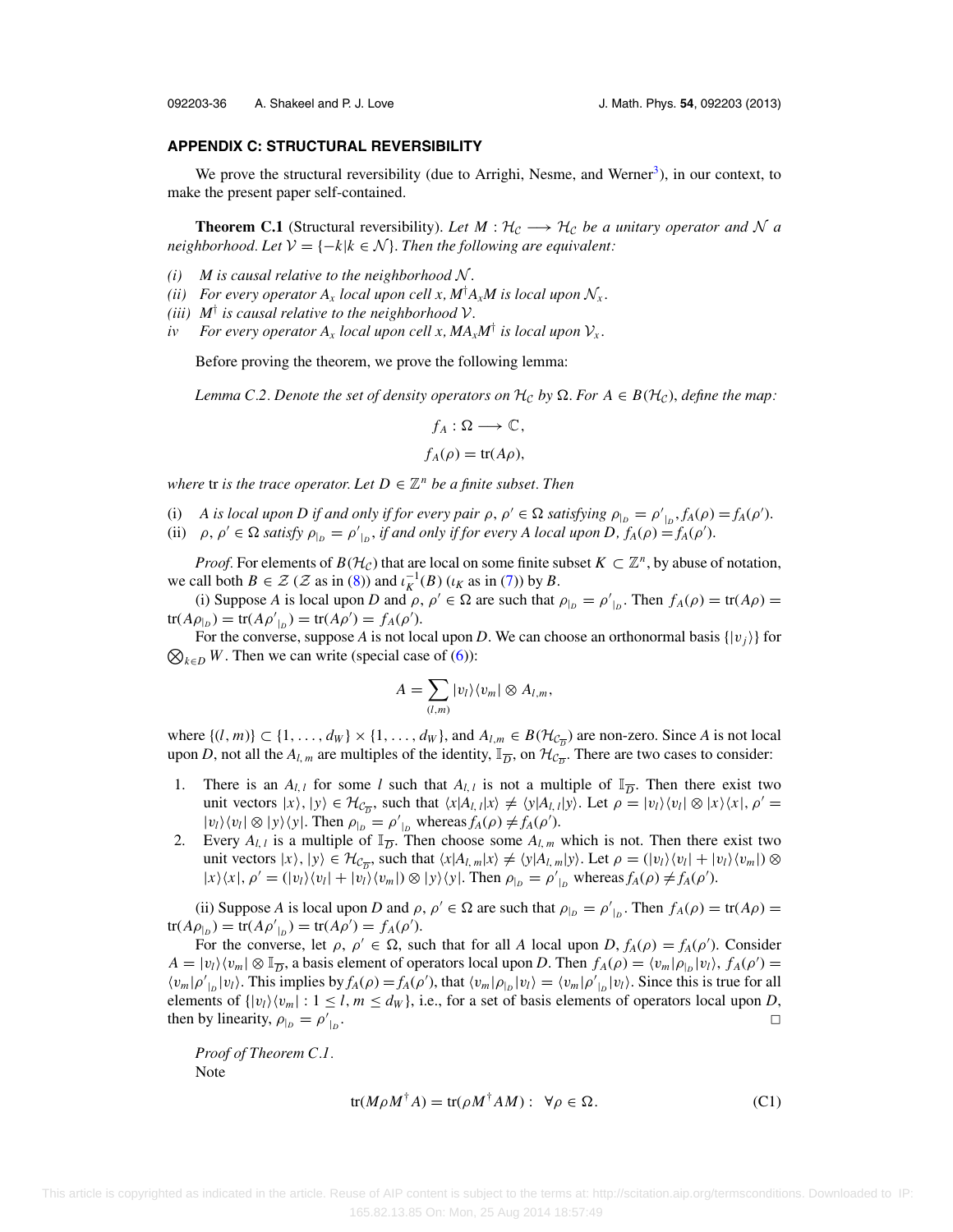## APPENDIX C: STRUCTURAL REVERSIBILITY

We prove the structural reversibility (due to Arrighi, Nesme, and Werner[3]), in our context, to make the present paper self-contained.

**Theorem C.1** (Structural reversibility). *Let $M : \mathcal{H}_{\mathcal{C}} \longrightarrow \mathcal{H}_{\mathcal{C}}$ be a unitary operator and $\mathcal{N}$ a neighborhood. Let $\mathcal{V} = \{-k | k \in \mathcal{N}\}$. Then the following are equivalent:*

*(i) $M$ is causal relative to the neighborhood $\mathcal{N}$.*

*(ii) For every operator $A_x$ local upon cell $x$, $M^\dagger A_x M$ is local upon $\mathcal{N}_x$.*

*(iii) $M^\dagger$ is causal relative to the neighborhood $\mathcal{V}$.*

*iv For every operator $A_x$ local upon cell $x$, $M A_x M^\dagger$ is local upon $\mathcal{V}_x$.*

Before proving the theorem, we prove the following lemma:

*Lemma C.2. Denote the set of density operators on $\mathcal{H}_{\mathcal{C}}$ by $\Omega$. For $A \in B(\mathcal{H}_{\mathcal{C}})$, define the map:*

$$f_A : \Omega \longrightarrow \mathbb{C},$$

$$f_A(\rho) = \mathrm{tr}(A\rho),$$

*where* tr *is the trace operator. Let $D \in \mathbb{Z}^n$ be a finite subset. Then*

(i) *$A$ is local upon $D$ if and only if for every pair $\rho, \rho' \in \Omega$ satisfying $\rho_{|_D} = \rho'_{|_D}, f_A(\rho) = f_A(\rho')$.*

(ii) *$\rho, \rho' \in \Omega$ satisfy $\rho_{|_D} = \rho'_{|_D}$, if and only if for every $A$ local upon $D$, $f_A(\rho) = f_A(\rho')$.*

*Proof.* For elements of $B(\mathcal{H}_{\mathcal{C}})$ that are local on some finite subset $K \subset \mathbb{Z}^n$, by abuse of notation, we call both $B \in \mathcal{Z}$ ($\mathcal{Z}$ as in (8)) and $\iota_K^{-1}(B)$ ($\iota_K$ as in (7)) by $B$.

(i) Suppose $A$ is local upon $D$ and $\rho, \rho' \in \Omega$ are such that $\rho_{|_D} = \rho'_{|_D}$. Then $f_A(\rho) = \mathrm{tr}(A\rho) = \mathrm{tr}(A\rho_{|_D}) = \mathrm{tr}(A\rho'_{|_D}) = \mathrm{tr}(A\rho') = f_A(\rho')$.

For the converse, suppose $A$ is not local upon $D$. We can choose an orthonormal basis $\{|v_j\rangle\}$ for $\bigotimes_{k\in D} W$. Then we can write (special case of (6)):

$$A = \sum_{(l,m)} |v_l\rangle\langle v_m| \otimes A_{l,m},$$

where $\{(l, m)\} \subset \{1, \ldots, d_W\} \times \{1, \ldots, d_W\}$, and $A_{l,m} \in B(\mathcal{H}_{\mathcal{C}_{\overline{D}}})$ are non-zero. Since $A$ is not local upon $D$, not all the $A_{l,m}$ are multiples of the identity, $\mathbb{I}_{\overline{D}}$, on $\mathcal{H}_{\mathcal{C}_{\overline{D}}}$. There are two cases to consider:

1. There is an $A_{l,l}$ for some $l$ such that $A_{l,l}$ is not a multiple of $\mathbb{I}_{\overline{D}}$. Then there exist two unit vectors $|x\rangle, |y\rangle \in \mathcal{H}_{\mathcal{C}_{\overline{D}}}$, such that $\langle x|A_{l,l}|x\rangle \neq \langle y|A_{l,l}|y\rangle$. Let $\rho = |v_l\rangle\langle v_l| \otimes |x\rangle\langle x|$, $\rho' = |v_l\rangle\langle v_l| \otimes |y\rangle\langle y|$. Then $\rho_{|_D} = \rho'_{|_D}$ whereas $f_A(\rho) \neq f_A(\rho')$.
2. Every $A_{l,l}$ is a multiple of $\mathbb{I}_{\overline{D}}$. Then choose some $A_{l,m}$ which is not. Then there exist two unit vectors $|x\rangle, |y\rangle \in \mathcal{H}_{\mathcal{C}_{\overline{D}}}$, such that $\langle x|A_{l,m}|x\rangle \neq \langle y|A_{l,m}|y\rangle$. Let $\rho = (|v_l\rangle\langle v_l| + |v_l\rangle\langle v_m|) \otimes |x\rangle\langle x|$, $\rho' = (|v_l\rangle\langle v_l| + |v_l\rangle\langle v_m|) \otimes |y\rangle\langle y|$. Then $\rho_{|_D} = \rho'_{|_D}$ whereas $f_A(\rho) \neq f_A(\rho')$.

(ii) Suppose $A$ is local upon $D$ and $\rho, \rho' \in \Omega$ are such that $\rho_{|_D} = \rho'_{|_D}$. Then $f_A(\rho) = \mathrm{tr}(A\rho) = \mathrm{tr}(A\rho_{|_D}) = \mathrm{tr}(A\rho'_{|_D}) = f_A(\rho')$.

For the converse, let $\rho, \rho' \in \Omega$, such that for all $A$ local upon $D$, $f_A(\rho) = f_A(\rho')$. Consider $A = |v_l\rangle\langle v_m| \otimes \mathbb{I}_{\overline{D}}$, a basis element of operators local upon $D$. Then $f_A(\rho) = \langle v_m|\rho_{|_D}|v_l\rangle$, $f_A(\rho') = \langle v_m|\rho'_{|_D}|v_l\rangle$. This implies by $f_A(\rho) = f_A(\rho')$, that $\langle v_m|\rho_{|_D}|v_l\rangle = \langle v_m|\rho'_{|_D}|v_l\rangle$. Since this is true for all elements of $\{|v_l\rangle\langle v_m| : 1 \leq l, m \leq d_W\}$, i.e., for a set of basis elements of operators local upon $D$, then by linearity, $\rho_{|_D} = \rho'_{|_D}$. □

*Proof of Theorem C.1.*
Note

$$\mathrm{tr}(M\rho M^\dagger A) = \mathrm{tr}(\rho M^\dagger A M) : \ \forall \rho \in \Omega. \tag{C1}$$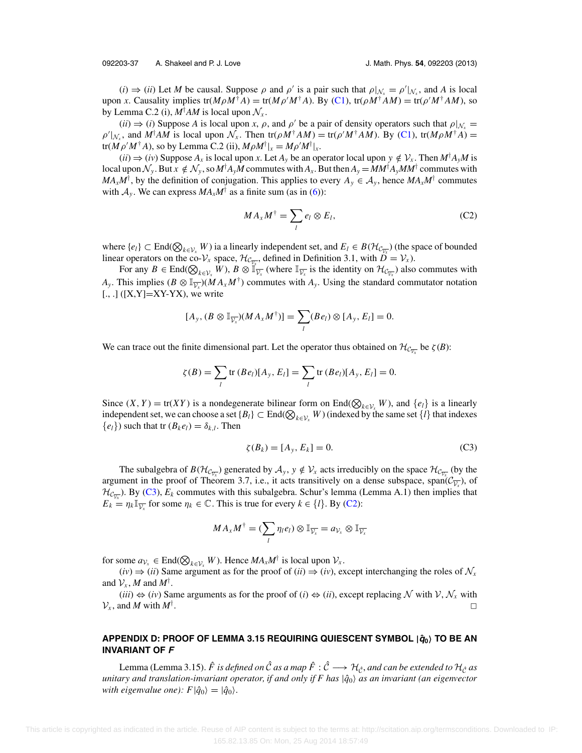$(i) \Rightarrow (ii)$ Let $M$ be causal. Suppose $\rho$ and $\rho'$ is a pair such that $\rho|_{\mathcal{N}_x} = \rho'|_{\mathcal{N}_x}$, and $A$ is local upon $x$. Causality implies $\text{tr}(M\rho M^\dagger A) = \text{tr}(M\rho' M^\dagger A)$. By (C1), $\text{tr}(\rho M^\dagger AM) = \text{tr}(\rho' M^\dagger AM)$, so by Lemma C.2 (i), $M^\dagger AM$ is local upon $\mathcal{N}_x$.

$(ii) \Rightarrow (i)$ Suppose $A$ is local upon $x$, $\rho$, and $\rho'$ be a pair of density operators such that $\rho|_{\mathcal{N}_x} = \rho'|_{\mathcal{N}_x}$, and $M^\dagger AM$ is local upon $\mathcal{N}_x$. Then $\text{tr}(\rho M^\dagger AM) = \text{tr}(\rho' M^\dagger AM)$. By (C1), $\text{tr}(M\rho M^\dagger A) = \text{tr}(M\rho' M^\dagger A)$, so by Lemma C.2 (ii), $M\rho M^\dagger|_x = M\rho' M^\dagger|_x$.

$(ii) \Rightarrow (iv)$ Suppose $A_x$ is local upon $x$. Let $A_y$ be an operator local upon $y \notin \mathcal{V}_x$. Then $M^\dagger A_y M$ is local upon $\mathcal{N}_y$. But $x \notin \mathcal{N}_y$, so $M^\dagger A_y M$ commutes with $A_x$. But then $A_y = MM^\dagger A_y MM^\dagger$ commutes with $MA_xM^\dagger$, by the definition of conjugation. This applies to every $A_y \in \mathcal{A}_y$, hence $MA_xM^\dagger$ commutes with $\mathcal{A}_y$. We can express $MA_xM^\dagger$ as a finite sum (as in (6)):

$$MA_xM^\dagger = \sum_l e_l \otimes E_l, \tag{C2}$$

where $\{e_l\} \subset \text{End}(\bigotimes_{k\in\mathcal{V}_x} W)$ ia a linearly independent set, and $E_l \in B(\mathcal{H}_{\mathcal{C}_{\overline{\mathcal{V}_x}}})$ (the space of bounded linear operators on the co-$\mathcal{V}_x$ space, $\mathcal{H}_{\mathcal{C}_{\overline{\mathcal{V}_x}}}$, defined in Definition 3.1, with $D = \mathcal{V}_x$).

For any $B \in \text{End}(\bigotimes_{k\in\mathcal{V}_x} W)$, $B \otimes \mathbb{I}_{\overline{\mathcal{V}_x}}$ (where $\mathbb{I}_{\overline{\mathcal{V}_x}}$ is the identity on $\mathcal{H}_{\mathcal{C}_{\overline{\mathcal{V}_x}}}$) also commutes with $A_y$. This implies $(B \otimes \mathbb{I}_{\overline{\mathcal{V}_x}})(MA_xM^\dagger)$ commutes with $A_y$. Using the standard commutator notation $[.,.]$ ([X,Y]=XY-YX), we write

$$[A_y, (B \otimes \mathbb{I}_{\overline{\mathcal{V}_x}})(MA_xM^\dagger)] = \sum_l (Be_l) \otimes [A_y, E_l] = 0.$$

We can trace out the finite dimensional part. Let the operator thus obtained on $\mathcal{H}_{\mathcal{C}_{\overline{\mathcal{V}_x}}}$ be $\zeta(B)$:

$$\zeta(B) = \sum_l \text{tr}\,(Be_l)[A_y, E_l] = \sum_l \text{tr}\,(Be_l)[A_y, E_l] = 0.$$

Since $(X, Y) = \text{tr}(XY)$ is a nondegenerate bilinear form on $\text{End}(\bigotimes_{k\in\mathcal{V}_x} W)$, and $\{e_l\}$ is a linearly independent set, we can choose a set $\{B_l\} \subset \text{End}(\bigotimes_{k\in\mathcal{V}_x} W)$ (indexed by the same set $\{l\}$ that indexes $\{e_l\}$) such that $\text{tr}\,(B_k e_l) = \delta_{k,l}$. Then

$$\zeta(B_k) = [A_y, E_k] = 0. \tag{C3}$$

The subalgebra of $B(\mathcal{H}_{\mathcal{C}_{\overline{\mathcal{V}_x}}})$ generated by $\mathcal{A}_y$, $y \notin \mathcal{V}_x$ acts irreducibly on the space $\mathcal{H}_{\mathcal{C}_{\overline{\mathcal{V}_x}}}$ (by the argument in the proof of Theorem 3.7, i.e., it acts transitively on a dense subspace, $\text{span}(\mathcal{C}_{\overline{\mathcal{V}_x}})$, of $\mathcal{H}_{\mathcal{C}_{\overline{\mathcal{V}_x}}}$). By (C3), $E_k$ commutes with this subalgebra. Schur's lemma (Lemma A.1) then implies that $E_k = \eta_k \mathbb{I}_{\overline{\mathcal{V}_x}}$ for some $\eta_k \in \mathbb{C}$. This is true for every $k \in \{l\}$. By (C2):

$$MA_xM^\dagger = (\sum_l \eta_l e_l) \otimes \mathbb{I}_{\overline{\mathcal{V}_x}} = a_{\mathcal{V}_x} \otimes \mathbb{I}_{\overline{\mathcal{V}_x}}$$

for some $a_{\mathcal{V}_x} \in \text{End}(\bigotimes_{k\in\mathcal{V}_x} W)$. Hence $MA_xM^\dagger$ is local upon $\mathcal{V}_x$.

$(iv) \Rightarrow (ii)$ Same argument as for the proof of $(ii) \Rightarrow (iv)$, except interchanging the roles of $\mathcal{N}_x$ and $\mathcal{V}_x$, $M$ and $M^\dagger$.

$(iii) \Leftrightarrow (iv)$ Same arguments as for the proof of $(i) \Leftrightarrow (ii)$, except replacing $\mathcal{N}$ with $\mathcal{V}$, $\mathcal{N}_x$ with $\mathcal{V}_x$, and $M$ with $M^\dagger$. □

## APPENDIX D: PROOF OF LEMMA 3.15 REQUIRING QUIESCENT SYMBOL $|\hat{q}_0\rangle$ TO BE AN INVARIANT OF $F$

Lemma (Lemma 3.15). *$\hat{F}$ is defined on $\hat{\mathcal{C}}$ as a map $\hat{F} : \hat{\mathcal{C}} \longrightarrow \mathcal{H}_{\hat{\mathcal{C}}}$, and can be extended to $\mathcal{H}_{\hat{\mathcal{C}}}$ as unitary and translation-invariant operator, if and only if $F$ has $|\hat{q}_0\rangle$ as an invariant (an eigenvector with eigenvalue one): $F|\hat{q}_0\rangle = |\hat{q}_0\rangle$.*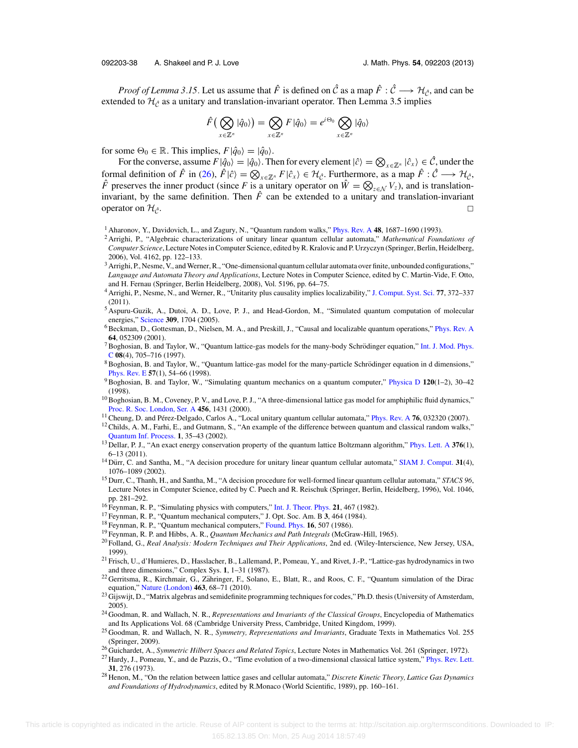*Proof of Lemma 3.15.* Let us assume that $\hat{F}$ is defined on $\hat{\mathcal{C}}$ as a map $\hat{F} : \hat{\mathcal{C}} \longrightarrow \mathcal{H}_{\hat{\mathcal{C}}}$, and can be extended to $\mathcal{H}_{\hat{\mathcal{C}}}$ as a unitary and translation-invariant operator. Then Lemma 3.5 implies

$$\hat{F}\big( \bigotimes_{x \in \mathbb{Z}^n} |\hat{q}_0\rangle \big) = \bigotimes_{x \in \mathbb{Z}^n} F|\hat{q}_0\rangle = e^{i\Theta_0} \bigotimes_{x \in \mathbb{Z}^n} |\hat{q}_0\rangle$$

for some $\Theta_0 \in \mathbb{R}$. This implies, $F|\hat{q}_0\rangle = |\hat{q}_0\rangle$.

For the converse, assume $F|\hat{q}_0\rangle = |\hat{q}_0\rangle$. Then for every element $|\hat{c}\rangle = \bigotimes_{x \in \mathbb{Z}^n} |\hat{c}_x\rangle \in \hat{\mathcal{C}}$, under the formal definition of $\hat{F}$ in (26), $\hat{F}|\hat{c}\rangle = \bigotimes_{x \in \mathbb{Z}^n} F|\hat{c}_x\rangle \in \mathcal{H}_{\hat{\mathcal{C}}}$. Furthermore, as a map $\hat{F} : \hat{\mathcal{C}} \longrightarrow \mathcal{H}_{\hat{\mathcal{C}}}$, $\hat{F}$ preserves the inner product (since $F$ is a unitary operator on $\hat{W} = \bigotimes_{z \in \mathcal{N}} V_z$), and is translation-invariant, by the same definition. Then $\hat{F}$ can be extended to a unitary and translation-invariant operator on $\mathcal{H}_{\hat{\mathcal{C}}}$. □

[1] Aharonov, Y., Davidovich, L., and Zagury, N., "Quantum random walks," Phys. Rev. A **48**, 1687–1690 (1993).

[2] Arrighi, P., "Algebraic characterizations of unitary linear quantum cellular automata," *Mathematical Foundations of Computer Science*, Lecture Notes in Computer Science, edited by R. Kralovic and P. Urzyczyn (Springer, Berlin, Heidelberg, 2006), Vol. 4162, pp. 122–133.

[3] Arrighi, P., Nesme, V., and Werner, R., "One-dimensional quantum cellular automata over finite, unbounded configurations," *Language and Automata Theory and Applications*, Lecture Notes in Computer Science, edited by C. Martin-Vide, F. Otto, and H. Fernau (Springer, Berlin Heidelberg, 2008), Vol. 5196, pp. 64–75.

[4] Arrighi, P., Nesme, N., and Werner, R., "Unitarity plus causality implies localizability," J. Comput. Syst. Sci. **77**, 372–337 (2011).

[5] Aspuru-Guzik, A., Dutoi, A. D., Love, P. J., and Head-Gordon, M., "Simulated quantum computation of molecular energies," Science **309**, 1704 (2005).

[6] Beckman, D., Gottesman, D., Nielsen, M. A., and Preskill, J., "Causal and localizable quantum operations," Phys. Rev. A **64**, 052309 (2001).

[7] Boghosian, B. and Taylor, W., "Quantum lattice-gas models for the many-body Schrödinger equation," Int. J. Mod. Phys. C **08**(4), 705–716 (1997).

[8] Boghosian, B. and Taylor, W., "Quantum lattice-gas model for the many-particle Schrödinger equation in d dimensions," Phys. Rev. E **57**(1), 54–66 (1998).

[9] Boghosian, B. and Taylor, W., "Simulating quantum mechanics on a quantum computer," Physica D **120**(1–2), 30–42 (1998).

[10] Boghosian, B. M., Coveney, P. V., and Love, P. J., "A three-dimensional lattice gas model for amphiphilic fluid dynamics," Proc. R. Soc. London, Ser. A **456**, 1431 (2000).

[11] Cheung, D. and Pérez-Delgado, Carlos A., "Local unitary quantum cellular automata," Phys. Rev. A **76**, 032320 (2007).

[12] Childs, A. M., Farhi, E., and Gutmann, S., "An example of the difference between quantum and classical random walks," Quantum Inf. Process. **1**, 35–43 (2002).

[13] Dellar, P. J., "An exact energy conservation property of the quantum lattice Boltzmann algorithm," Phys. Lett. A **376**(1), 6–13 (2011).

[14] Dürr, C. and Santha, M., "A decision procedure for unitary linear quantum cellular automata," SIAM J. Comput. **31**(4), 1076–1089 (2002).

[15] Durr, C., Thanh, H., and Santha, M., "A decision procedure for well-formed linear quantum cellular automata," *STACS 96*, Lecture Notes in Computer Science, edited by C. Puech and R. Reischuk (Springer, Berlin, Heidelberg, 1996), Vol. 1046, pp. 281–292.

[16] Feynman, R. P., "Simulating physics with computers," Int. J. Theor. Phys. **21**, 467 (1982).

[17] Feynman, R. P., "Quantum mechanical computers," J. Opt. Soc. Am. B **3**, 464 (1984).

[18] Feynman, R. P., "Quantum mechanical computers," Found. Phys. **16**, 507 (1986).

[19] Feynman, R. P. and Hibbs, A. R., *Quantum Mechanics and Path Integrals* (McGraw-Hill, 1965).

[20] Folland, G., *Real Analysis: Modern Techniques and Their Applications*, 2nd ed. (Wiley-Interscience, New Jersey, USA, 1999).

[21] Frisch, U., d'Humieres, D., Hasslacher, B., Lallemand, P., Pomeau, Y., and Rivet, J.-P., "Lattice-gas hydrodynamics in two and three dimensions," Complex Sys. **1**, 1–31 (1987).

[22] Gerritsma, R., Kirchmair, G., Zähringer, F., Solano, E., Blatt, R., and Roos, C. F., "Quantum simulation of the Dirac equation," Nature (London) **463**, 68–71 (2010).

[23] Gijswijt, D., "Matrix algebras and semidefinite programming techniques for codes," Ph.D. thesis (University of Amsterdam, 2005).

[24] Goodman, R. and Wallach, N. R., *Representations and Invariants of the Classical Groups*, Encyclopedia of Mathematics and Its Applications Vol. 68 (Cambridge University Press, Cambridge, United Kingdom, 1999).

[25] Goodman, R. and Wallach, N. R., *Symmetry, Representations and Invariants*, Graduate Texts in Mathematics Vol. 255 (Springer, 2009).

[26] Guichardet, A., *Symmetric Hilbert Spaces and Related Topics*, Lecture Notes in Mathematics Vol. 261 (Springer, 1972).

[27] Hardy, J., Pomeau, Y., and de Pazzis, O., "Time evolution of a two-dimensional classical lattice system," Phys. Rev. Lett. **31**, 276 (1973).

[28] Henon, M., "On the relation between lattice gases and cellular automata," *Discrete Kinetic Theory, Lattice Gas Dynamics and Foundations of Hydrodynamics*, edited by R.Monaco (World Scientific, 1989), pp. 160–161.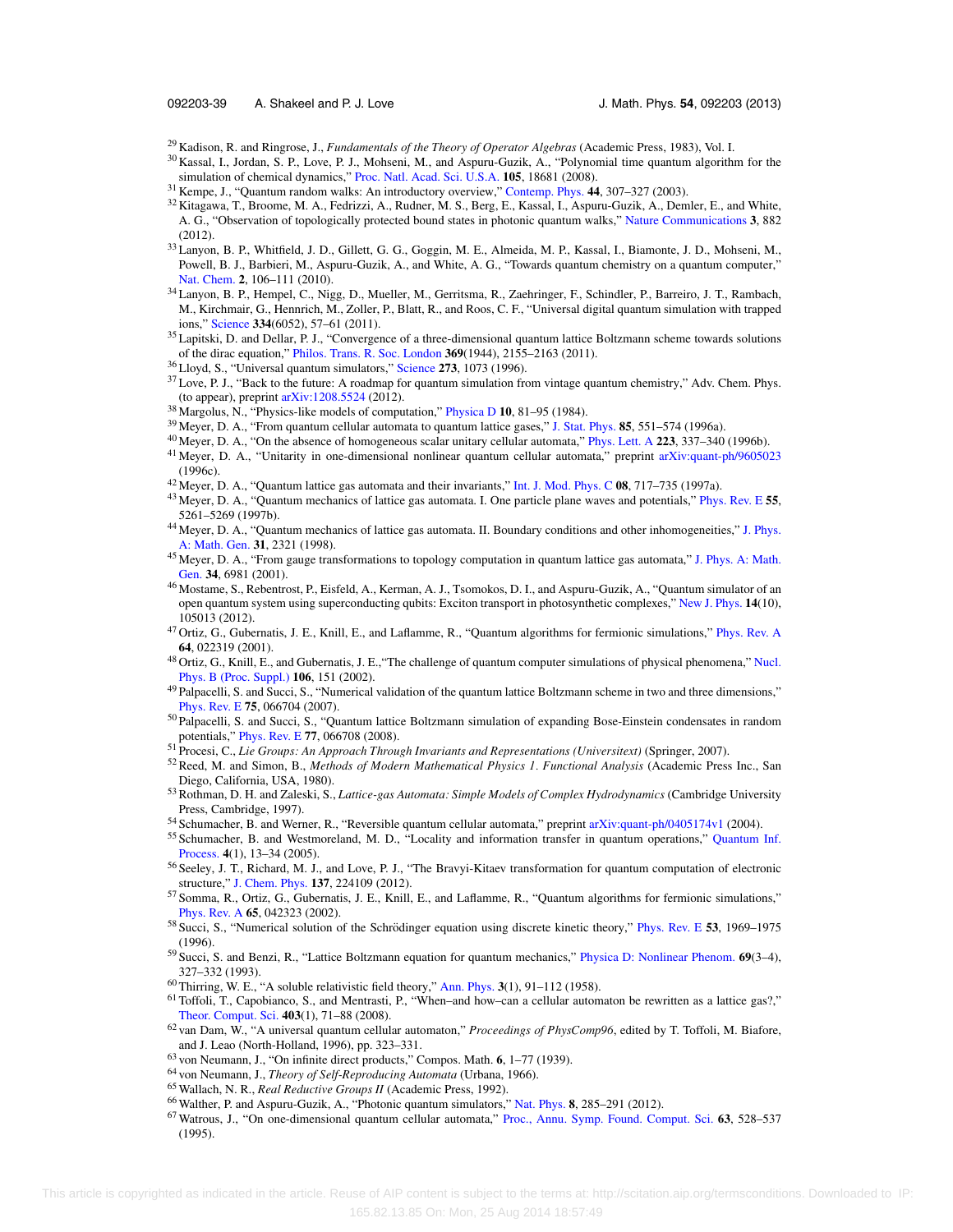[29] Kadison, R. and Ringrose, J., *Fundamentals of the Theory of Operator Algebras* (Academic Press, 1983), Vol. I.

[30] Kassal, I., Jordan, S. P., Love, P. J., Mohseni, M., and Aspuru-Guzik, A., "Polynomial time quantum algorithm for the simulation of chemical dynamics," Proc. Natl. Acad. Sci. U.S.A. **105**, 18681 (2008).

[31] Kempe, J., "Quantum random walks: An introductory overview," Contemp. Phys. **44**, 307–327 (2003).

[32] Kitagawa, T., Broome, M. A., Fedrizzi, A., Rudner, M. S., Berg, E., Kassal, I., Aspuru-Guzik, A., Demler, E., and White, A. G., "Observation of topologically protected bound states in photonic quantum walks," Nature Communications **3**, 882 (2012).

[33] Lanyon, B. P., Whitfield, J. D., Gillett, G. G., Goggin, M. E., Almeida, M. P., Kassal, I., Biamonte, J. D., Mohseni, M., Powell, B. J., Barbieri, M., Aspuru-Guzik, A., and White, A. G., "Towards quantum chemistry on a quantum computer," Nat. Chem. **2**, 106–111 (2010).

[34] Lanyon, B. P., Hempel, C., Nigg, D., Mueller, M., Gerritsma, R., Zaehringer, F., Schindler, P., Barreiro, J. T., Rambach, M., Kirchmair, G., Hennrich, M., Zoller, P., Blatt, R., and Roos, C. F., "Universal digital quantum simulation with trapped ions," Science **334**(6052), 57–61 (2011).

[35] Lapitski, D. and Dellar, P. J., "Convergence of a three-dimensional quantum lattice Boltzmann scheme towards solutions of the dirac equation," Philos. Trans. R. Soc. London **369**(1944), 2155–2163 (2011).

[36] Lloyd, S., "Universal quantum simulators," Science **273**, 1073 (1996).

[37] Love, P. J., "Back to the future: A roadmap for quantum simulation from vintage quantum chemistry," Adv. Chem. Phys. (to appear), preprint arXiv:1208.5524 (2012).

[38] Margolus, N., "Physics-like models of computation," Physica D **10**, 81–95 (1984).

[39] Meyer, D. A., "From quantum cellular automata to quantum lattice gases," J. Stat. Phys. **85**, 551–574 (1996a).

[40] Meyer, D. A., "On the absence of homogeneous scalar unitary cellular automata," Phys. Lett. A **223**, 337–340 (1996b).

[41] Meyer, D. A., "Unitarity in one-dimensional nonlinear quantum cellular automata," preprint arXiv:quant-ph/9605023 (1996c).

[42] Meyer, D. A., "Quantum lattice gas automata and their invariants," Int. J. Mod. Phys. C **08**, 717–735 (1997a).

[43] Meyer, D. A., "Quantum mechanics of lattice gas automata. I. One particle plane waves and potentials," Phys. Rev. E **55**, 5261–5269 (1997b).

[44] Meyer, D. A., "Quantum mechanics of lattice gas automata. II. Boundary conditions and other inhomogeneities," J. Phys. A: Math. Gen. **31**, 2321 (1998).

[45] Meyer, D. A., "From gauge transformations to topology computation in quantum lattice gas automata," J. Phys. A: Math. Gen. **34**, 6981 (2001).

[46] Mostame, S., Rebentrost, P., Eisfeld, A., Kerman, A. J., Tsomokos, D. I., and Aspuru-Guzik, A., "Quantum simulator of an open quantum system using superconducting qubits: Exciton transport in photosynthetic complexes," New J. Phys. **14**(10), 105013 (2012).

[47] Ortiz, G., Gubernatis, J. E., Knill, E., and Laflamme, R., "Quantum algorithms for fermionic simulations," Phys. Rev. A **64**, 022319 (2001).

[48] Ortiz, G., Knill, E., and Gubernatis, J. E.,"The challenge of quantum computer simulations of physical phenomena," Nucl. Phys. B (Proc. Suppl.) **106**, 151 (2002).

[49] Palpacelli, S. and Succi, S., "Numerical validation of the quantum lattice Boltzmann scheme in two and three dimensions," Phys. Rev. E **75**, 066704 (2007).

[50] Palpacelli, S. and Succi, S., "Quantum lattice Boltzmann simulation of expanding Bose-Einstein condensates in random potentials," Phys. Rev. E **77**, 066708 (2008).

[51] Procesi, C., *Lie Groups: An Approach Through Invariants and Representations (Universitext)* (Springer, 2007).

[52] Reed, M. and Simon, B., *Methods of Modern Mathematical Physics 1. Functional Analysis* (Academic Press Inc., San Diego, California, USA, 1980).

[53] Rothman, D. H. and Zaleski, S., *Lattice-gas Automata: Simple Models of Complex Hydrodynamics* (Cambridge University Press, Cambridge, 1997).

[54] Schumacher, B. and Werner, R., "Reversible quantum cellular automata," preprint arXiv:quant-ph/0405174v1 (2004).

[55] Schumacher, B. and Westmoreland, M. D., "Locality and information transfer in quantum operations," Quantum Inf. Process. **4**(1), 13–34 (2005).

[56] Seeley, J. T., Richard, M. J., and Love, P. J., "The Bravyi-Kitaev transformation for quantum computation of electronic structure," J. Chem. Phys. **137**, 224109 (2012).

[57] Somma, R., Ortiz, G., Gubernatis, J. E., Knill, E., and Laflamme, R., "Quantum algorithms for fermionic simulations," Phys. Rev. A **65**, 042323 (2002).

[58] Succi, S., "Numerical solution of the Schrödinger equation using discrete kinetic theory," Phys. Rev. E **53**, 1969–1975 (1996).

[59] Succi, S. and Benzi, R., "Lattice Boltzmann equation for quantum mechanics," Physica D: Nonlinear Phenom. **69**(3–4), 327–332 (1993).

[60] Thirring, W. E., "A soluble relativistic field theory," Ann. Phys. **3**(1), 91–112 (1958).

[61] Toffoli, T., Capobianco, S., and Mentrasti, P., "When–and how–can a cellular automaton be rewritten as a lattice gas?," Theor. Comput. Sci. **403**(1), 71–88 (2008).

[62] van Dam, W., "A universal quantum cellular automaton," *Proceedings of PhysComp96*, edited by T. Toffoli, M. Biafore, and J. Leao (North-Holland, 1996), pp. 323–331.

[63] von Neumann, J., "On infinite direct products," Compos. Math. **6**, 1–77 (1939).

[64] von Neumann, J., *Theory of Self-Reproducing Automata* (Urbana, 1966).

[65] Wallach, N. R., *Real Reductive Groups II* (Academic Press, 1992).

[66] Walther, P. and Aspuru-Guzik, A., "Photonic quantum simulators," Nat. Phys. **8**, 285–291 (2012).

[67] Watrous, J., "On one-dimensional quantum cellular automata," Proc., Annu. Symp. Found. Comput. Sci. **63**, 528–537 (1995).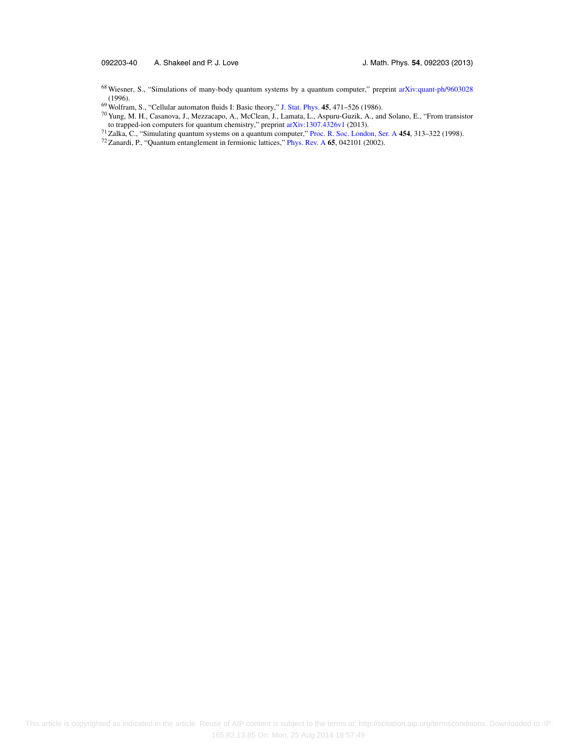[68] Wiesner, S., "Simulations of many-body quantum systems by a quantum computer," preprint arXiv:quant-ph/9603028 (1996).

[69] Wolfram, S., "Cellular automaton fluids I: Basic theory," J. Stat. Phys. **45**, 471–526 (1986).

[70] Yung, M. H., Casanova, J., Mezzacapo, A., McClean, J., Lamata, L., Aspuru-Guzik, A., and Solano, E., "From transistor to trapped-ion computers for quantum chemistry," preprint arXiv:1307.4326v1 (2013).

[71] Zalka, C., "Simulating quantum systems on a quantum computer," Proc. R. Soc. London, Ser. A **454**, 313–322 (1998).

[72] Zanardi, P., "Quantum entanglement in fermionic lattices," Phys. Rev. A **65**, 042101 (2002).